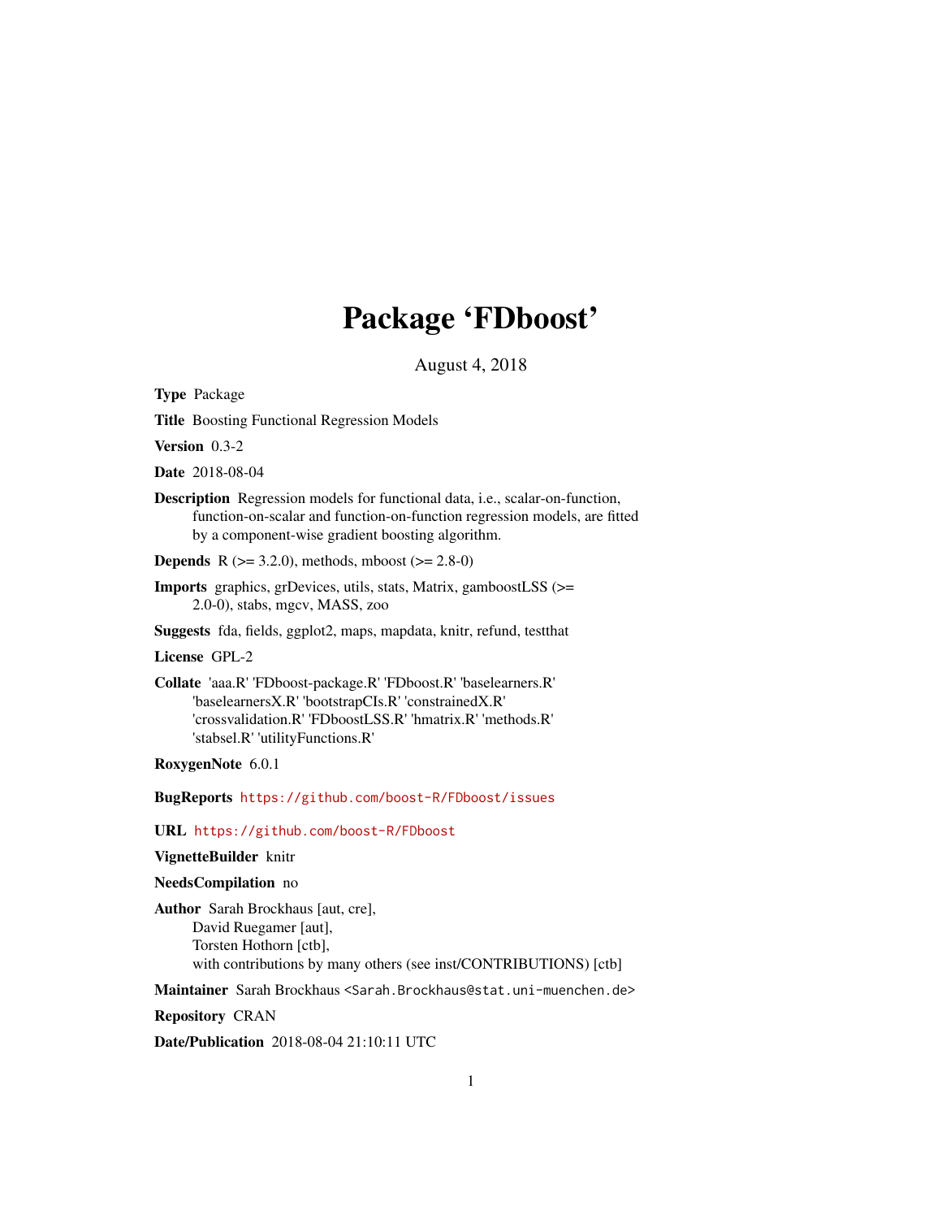# Package 'FDboost'

August 4, 2018

**Type** Package

**Title** Boosting Functional Regression Models

**Version** 0.3-2

**Date** 2018-08-04

**Description** Regression models for functional data, i.e., scalar-on-function, function-on-scalar and function-on-function regression models, are fitted by a component-wise gradient boosting algorithm.

**Depends** R (>= 3.2.0), methods, mboost (>= 2.8-0)

**Imports** graphics, grDevices, utils, stats, Matrix, gamboostLSS (>= 2.0-0), stabs, mgcv, MASS, zoo

**Suggests** fda, fields, ggplot2, maps, mapdata, knitr, refund, testthat

**License** GPL-2

**Collate** 'aaa.R' 'FDboost-package.R' 'FDboost.R' 'baselearners.R' 'baselearnersX.R' 'bootstrapCIs.R' 'constrainedX.R' 'crossvalidation.R' 'FDboostLSS.R' 'hmatrix.R' 'methods.R' 'stabsel.R' 'utilityFunctions.R'

**RoxygenNote** 6.0.1

**BugReports** https://github.com/boost-R/FDboost/issues

**URL** https://github.com/boost-R/FDboost

**VignetteBuilder** knitr

**NeedsCompilation** no

**Author** Sarah Brockhaus [aut, cre],
David Ruegamer [aut],
Torsten Hothorn [ctb],
with contributions by many others (see inst/CONTRIBUTIONS) [ctb]

**Maintainer** Sarah Brockhaus <Sarah.Brockhaus@stat.uni-muenchen.de>

**Repository** CRAN

**Date/Publication** 2018-08-04 21:10:11 UTC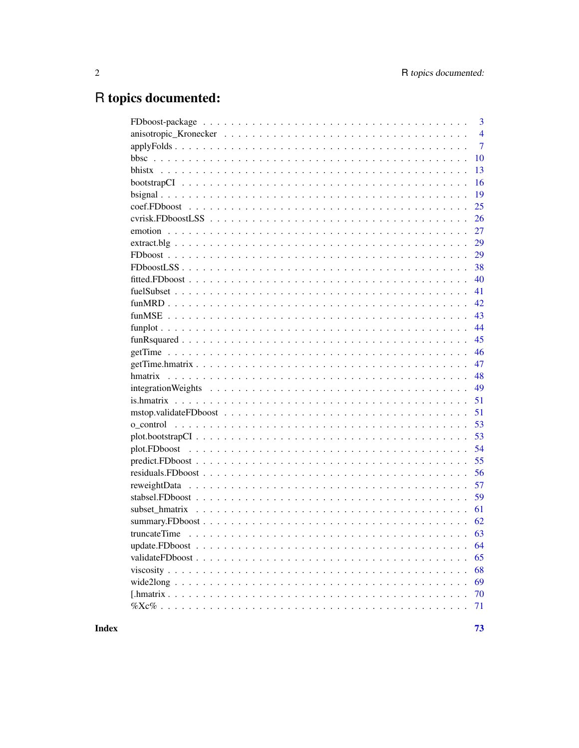# R topics documented:

| | |
|---|---|
| FDboost-package | 3 |
| anisotropic_Kronecker | 4 |
| applyFolds | 7 |
| bbsc | 10 |
| bhistx | 13 |
| bootstrapCI | 16 |
| bsignal | 19 |
| coef.FDboost | 25 |
| cvrisk.FDboostLSS | 26 |
| emotion | 27 |
| extract.blg | 29 |
| FDboost | 29 |
| FDboostLSS | 38 |
| fitted.FDboost | 40 |
| fuelSubset | 41 |
| funMRD | 42 |
| funMSE | 43 |
| funplot | 44 |
| funRsquared | 45 |
| getTime | 46 |
| getTime.hmatrix | 47 |
| hmatrix | 48 |
| integrationWeights | 49 |
| is.hmatrix | 51 |
| mstop.validateFDboost | 51 |
| o_control | 53 |
| plot.bootstrapCI | 53 |
| plot.FDboost | 54 |
| predict.FDboost | 55 |
| residuals.FDboost | 56 |
| reweightData | 57 |
| stabsel.FDboost | 59 |
| subset_hmatrix | 61 |
| summary.FDboost | 62 |
| truncateTime | 63 |
| update.FDboost | 64 |
| validateFDboost | 65 |
| viscosity | 68 |
| wide2long | 69 |
| [.hmatrix | 70 |
| %Xc% | 71 |
| **Index** | **73** |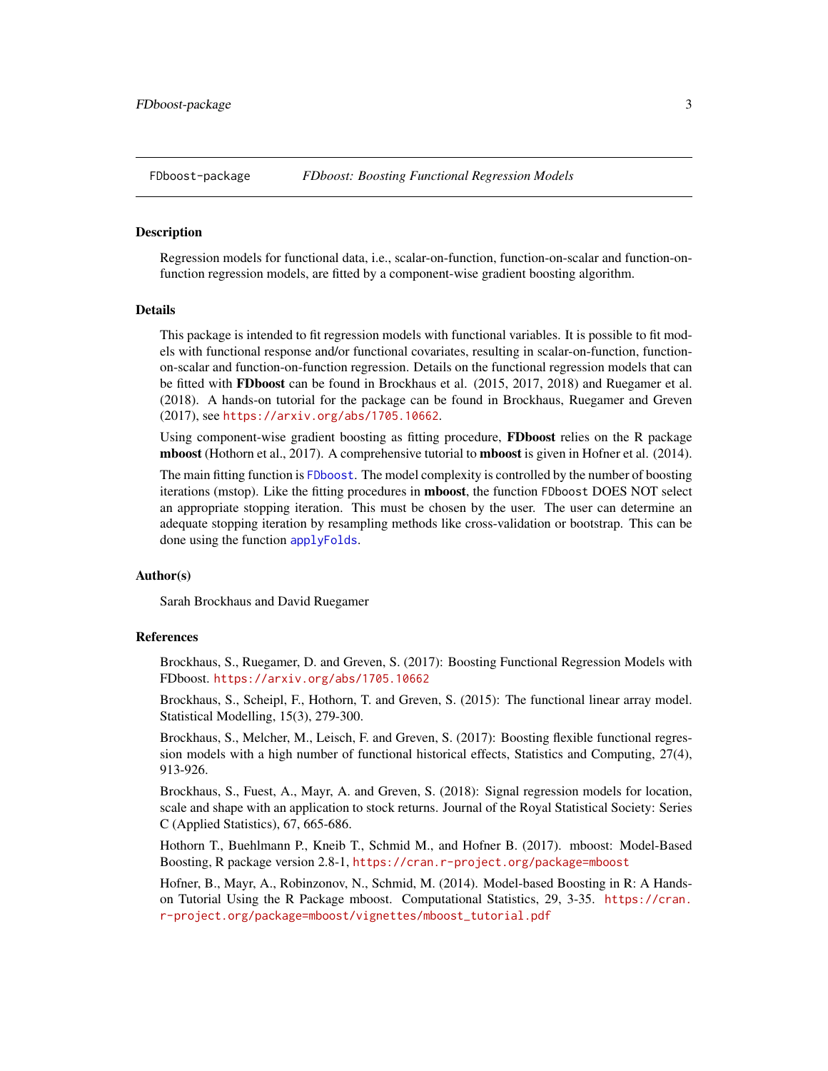FDboost-package *FDboost: Boosting Functional Regression Models*

## Description

Regression models for functional data, i.e., scalar-on-function, function-on-scalar and function-on-function regression models, are fitted by a component-wise gradient boosting algorithm.

## Details

This package is intended to fit regression models with functional variables. It is possible to fit models with functional response and/or functional covariates, resulting in scalar-on-function, function-on-scalar and function-on-function regression. Details on the functional regression models that can be fitted with **FDboost** can be found in Brockhaus et al. (2015, 2017, 2018) and Ruegamer et al. (2018). A hands-on tutorial for the package can be found in Brockhaus, Ruegamer and Greven (2017), see https://arxiv.org/abs/1705.10662.

Using component-wise gradient boosting as fitting procedure, **FDboost** relies on the R package **mboost** (Hothorn et al., 2017). A comprehensive tutorial to **mboost** is given in Hofner et al. (2014).

The main fitting function is `FDboost`. The model complexity is controlled by the number of boosting iterations (mstop). Like the fitting procedures in **mboost**, the function `FDboost` DOES NOT select an appropriate stopping iteration. This must be chosen by the user. The user can determine an adequate stopping iteration by resampling methods like cross-validation or bootstrap. This can be done using the function `applyFolds`.

## Author(s)

Sarah Brockhaus and David Ruegamer

## References

Brockhaus, S., Ruegamer, D. and Greven, S. (2017): Boosting Functional Regression Models with FDboost. https://arxiv.org/abs/1705.10662

Brockhaus, S., Scheipl, F., Hothorn, T. and Greven, S. (2015): The functional linear array model. Statistical Modelling, 15(3), 279-300.

Brockhaus, S., Melcher, M., Leisch, F. and Greven, S. (2017): Boosting flexible functional regression models with a high number of functional historical effects, Statistics and Computing, 27(4), 913-926.

Brockhaus, S., Fuest, A., Mayr, A. and Greven, S. (2018): Signal regression models for location, scale and shape with an application to stock returns. Journal of the Royal Statistical Society: Series C (Applied Statistics), 67, 665-686.

Hothorn T., Buehlmann P., Kneib T., Schmid M., and Hofner B. (2017). mboost: Model-Based Boosting, R package version 2.8-1, https://cran.r-project.org/package=mboost

Hofner, B., Mayr, A., Robinzonov, N., Schmid, M. (2014). Model-based Boosting in R: A Hands-on Tutorial Using the R Package mboost. Computational Statistics, 29, 3-35. https://cran.r-project.org/package=mboost/vignettes/mboost_tutorial.pdf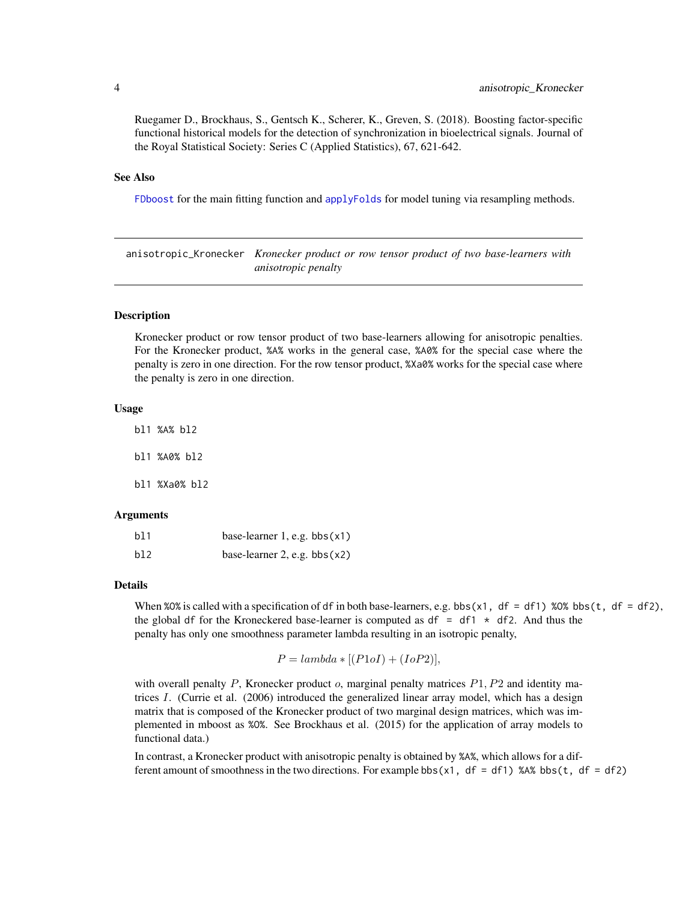Ruegamer D., Brockhaus, S., Gentsch K., Scherer, K., Greven, S. (2018). Boosting factor-specific functional historical models for the detection of synchronization in bioelectrical signals. Journal of the Royal Statistical Society: Series C (Applied Statistics), 67, 621-642.

### See Also

`FDboost` for the main fitting function and `applyFolds` for model tuning via resampling methods.

---

## anisotropic_Kronecker — *Kronecker product or row tensor product of two base-learners with anisotropic penalty*

---

### Description

Kronecker product or row tensor product of two base-learners allowing for anisotropic penalties. For the Kronecker product, `%A%` works in the general case, `%A0%` for the special case where the penalty is zero in one direction. For the row tensor product, `%Xa0%` works for the special case where the penalty is zero in one direction.

### Usage

```
bl1 %A% bl2

bl1 %A0% bl2

bl1 %Xa0% bl2
```

### Arguments

| | |
|---|---|
| bl1 | base-learner 1, e.g. `bbs(x1)` |
| bl2 | base-learner 2, e.g. `bbs(x2)` |

### Details

When `%O%` is called with a specification of `df` in both base-learners, e.g. `bbs(x1, df = df1) %O% bbs(t, df = df2)`, the global `df` for the Kroneckered base-learner is computed as `df = df1 * df2`. And thus the penalty has only one smoothness parameter lambda resulting in an isotropic penalty,

$$P = lambda * [(P1oI) + (IoP2)],$$

with overall penalty $P$, Kronecker product $o$, marginal penalty matrices $P1, P2$ and identity matrices $I$. (Currie et al. (2006) introduced the generalized linear array model, which has a design matrix that is composed of the Kronecker product of two marginal design matrices, which was implemented in mboost as `%O%`. See Brockhaus et al. (2015) for the application of array models to functional data.)

In contrast, a Kronecker product with anisotropic penalty is obtained by `%A%`, which allows for a different amount of smoothness in the two directions. For example `bbs(x1, df = df1) %A% bbs(t, df = df2)`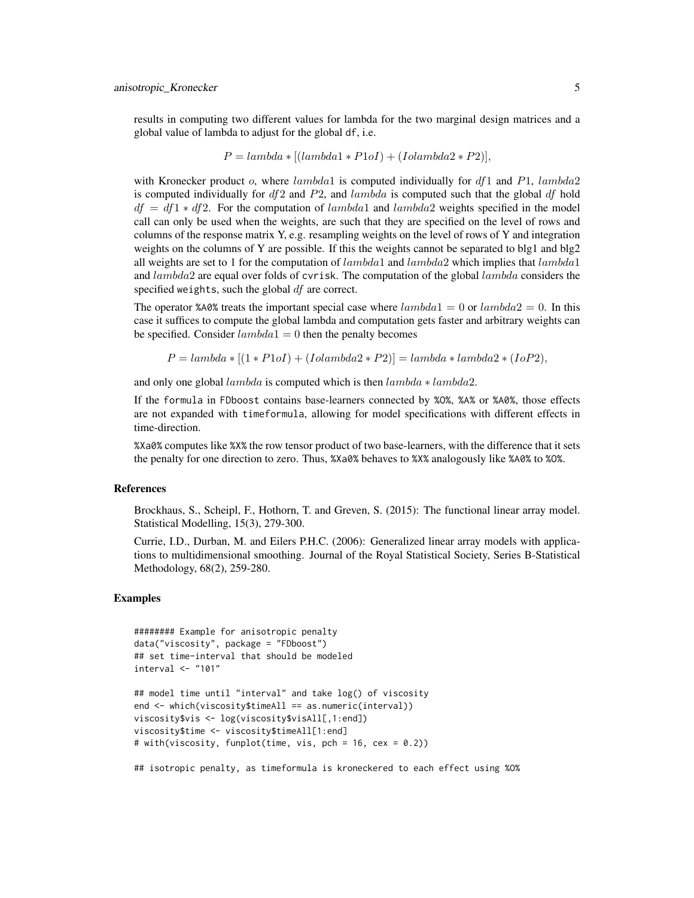results in computing two different values for lambda for the two marginal design matrices and a global value of lambda to adjust for the global df, i.e.

$$P = lambda * [(lambda1 * P1oI) + (Iolambda2 * P2)],$$

with Kronecker product $o$, where $lambda1$ is computed individually for $df1$ and $P1$, $lambda2$ is computed individually for $df2$ and $P2$, and $lambda$ is computed such that the global $df$ hold $df = df1 * df2$. For the computation of $lambda1$ and $lambda2$ weights specified in the model call can only be used when the weights, are such that they are specified on the level of rows and columns of the response matrix Y, e.g. resampling weights on the level of rows of Y and integration weights on the columns of Y are possible. If this the weights cannot be separated to blg1 and blg2 all weights are set to 1 for the computation of $lambda1$ and $lambda2$ which implies that $lambda1$ and $lambda2$ are equal over folds of `cvrisk`. The computation of the global $lambda$ considers the specified `weights`, such the global $df$ are correct.

The operator `%A0%` treats the important special case where $lambda1 = 0$ or $lambda2 = 0$. In this case it suffices to compute the global lambda and computation gets faster and arbitrary weights can be specified. Consider $lambda1 = 0$ then the penalty becomes

$$P = lambda * [(1 * P1oI) + (Iolambda2 * P2)] = lambda * lambda2 * (IoP2),$$

and only one global $lambda$ is computed which is then $lambda * lambda2$.

If the `formula` in FDboost contains base-learners connected by `%O%`, `%A%` or `%A0%`, those effects are not expanded with `timeformula`, allowing for model specifications with different effects in time-direction.

`%Xa0%` computes like `%X%` the row tensor product of two base-learners, with the difference that it sets the penalty for one direction to zero. Thus, `%Xa0%` behaves to `%X%` analogously like `%A0%` to `%O%`.

## References

Brockhaus, S., Scheipl, F., Hothorn, T. and Greven, S. (2015): The functional linear array model. Statistical Modelling, 15(3), 279-300.

Currie, I.D., Durban, M. and Eilers P.H.C. (2006): Generalized linear array models with applications to multidimensional smoothing. Journal of the Royal Statistical Society, Series B-Statistical Methodology, 68(2), 259-280.

## Examples

```
######## Example for anisotropic penalty
data("viscosity", package = "FDboost")
## set time-interval that should be modeled
interval <- "101"

## model time until "interval" and take log() of viscosity
end <- which(viscosity$timeAll == as.numeric(interval))
viscosity$vis <- log(viscosity$visAll[,1:end])
viscosity$time <- viscosity$timeAll[1:end]
# with(viscosity, funplot(time, vis, pch = 16, cex = 0.2))

## isotropic penalty, as timeformula is kroneckered to each effect using %O%
```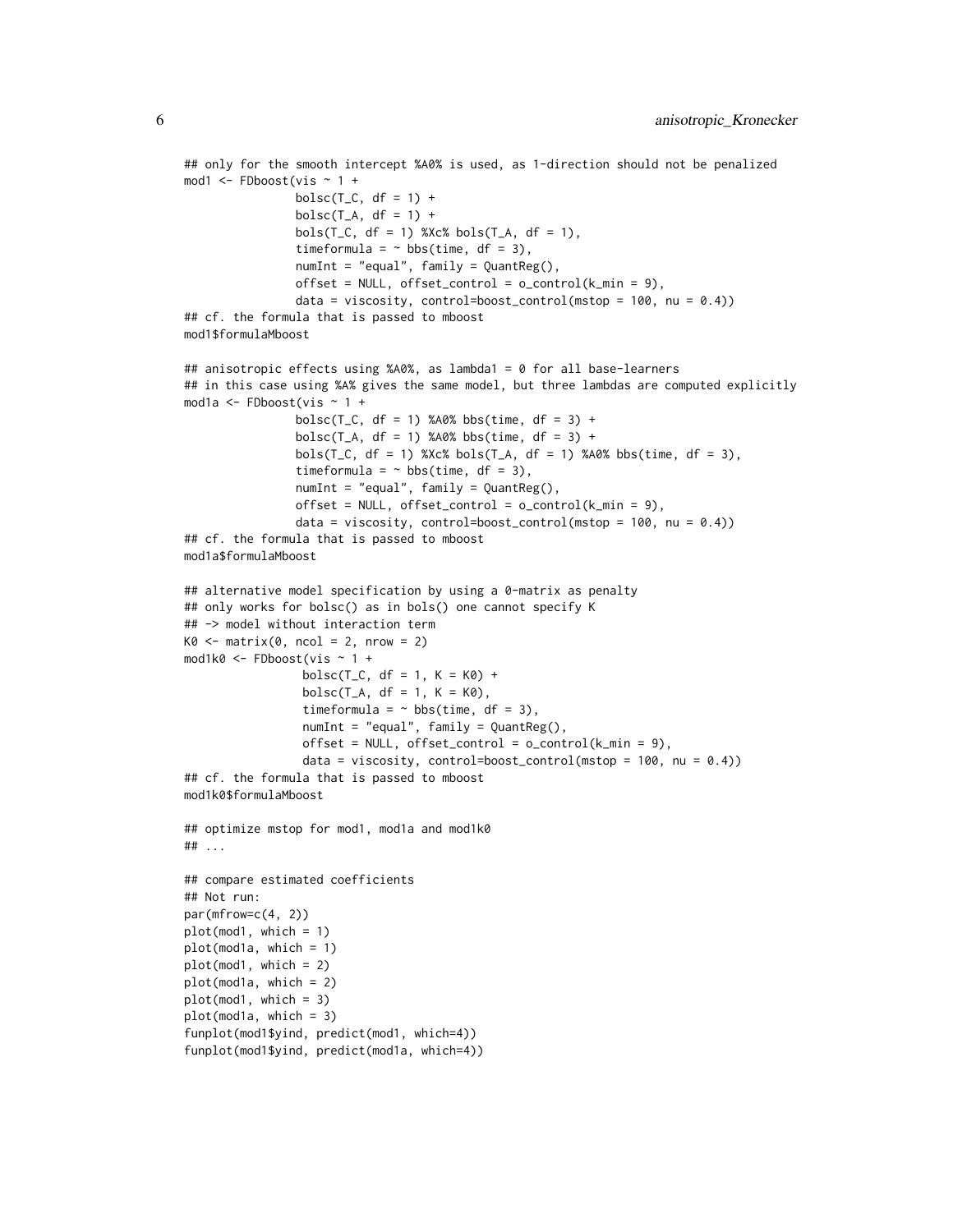```
## only for the smooth intercept %A0% is used, as 1-direction should not be penalized
mod1 <- FDboost(vis ~ 1 +
               bolsc(T_C, df = 1) +
               bolsc(T_A, df = 1) +
               bols(T_C, df = 1) %Xc% bols(T_A, df = 1),
               timeformula = ~ bbs(time, df = 3),
               numInt = "equal", family = QuantReg(),
               offset = NULL, offset_control = o_control(k_min = 9),
               data = viscosity, control=boost_control(mstop = 100, nu = 0.4))
## cf. the formula that is passed to mboost
mod1$formulaMboost

## anisotropic effects using %A0%, as lambda1 = 0 for all base-learners
## in this case using %A% gives the same model, but three lambdas are computed explicitly
mod1a <- FDboost(vis ~ 1 +
               bolsc(T_C, df = 1) %A0% bbs(time, df = 3) +
               bolsc(T_A, df = 1) %A0% bbs(time, df = 3) +
               bols(T_C, df = 1) %Xc% bols(T_A, df = 1) %A0% bbs(time, df = 3),
               timeformula = ~ bbs(time, df = 3),
               numInt = "equal", family = QuantReg(),
               offset = NULL, offset_control = o_control(k_min = 9),
               data = viscosity, control=boost_control(mstop = 100, nu = 0.4))
## cf. the formula that is passed to mboost
mod1a$formulaMboost

## alternative model specification by using a 0-matrix as penalty
## only works for bolsc() as in bols() one cannot specify K
## -> model without interaction term
K0 <- matrix(0, ncol = 2, nrow = 2)
mod1k0 <- FDboost(vis ~ 1 +
                bolsc(T_C, df = 1, K = K0) +
                bolsc(T_A, df = 1, K = K0),
                timeformula = ~ bbs(time, df = 3),
                numInt = "equal", family = QuantReg(),
                offset = NULL, offset_control = o_control(k_min = 9),
                data = viscosity, control=boost_control(mstop = 100, nu = 0.4))
## cf. the formula that is passed to mboost
mod1k0$formulaMboost

## optimize mstop for mod1, mod1a and mod1k0
## ...

## compare estimated coefficients
## Not run:
par(mfrow=c(4, 2))
plot(mod1, which = 1)
plot(mod1a, which = 1)
plot(mod1, which = 2)
plot(mod1a, which = 2)
plot(mod1, which = 3)
plot(mod1a, which = 3)
funplot(mod1$yind, predict(mod1, which=4))
funplot(mod1$yind, predict(mod1a, which=4))
```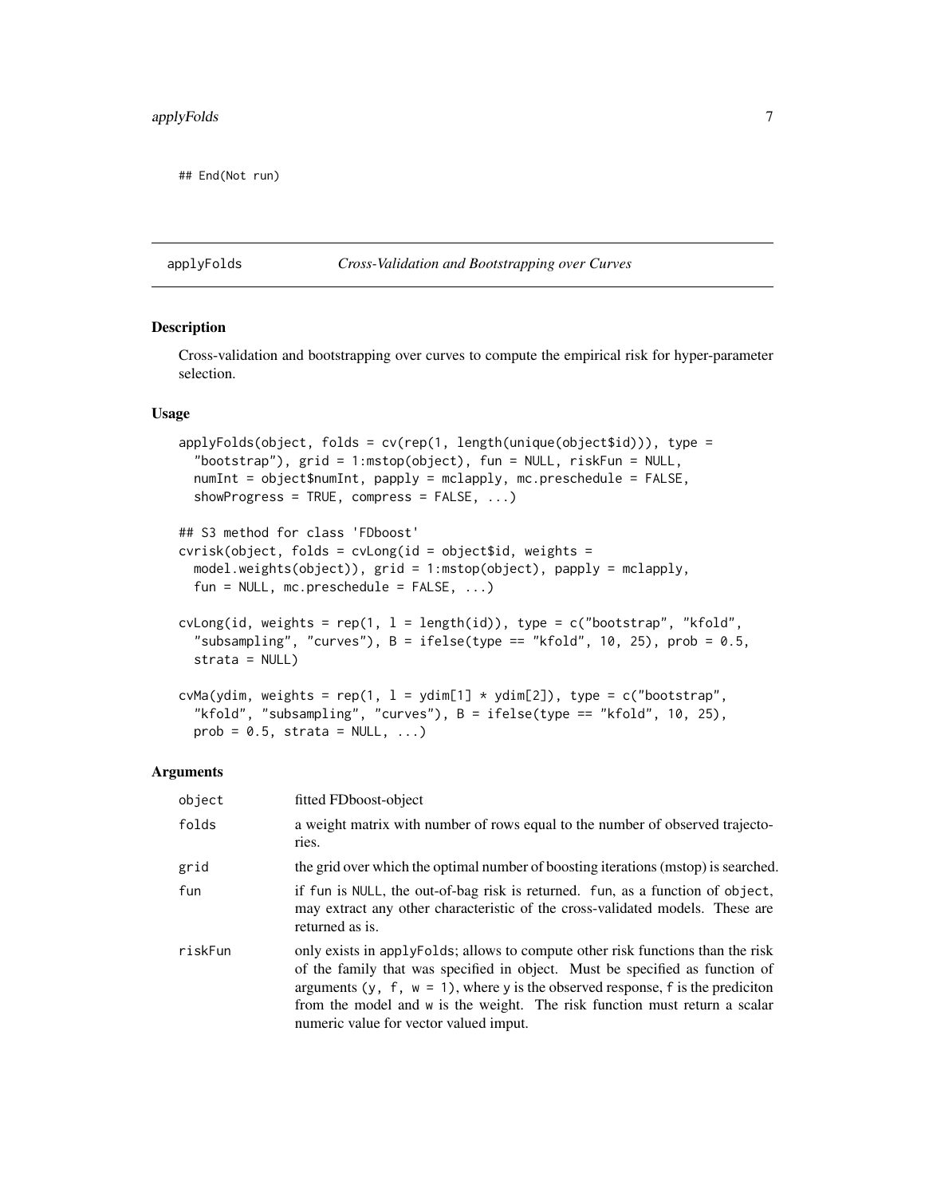```
## End(Not run)
```

## applyFolds — *Cross-Validation and Bootstrapping over Curves*

### Description

Cross-validation and bootstrapping over curves to compute the empirical risk for hyper-parameter selection.

### Usage

```
applyFolds(object, folds = cv(rep(1, length(unique(object$id))), type =
  "bootstrap"), grid = 1:mstop(object), fun = NULL, riskFun = NULL,
  numInt = object$numInt, papply = mclapply, mc.preschedule = FALSE,
  showProgress = TRUE, compress = FALSE, ...)

## S3 method for class 'FDboost'
cvrisk(object, folds = cvLong(id = object$id, weights =
  model.weights(object)), grid = 1:mstop(object), papply = mclapply,
  fun = NULL, mc.preschedule = FALSE, ...)

cvLong(id, weights = rep(1, l = length(id)), type = c("bootstrap", "kfold",
  "subsampling", "curves"), B = ifelse(type == "kfold", 10, 25), prob = 0.5,
  strata = NULL)

cvMa(ydim, weights = rep(1, l = ydim[1] * ydim[2]), type = c("bootstrap",
  "kfold", "subsampling", "curves"), B = ifelse(type == "kfold", 10, 25),
  prob = 0.5, strata = NULL, ...)
```

### Arguments

| | |
|---|---|
| `object` | fitted FDboost-object |
| `folds` | a weight matrix with number of rows equal to the number of observed trajectories. |
| `grid` | the grid over which the optimal number of boosting iterations (mstop) is searched. |
| `fun` | if `fun` is `NULL`, the out-of-bag risk is returned. `fun`, as a function of `object`, may extract any other characteristic of the cross-validated models. These are returned as is. |
| `riskFun` | only exists in `applyFolds`; allows to compute other risk functions than the risk of the family that was specified in object. Must be specified as function of arguments `(y, f, w = 1)`, where `y` is the observed response, `f` is the prediciton from the model and `w` is the weight. The risk function must return a scalar numeric value for vector valued imput. |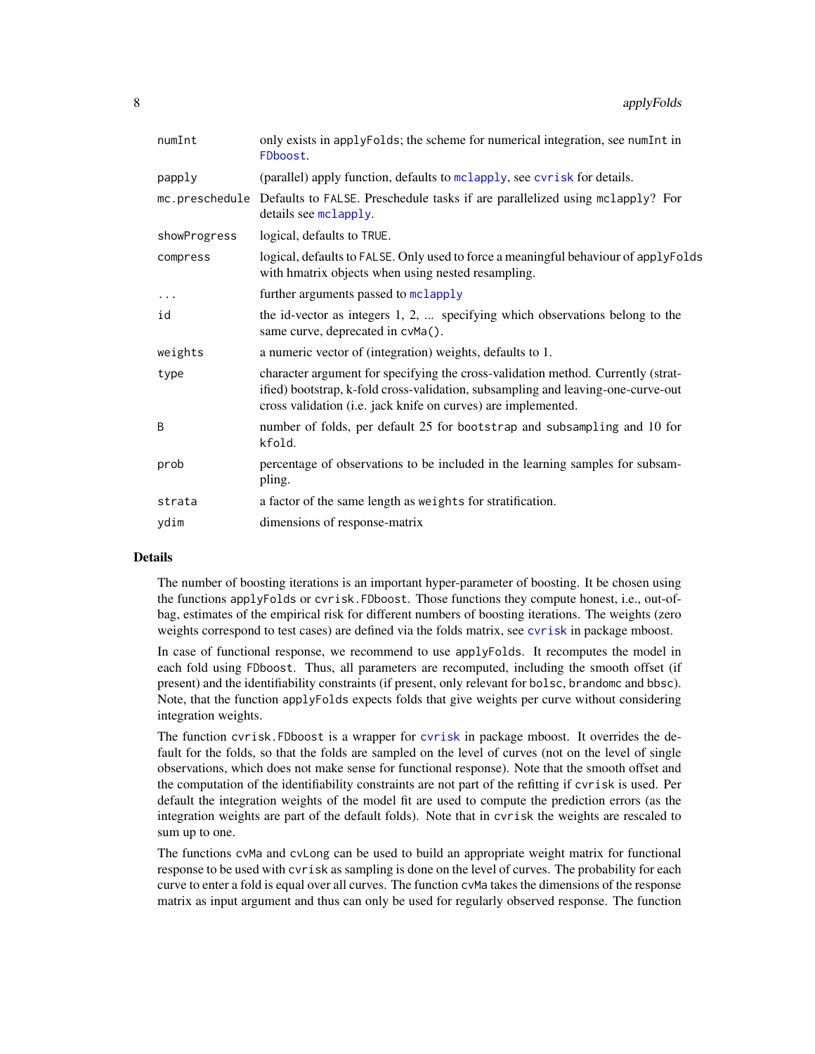| | |
|---|---|
| numInt | only exists in applyFolds; the scheme for numerical integration, see numInt in FDboost. |
| papply | (parallel) apply function, defaults to mclapply, see cvrisk for details. |
| mc.preschedule | Defaults to FALSE. Preschedule tasks if are parallelized using mclapply? For details see mclapply. |
| showProgress | logical, defaults to TRUE. |
| compress | logical, defaults to FALSE. Only used to force a meaningful behaviour of applyFolds with hmatrix objects when using nested resampling. |
| ... | further arguments passed to mclapply |
| id | the id-vector as integers 1, 2, ... specifying which observations belong to the same curve, deprecated in cvMa(). |
| weights | a numeric vector of (integration) weights, defaults to 1. |
| type | character argument for specifying the cross-validation method. Currently (stratified) bootstrap, k-fold cross-validation, subsampling and leaving-one-curve-out cross validation (i.e. jack knife on curves) are implemented. |
| B | number of folds, per default 25 for bootstrap and subsampling and 10 for kfold. |
| prob | percentage of observations to be included in the learning samples for subsampling. |
| strata | a factor of the same length as weights for stratification. |
| ydim | dimensions of response-matrix |

## Details

The number of boosting iterations is an important hyper-parameter of boosting. It be chosen using the functions applyFolds or cvrisk.FDboost. Those functions they compute honest, i.e., out-of-bag, estimates of the empirical risk for different numbers of boosting iterations. The weights (zero weights correspond to test cases) are defined via the folds matrix, see cvrisk in package mboost.

In case of functional response, we recommend to use applyFolds. It recomputes the model in each fold using FDboost. Thus, all parameters are recomputed, including the smooth offset (if present) and the identifiability constraints (if present, only relevant for bolsc, brandomc and bbsc). Note, that the function applyFolds expects folds that give weights per curve without considering integration weights.

The function cvrisk.FDboost is a wrapper for cvrisk in package mboost. It overrides the default for the folds, so that the folds are sampled on the level of curves (not on the level of single observations, which does not make sense for functional response). Note that the smooth offset and the computation of the identifiability constraints are not part of the refitting if cvrisk is used. Per default the integration weights of the model fit are used to compute the prediction errors (as the integration weights are part of the default folds). Note that in cvrisk the weights are rescaled to sum up to one.

The functions cvMa and cvLong can be used to build an appropriate weight matrix for functional response to be used with cvrisk as sampling is done on the level of curves. The probability for each curve to enter a fold is equal over all curves. The function cvMa takes the dimensions of the response matrix as input argument and thus can only be used for regularly observed response. The function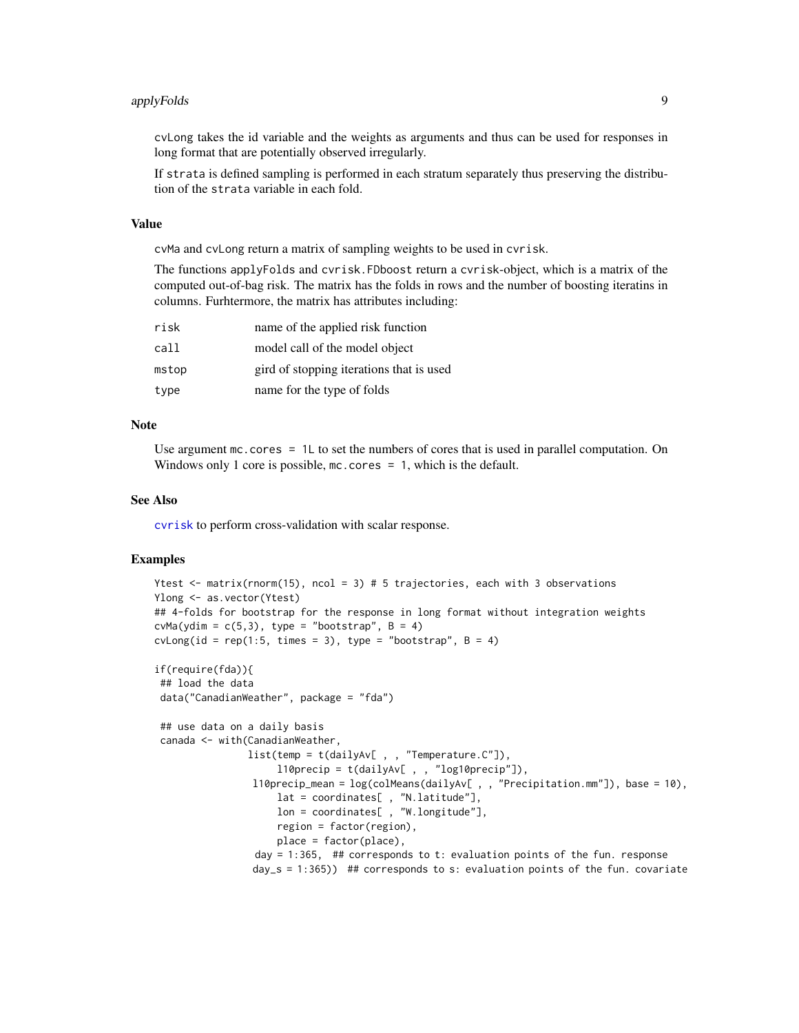cvLong takes the id variable and the weights as arguments and thus can be used for responses in long format that are potentially observed irregularly.

If strata is defined sampling is performed in each stratum separately thus preserving the distribution of the strata variable in each fold.

### Value

cvMa and cvLong return a matrix of sampling weights to be used in cvrisk.

The functions applyFolds and cvrisk.FDboost return a cvrisk-object, which is a matrix of the computed out-of-bag risk. The matrix has the folds in rows and the number of boosting iteratins in columns. Furhtermore, the matrix has attributes including:

| | |
|---|---|
| risk | name of the applied risk function |
| call | model call of the model object |
| mstop | gird of stopping iterations that is used |
| type | name for the type of folds |

### Note

Use argument mc.cores = 1L to set the numbers of cores that is used in parallel computation. On Windows only 1 core is possible, mc.cores = 1, which is the default.

### See Also

cvrisk to perform cross-validation with scalar response.

### Examples

```
Ytest <- matrix(rnorm(15), ncol = 3) # 5 trajectories, each with 3 observations
Ylong <- as.vector(Ytest)
## 4-folds for bootstrap for the response in long format without integration weights
cvMa(ydim = c(5,3), type = "bootstrap", B = 4)
cvLong(id = rep(1:5, times = 3), type = "bootstrap", B = 4)

if(require(fda)){
 ## load the data
 data("CanadianWeather", package = "fda")

 ## use data on a daily basis
 canada <- with(CanadianWeather,
                list(temp = t(dailyAv[ , , "Temperature.C"]),
                     l10precip = t(dailyAv[ , , "log10precip"]),
                 l10precip_mean = log(colMeans(dailyAv[ , , "Precipitation.mm"]), base = 10),
                     lat = coordinates[ , "N.latitude"],
                     lon = coordinates[ , "W.longitude"],
                     region = factor(region),
                     place = factor(place),
                 day = 1:365,  ## corresponds to t: evaluation points of the fun. response
                 day_s = 1:365))  ## corresponds to s: evaluation points of the fun. covariate
```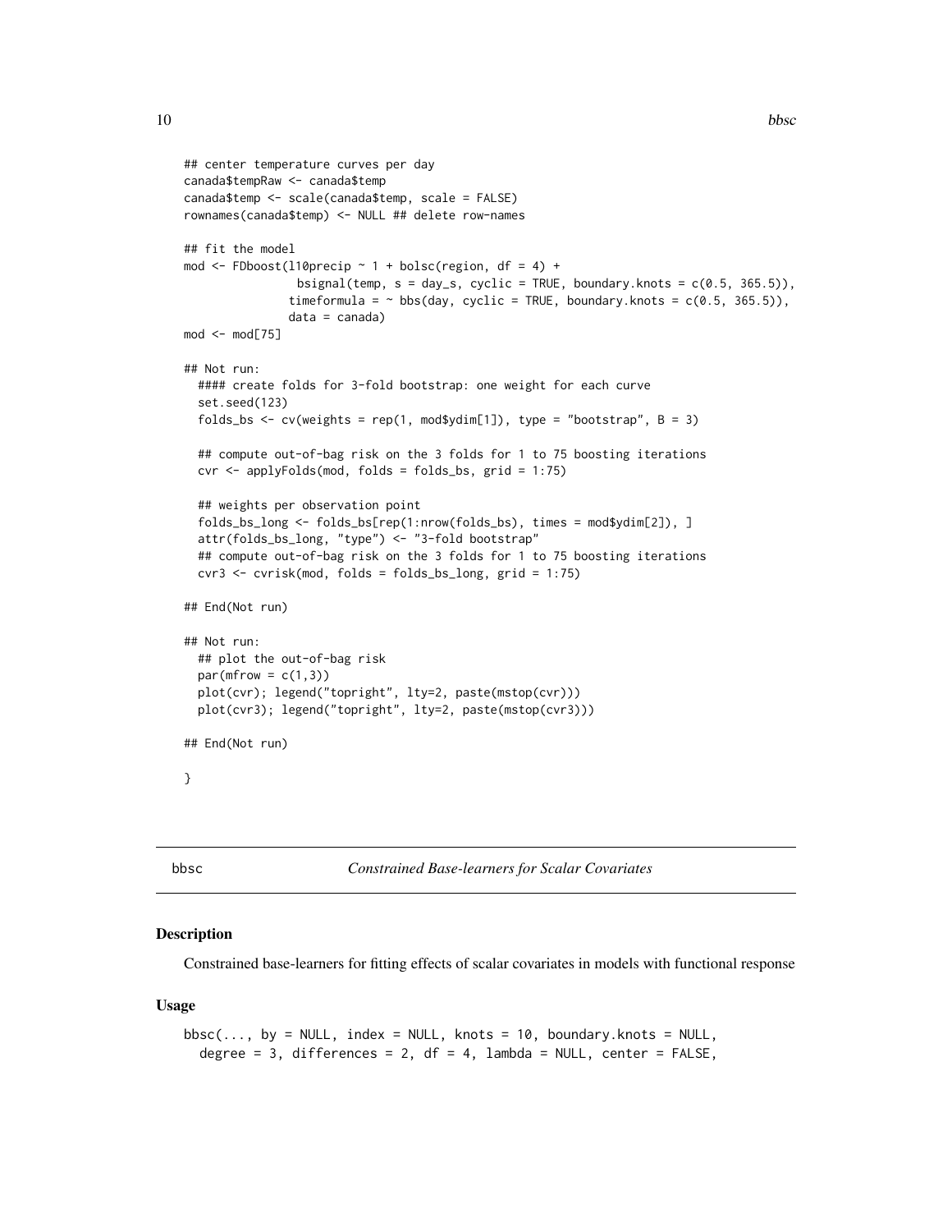```
## center temperature curves per day
canada$tempRaw <- canada$temp
canada$temp <- scale(canada$temp, scale = FALSE)
rownames(canada$temp) <- NULL ## delete row-names

## fit the model
mod <- FDboost(l10precip ~ 1 + bolsc(region, df = 4) +
                 bsignal(temp, s = day_s, cyclic = TRUE, boundary.knots = c(0.5, 365.5)),
               timeformula = ~ bbs(day, cyclic = TRUE, boundary.knots = c(0.5, 365.5)),
               data = canada)
mod <- mod[75]

## Not run:
  #### create folds for 3-fold bootstrap: one weight for each curve
  set.seed(123)
  folds_bs <- cv(weights = rep(1, mod$ydim[1]), type = "bootstrap", B = 3)

  ## compute out-of-bag risk on the 3 folds for 1 to 75 boosting iterations
  cvr <- applyFolds(mod, folds = folds_bs, grid = 1:75)

  ## weights per observation point
  folds_bs_long <- folds_bs[rep(1:nrow(folds_bs), times = mod$ydim[2]), ]
  attr(folds_bs_long, "type") <- "3-fold bootstrap"
  ## compute out-of-bag risk on the 3 folds for 1 to 75 boosting iterations
  cvr3 <- cvrisk(mod, folds = folds_bs_long, grid = 1:75)

## End(Not run)

## Not run:
  ## plot the out-of-bag risk
  par(mfrow = c(1,3))
  plot(cvr); legend("topright", lty=2, paste(mstop(cvr)))
  plot(cvr3); legend("topright", lty=2, paste(mstop(cvr3)))

## End(Not run)

}
```

---

## bbsc — *Constrained Base-learners for Scalar Covariates*

### Description

Constrained base-learners for fitting effects of scalar covariates in models with functional response

### Usage

```
bbsc(..., by = NULL, index = NULL, knots = 10, boundary.knots = NULL,
  degree = 3, differences = 2, df = 4, lambda = NULL, center = FALSE,
```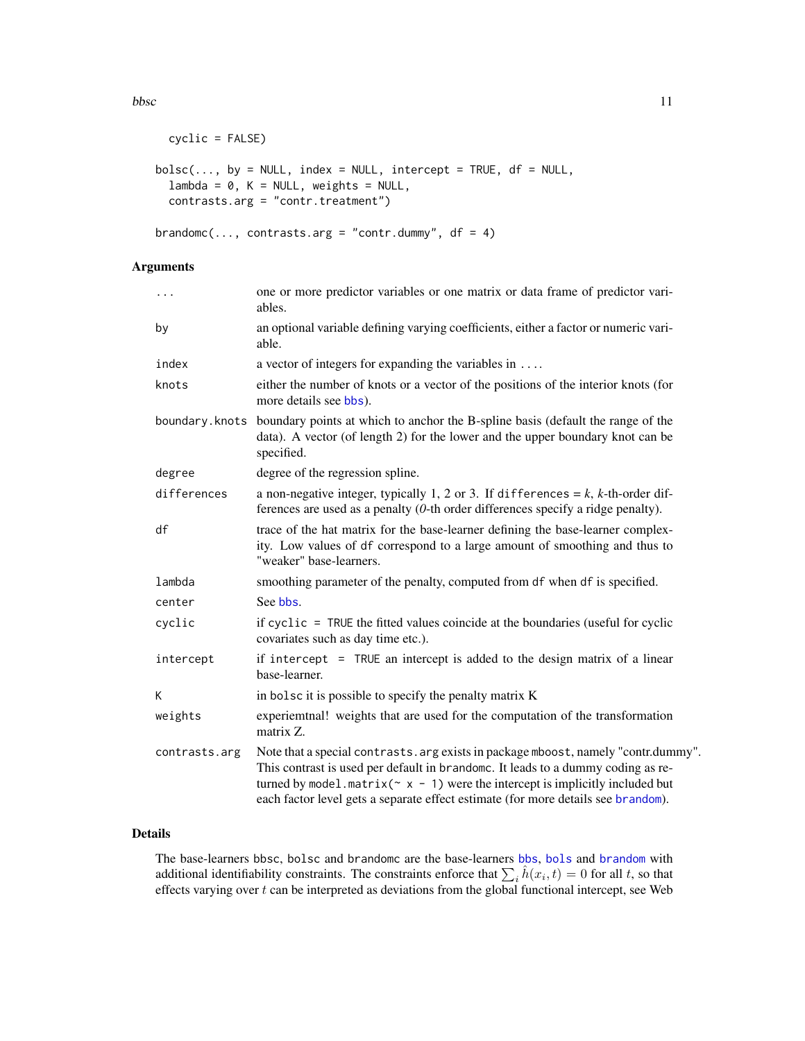```
  cyclic = FALSE)

bolsc(..., by = NULL, index = NULL, intercept = TRUE, df = NULL,
  lambda = 0, K = NULL, weights = NULL,
  contrasts.arg = "contr.treatment")

brandomc(..., contrasts.arg = "contr.dummy", df = 4)
```

## Arguments

| | |
|---|---|
| `...` | one or more predictor variables or one matrix or data frame of predictor variables. |
| `by` | an optional variable defining varying coefficients, either a factor or numeric variable. |
| `index` | a vector of integers for expanding the variables in `...`. |
| `knots` | either the number of knots or a vector of the positions of the interior knots (for more details see `bbs`). |
| `boundary.knots` | boundary points at which to anchor the B-spline basis (default the range of the data). A vector (of length 2) for the lower and the upper boundary knot can be specified. |
| `degree` | degree of the regression spline. |
| `differences` | a non-negative integer, typically 1, 2 or 3. If `differences` = *k*, *k*-th-order differences are used as a penalty (*0*-th order differences specify a ridge penalty). |
| `df` | trace of the hat matrix for the base-learner defining the base-learner complexity. Low values of `df` correspond to a large amount of smoothing and thus to "weaker" base-learners. |
| `lambda` | smoothing parameter of the penalty, computed from `df` when `df` is specified. |
| `center` | See `bbs`. |
| `cyclic` | if `cyclic = TRUE` the fitted values coincide at the boundaries (useful for cyclic covariates such as day time etc.). |
| `intercept` | if `intercept = TRUE` an intercept is added to the design matrix of a linear base-learner. |
| `K` | in `bolsc` it is possible to specify the penalty matrix K |
| `weights` | experiemtnal! weights that are used for the computation of the transformation matrix Z. |
| `contrasts.arg` | Note that a special `contrasts.arg` exists in package `mboost`, namely "contr.dummy". This contrast is used per default in `brandomc`. It leads to a dummy coding as returned by `model.matrix(~ x - 1)` were the intercept is implicitly included but each factor level gets a separate effect estimate (for more details see `brandom`). |

## Details

The base-learners `bbsc`, `bolsc` and `brandomc` are the base-learners `bbs`, `bols` and `brandom` with additional identifiability constraints. The constraints enforce that $\sum_i \hat{h}(x_i, t) = 0$ for all $t$, so that effects varying over $t$ can be interpreted as deviations from the global functional intercept, see Web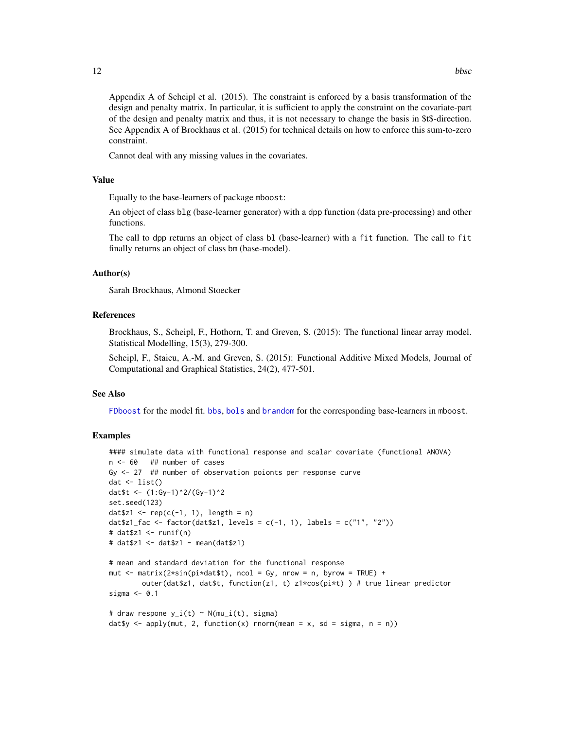Appendix A of Scheipl et al. (2015). The constraint is enforced by a basis transformation of the design and penalty matrix. In particular, it is sufficient to apply the constraint on the covariate-part of the design and penalty matrix and thus, it is not necessary to change the basis in $t$-direction. See Appendix A of Brockhaus et al. (2015) for technical details on how to enforce this sum-to-zero constraint.

Cannot deal with any missing values in the covariates.

## Value

Equally to the base-learners of package `mboost`:

An object of class `blg` (base-learner generator) with a `dpp` function (data pre-processing) and other functions.

The call to `dpp` returns an object of class `bl` (base-learner) with a `fit` function. The call to `fit` finally returns an object of class `bm` (base-model).

## Author(s)

Sarah Brockhaus, Almond Stoecker

## References

Brockhaus, S., Scheipl, F., Hothorn, T. and Greven, S. (2015): The functional linear array model. Statistical Modelling, 15(3), 279-300.

Scheipl, F., Staicu, A.-M. and Greven, S. (2015): Functional Additive Mixed Models, Journal of Computational and Graphical Statistics, 24(2), 477-501.

## See Also

`FDboost` for the model fit. `bbs`, `bols` and `brandom` for the corresponding base-learners in `mboost`.

## Examples

```
#### simulate data with functional response and scalar covariate (functional ANOVA)
n <- 60   ## number of cases
Gy <- 27  ## number of observation poionts per response curve
dat <- list()
dat$t <- (1:Gy-1)^2/(Gy-1)^2
set.seed(123)
dat$z1 <- rep(c(-1, 1), length = n)
dat$z1_fac <- factor(dat$z1, levels = c(-1, 1), labels = c("1", "2"))
# dat$z1 <- runif(n)
# dat$z1 <- dat$z1 - mean(dat$z1)

# mean and standard deviation for the functional response
mut <- matrix(2*sin(pi*dat$t), ncol = Gy, nrow = n, byrow = TRUE) +
        outer(dat$z1, dat$t, function(z1, t) z1*cos(pi*t) ) # true linear predictor
sigma <- 0.1

# draw respone y_i(t) ~ N(mu_i(t), sigma)
dat$y <- apply(mut, 2, function(x) rnorm(mean = x, sd = sigma, n = n))
```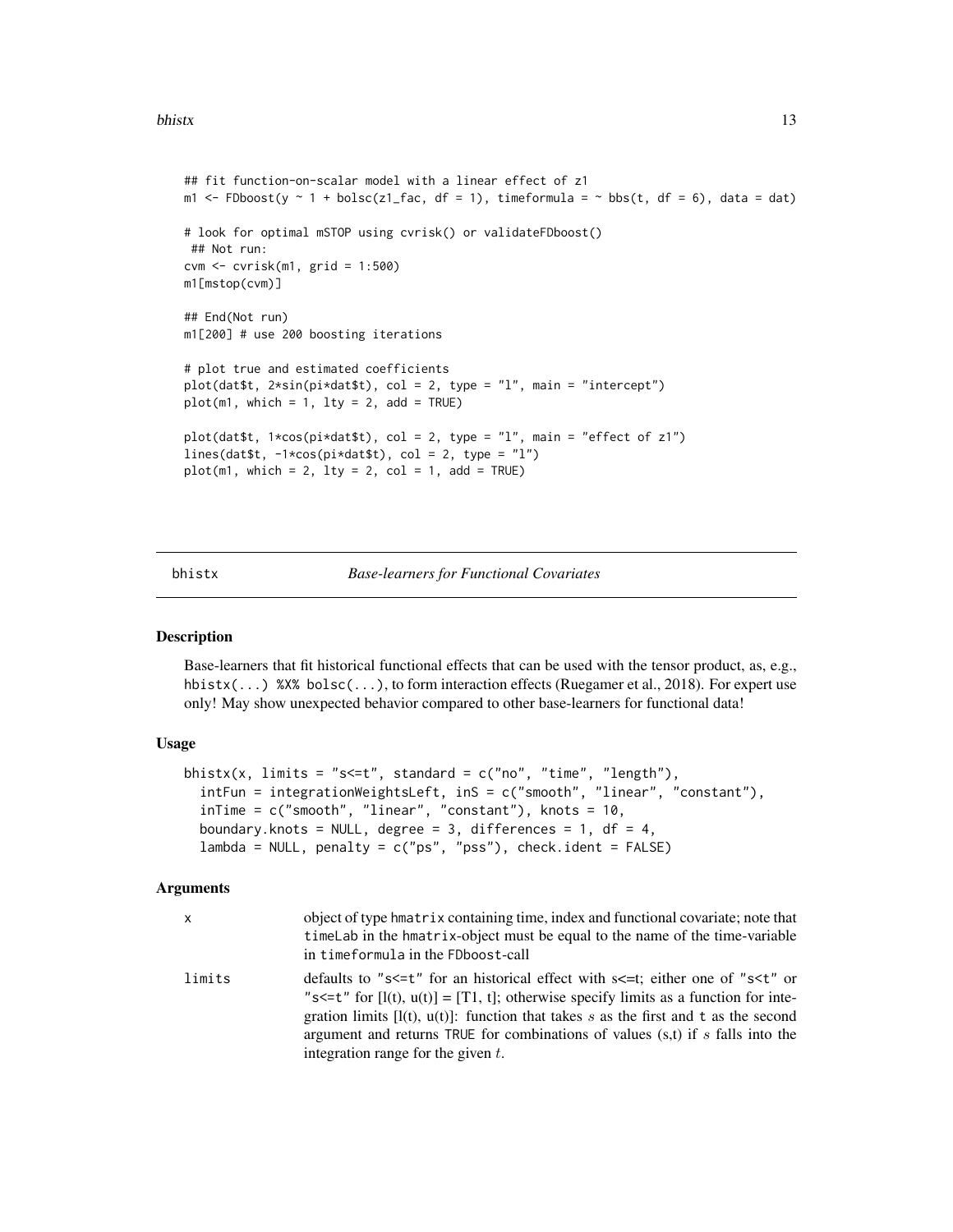```
## fit function-on-scalar model with a linear effect of z1
m1 <- FDboost(y ~ 1 + bolsc(z1_fac, df = 1), timeformula = ~ bbs(t, df = 6), data = dat)

# look for optimal mSTOP using cvrisk() or validateFDboost()
 ## Not run:
cvm <- cvrisk(m1, grid = 1:500)
m1[mstop(cvm)]

## End(Not run)
m1[200] # use 200 boosting iterations

# plot true and estimated coefficients
plot(dat$t, 2*sin(pi*dat$t), col = 2, type = "l", main = "intercept")
plot(m1, which = 1, lty = 2, add = TRUE)

plot(dat$t, 1*cos(pi*dat$t), col = 2, type = "l", main = "effect of z1")
lines(dat$t, -1*cos(pi*dat$t), col = 2, type = "l")
plot(m1, which = 2, lty = 2, col = 1, add = TRUE)
```

## bhistx — *Base-learners for Functional Covariates*

### Description

Base-learners that fit historical functional effects that can be used with the tensor product, as, e.g., `hbistx(...) %X% bolsc(...)`, to form interaction effects (Ruegamer et al., 2018). For expert use only! May show unexpected behavior compared to other base-learners for functional data!

### Usage

```
bhistx(x, limits = "s<=t", standard = c("no", "time", "length"),
  intFun = integrationWeightsLeft, inS = c("smooth", "linear", "constant"),
  inTime = c("smooth", "linear", "constant"), knots = 10,
  boundary.knots = NULL, degree = 3, differences = 1, df = 4,
  lambda = NULL, penalty = c("ps", "pss"), check.ident = FALSE)
```

### Arguments

| | |
|---|---|
| x | object of type `hmatrix` containing time, index and functional covariate; note that `timeLab` in the `hmatrix`-object must be equal to the name of the time-variable in `timeformula` in the `FDboost`-call |
| limits | defaults to `"s<=t"` for an historical effect with s<=t; either one of `"s<t"` or `"s<=t"` for [l(t), u(t)] = [T1, t]; otherwise specify limits as a function for integration limits [l(t), u(t)]: function that takes $s$ as the first and `t` as the second argument and returns `TRUE` for combinations of values (s,t) if $s$ falls into the integration range for the given $t$. |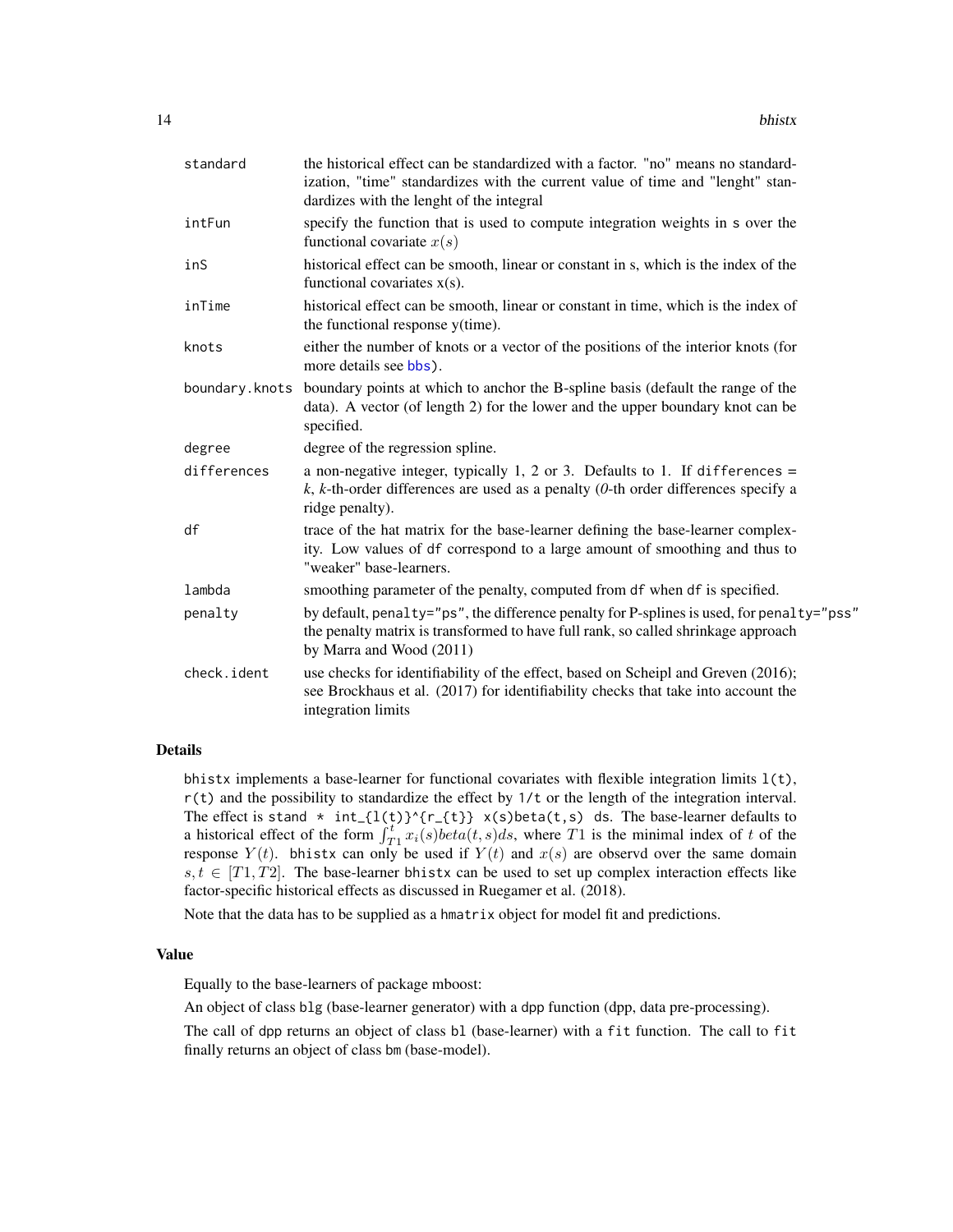| | |
|---|---|
| standard | the historical effect can be standardized with a factor. "no" means no standardization, "time" standardizes with the current value of time and "lenght" standardizes with the lenght of the integral |
| intFun | specify the function that is used to compute integration weights in s over the functional covariate $x(s)$ |
| inS | historical effect can be smooth, linear or constant in s, which is the index of the functional covariates x(s). |
| inTime | historical effect can be smooth, linear or constant in time, which is the index of the functional response y(time). |
| knots | either the number of knots or a vector of the positions of the interior knots (for more details see bbs). |
| boundary.knots | boundary points at which to anchor the B-spline basis (default the range of the data). A vector (of length 2) for the lower and the upper boundary knot can be specified. |
| degree | degree of the regression spline. |
| differences | a non-negative integer, typically 1, 2 or 3. Defaults to 1. If differences = *k*, *k*-th-order differences are used as a penalty (*0*-th order differences specify a ridge penalty). |
| df | trace of the hat matrix for the base-learner defining the base-learner complexity. Low values of df correspond to a large amount of smoothing and thus to "weaker" base-learners. |
| lambda | smoothing parameter of the penalty, computed from df when df is specified. |
| penalty | by default, penalty="ps", the difference penalty for P-splines is used, for penalty="pss" the penalty matrix is transformed to have full rank, so called shrinkage approach by Marra and Wood (2011) |
| check.ident | use checks for identifiability of the effect, based on Scheipl and Greven (2016); see Brockhaus et al. (2017) for identifiability checks that take into account the integration limits |

### Details

bhistx implements a base-learner for functional covariates with flexible integration limits l(t), r(t) and the possibility to standardize the effect by 1/t or the length of the integration interval. The effect is stand * int_{l(t)}^{r_{t}} x(s)beta(t,s) ds. The base-learner defaults to a historical effect of the form $\int_{T1}^{t} x_i(s)beta(t,s)ds$, where $T1$ is the minimal index of $t$ of the response $Y(t)$. bhistx can only be used if $Y(t)$ and $x(s)$ are observd over the same domain $s, t \in [T1, T2]$. The base-learner bhistx can be used to set up complex interaction effects like factor-specific historical effects as discussed in Ruegamer et al. (2018).

Note that the data has to be supplied as a hmatrix object for model fit and predictions.

### Value

Equally to the base-learners of package mboost:

An object of class blg (base-learner generator) with a dpp function (dpp, data pre-processing).

The call of dpp returns an object of class bl (base-learner) with a fit function. The call to fit finally returns an object of class bm (base-model).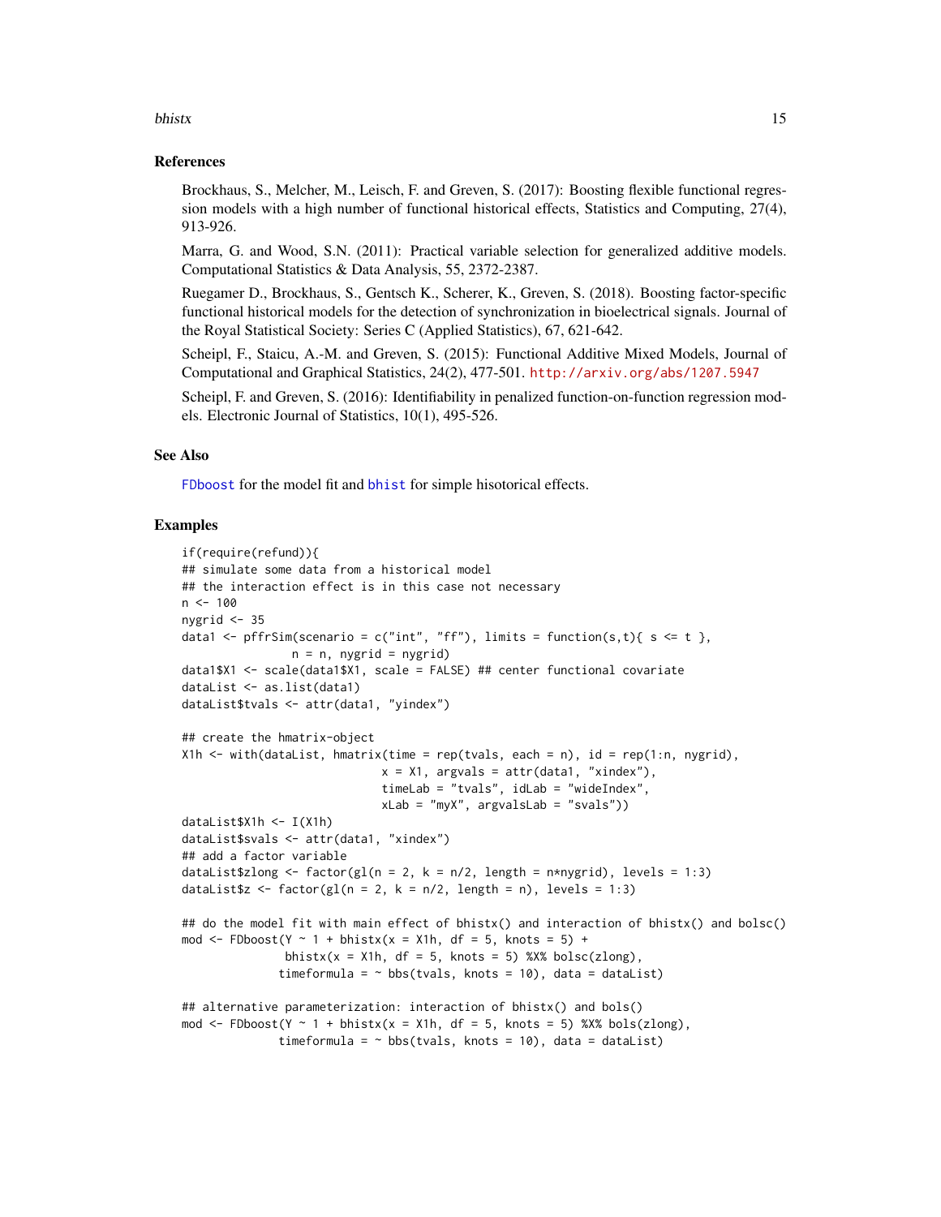### References

Brockhaus, S., Melcher, M., Leisch, F. and Greven, S. (2017): Boosting flexible functional regression models with a high number of functional historical effects, Statistics and Computing, 27(4), 913-926.

Marra, G. and Wood, S.N. (2011): Practical variable selection for generalized additive models. Computational Statistics & Data Analysis, 55, 2372-2387.

Ruegamer D., Brockhaus, S., Gentsch K., Scherer, K., Greven, S. (2018). Boosting factor-specific functional historical models for the detection of synchronization in bioelectrical signals. Journal of the Royal Statistical Society: Series C (Applied Statistics), 67, 621-642.

Scheipl, F., Staicu, A.-M. and Greven, S. (2015): Functional Additive Mixed Models, Journal of Computational and Graphical Statistics, 24(2), 477-501. http://arxiv.org/abs/1207.5947

Scheipl, F. and Greven, S. (2016): Identifiability in penalized function-on-function regression models. Electronic Journal of Statistics, 10(1), 495-526.

### See Also

FDboost for the model fit and bhist for simple hisotorical effects.

### Examples

```
if(require(refund)){
## simulate some data from a historical model
## the interaction effect is in this case not necessary
n <- 100
nygrid <- 35
data1 <- pffrSim(scenario = c("int", "ff"), limits = function(s,t){ s <= t },
                n = n, nygrid = nygrid)
data1$X1 <- scale(data1$X1, scale = FALSE) ## center functional covariate
dataList <- as.list(data1)
dataList$tvals <- attr(data1, "yindex")

## create the hmatrix-object
X1h <- with(dataList, hmatrix(time = rep(tvals, each = n), id = rep(1:n, nygrid),
                              x = X1, argvals = attr(data1, "xindex"),
                              timeLab = "tvals", idLab = "wideIndex",
                              xLab = "myX", argvalsLab = "svals"))
dataList$X1h <- I(X1h)
dataList$svals <- attr(data1, "xindex")
## add a factor variable
dataList$zlong <- factor(gl(n = 2, k = n/2, length = n*nygrid), levels = 1:3)
dataList$z <- factor(gl(n = 2, k = n/2, length = n), levels = 1:3)

## do the model fit with main effect of bhistx() and interaction of bhistx() and bolsc()
mod <- FDboost(Y ~ 1 + bhistx(x = X1h, df = 5, knots = 5) +
               bhistx(x = X1h, df = 5, knots = 5) %X% bolsc(zlong),
              timeformula = ~ bbs(tvals, knots = 10), data = dataList)

## alternative parameterization: interaction of bhistx() and bols()
mod <- FDboost(Y ~ 1 + bhistx(x = X1h, df = 5, knots = 5) %X% bols(zlong),
              timeformula = ~ bbs(tvals, knots = 10), data = dataList)
```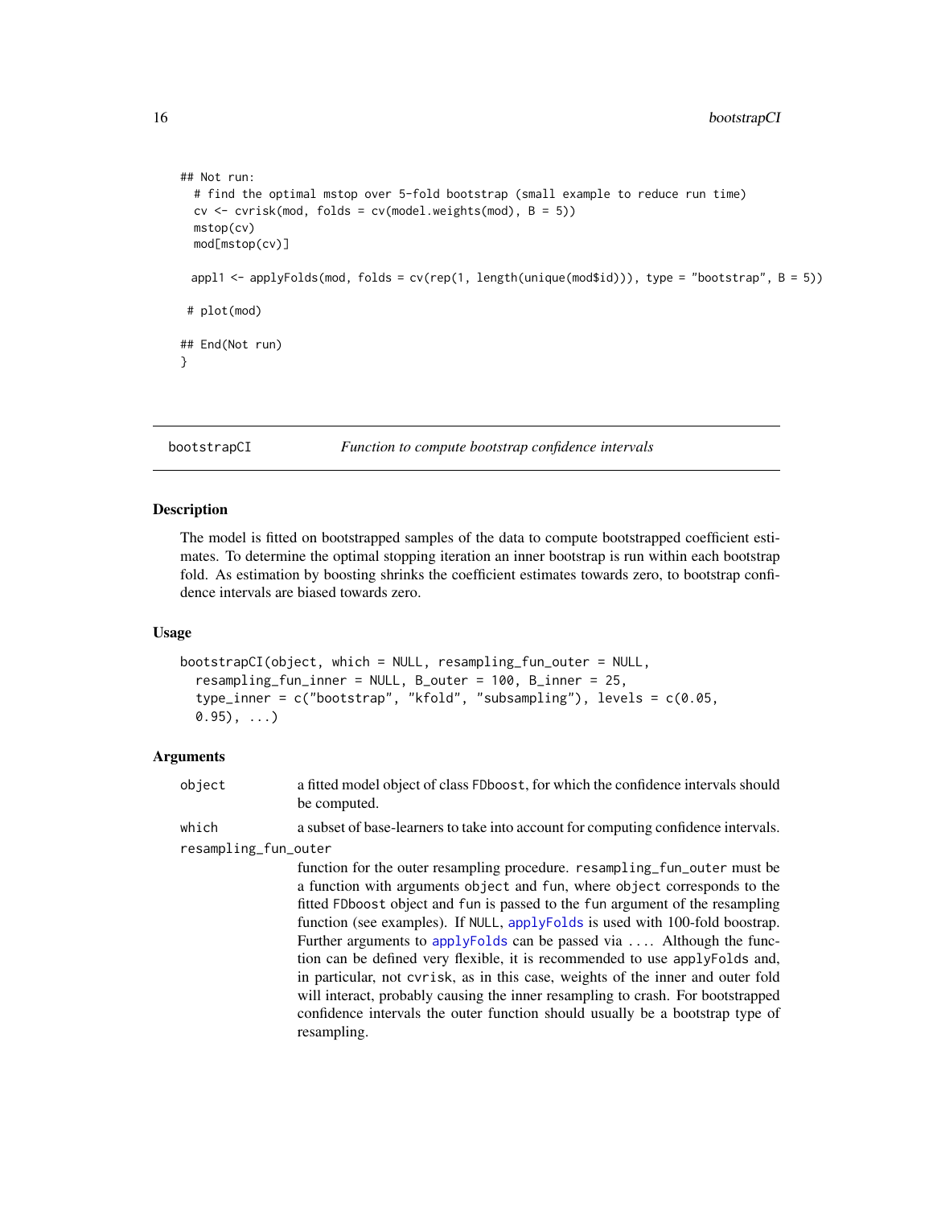```
## Not run:
  # find the optimal mstop over 5-fold bootstrap (small example to reduce run time)
  cv <- cvrisk(mod, folds = cv(model.weights(mod), B = 5))
  mstop(cv)
  mod[mstop(cv)]

 appl1 <- applyFolds(mod, folds = cv(rep(1, length(unique(mod$id))), type = "bootstrap", B = 5))

 # plot(mod)

## End(Not run)
}
```

---

bootstrapCI *Function to compute bootstrap confidence intervals*

---

## Description

The model is fitted on bootstrapped samples of the data to compute bootstrapped coefficient estimates. To determine the optimal stopping iteration an inner bootstrap is run within each bootstrap fold. As estimation by boosting shrinks the coefficient estimates towards zero, to bootstrap confidence intervals are biased towards zero.

## Usage

```
bootstrapCI(object, which = NULL, resampling_fun_outer = NULL,
  resampling_fun_inner = NULL, B_outer = 100, B_inner = 25,
  type_inner = c("bootstrap", "kfold", "subsampling"), levels = c(0.05,
  0.95), ...)
```

## Arguments

`object` a fitted model object of class `FDboost`, for which the confidence intervals should be computed.

`which` a subset of base-learners to take into account for computing confidence intervals.

`resampling_fun_outer`
function for the outer resampling procedure. `resampling_fun_outer` must be a function with arguments `object` and `fun`, where `object` corresponds to the fitted `FDboost` object and `fun` is passed to the `fun` argument of the resampling function (see examples). If `NULL`, `applyFolds` is used with 100-fold boostrap. Further arguments to `applyFolds` can be passed via `...`. Although the function can be defined very flexible, it is recommended to use `applyFolds` and, in particular, not `cvrisk`, as in this case, weights of the inner and outer fold will interact, probably causing the inner resampling to crash. For bootstrapped confidence intervals the outer function should usually be a bootstrap type of resampling.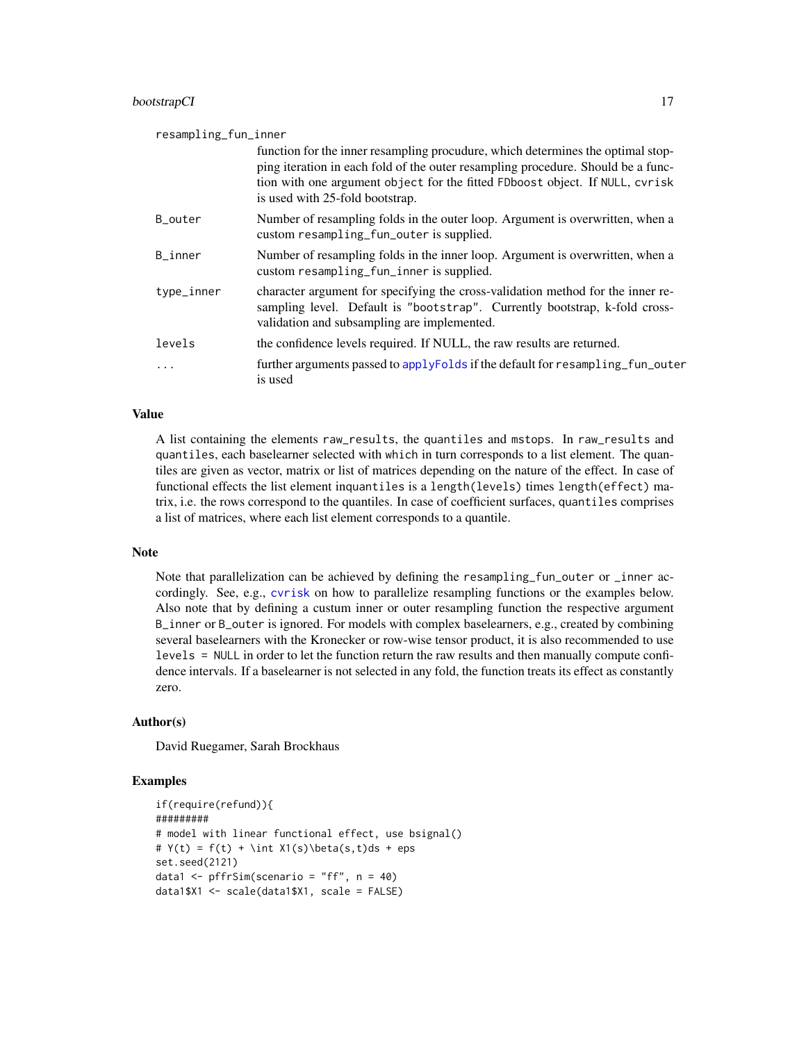resampling_fun_inner
: function for the inner resampling procudure, which determines the optimal stopping iteration in each fold of the outer resampling procedure. Should be a function with one argument object for the fitted FDboost object. If NULL, cvrisk is used with 25-fold bootstrap.

B_outer
: Number of resampling folds in the outer loop. Argument is overwritten, when a custom resampling_fun_outer is supplied.

B_inner
: Number of resampling folds in the inner loop. Argument is overwritten, when a custom resampling_fun_inner is supplied.

type_inner
: character argument for specifying the cross-validation method for the inner resampling level. Default is "bootstrap". Currently bootstrap, k-fold cross-validation and subsampling are implemented.

levels
: the confidence levels required. If NULL, the raw results are returned.

...
: further arguments passed to applyFolds if the default for resampling_fun_outer is used

## Value

A list containing the elements raw_results, the quantiles and mstops. In raw_results and quantiles, each baselearner selected with which in turn corresponds to a list element. The quantiles are given as vector, matrix or list of matrices depending on the nature of the effect. In case of functional effects the list element inquantiles is a length(levels) times length(effect) matrix, i.e. the rows correspond to the quantiles. In case of coefficient surfaces, quantiles comprises a list of matrices, where each list element corresponds to a quantile.

## Note

Note that parallelization can be achieved by defining the resampling_fun_outer or _inner accordingly. See, e.g., cvrisk on how to parallelize resampling functions or the examples below. Also note that by defining a custum inner or outer resampling function the respective argument B_inner or B_outer is ignored. For models with complex baselearners, e.g., created by combining several baselearners with the Kronecker or row-wise tensor product, it is also recommended to use levels = NULL in order to let the function return the raw results and then manually compute confidence intervals. If a baselearner is not selected in any fold, the function treats its effect as constantly zero.

## Author(s)

David Ruegamer, Sarah Brockhaus

## Examples

```
if(require(refund)){
#########
# model with linear functional effect, use bsignal()
# Y(t) = f(t) + \int X1(s)\beta(s,t)ds + eps
set.seed(2121)
data1 <- pffrSim(scenario = "ff", n = 40)
data1$X1 <- scale(data1$X1, scale = FALSE)
```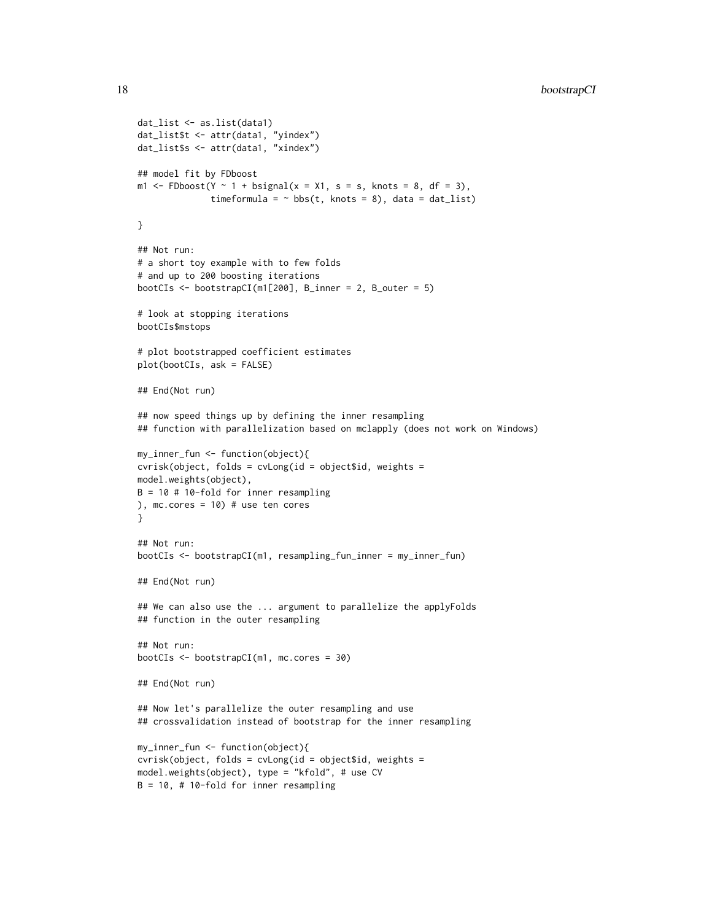```
dat_list <- as.list(data1)
dat_list$t <- attr(data1, "yindex")
dat_list$s <- attr(data1, "xindex")

## model fit by FDboost
m1 <- FDboost(Y ~ 1 + bsignal(x = X1, s = s, knots = 8, df = 3),
              timeformula = ~ bbs(t, knots = 8), data = dat_list)

}

## Not run:
# a short toy example with to few folds
# and up to 200 boosting iterations
bootCIs <- bootstrapCI(m1[200], B_inner = 2, B_outer = 5)

# look at stopping iterations
bootCIs$mstops

# plot bootstrapped coefficient estimates
plot(bootCIs, ask = FALSE)

## End(Not run)

## now speed things up by defining the inner resampling
## function with parallelization based on mclapply (does not work on Windows)

my_inner_fun <- function(object){
cvrisk(object, folds = cvLong(id = object$id, weights =
model.weights(object),
B = 10 # 10-fold for inner resampling
), mc.cores = 10) # use ten cores
}

## Not run:
bootCIs <- bootstrapCI(m1, resampling_fun_inner = my_inner_fun)

## End(Not run)

## We can also use the ... argument to parallelize the applyFolds
## function in the outer resampling

## Not run:
bootCIs <- bootstrapCI(m1, mc.cores = 30)

## End(Not run)

## Now let's parallelize the outer resampling and use
## crossvalidation instead of bootstrap for the inner resampling

my_inner_fun <- function(object){
cvrisk(object, folds = cvLong(id = object$id, weights =
model.weights(object), type = "kfold", # use CV
B = 10, # 10-fold for inner resampling
```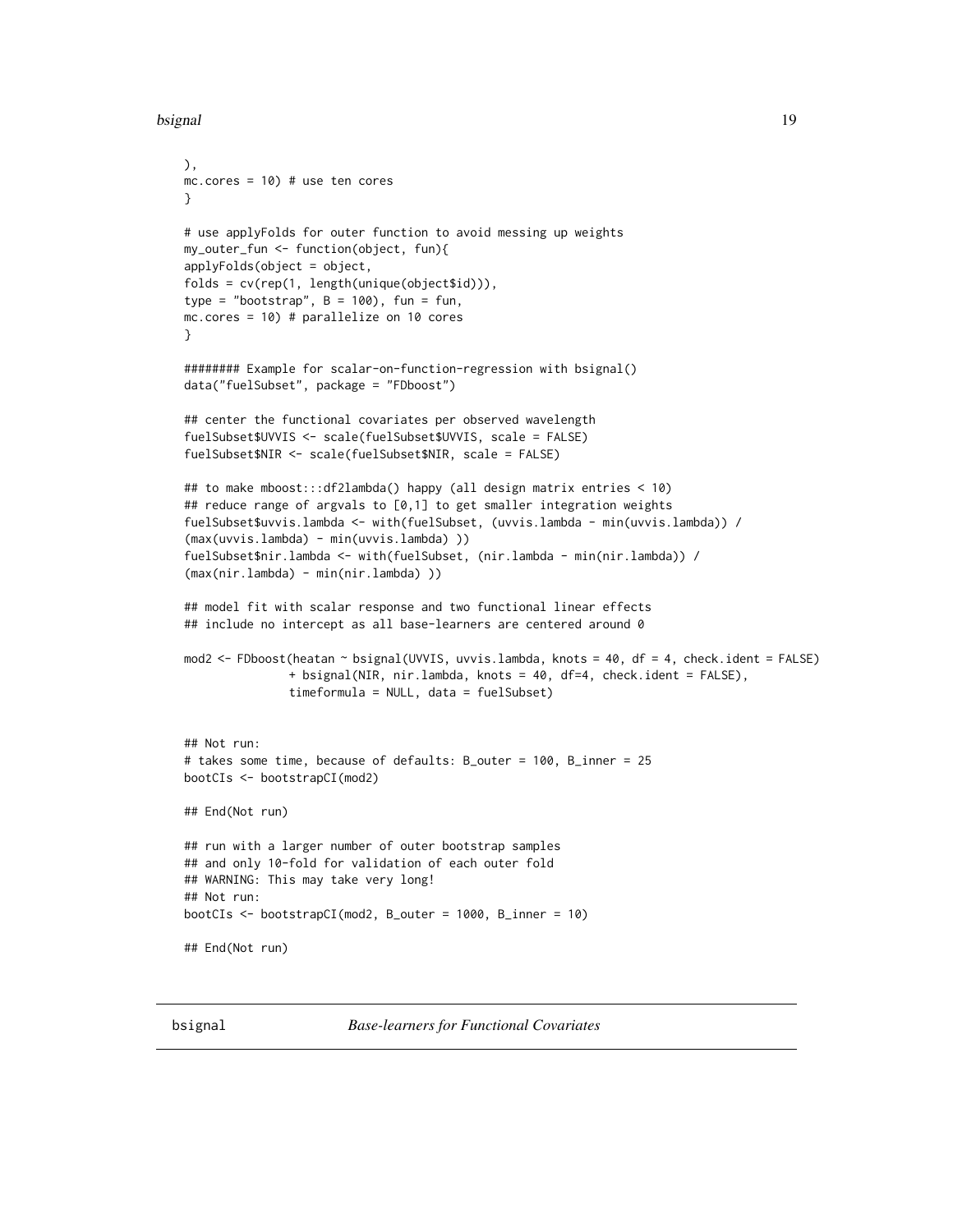```
),
mc.cores = 10) # use ten cores
}

# use applyFolds for outer function to avoid messing up weights
my_outer_fun <- function(object, fun){
applyFolds(object = object,
folds = cv(rep(1, length(unique(object$id))),
type = "bootstrap", B = 100), fun = fun,
mc.cores = 10) # parallelize on 10 cores
}

######## Example for scalar-on-function-regression with bsignal()
data("fuelSubset", package = "FDboost")

## center the functional covariates per observed wavelength
fuelSubset$UVVIS <- scale(fuelSubset$UVVIS, scale = FALSE)
fuelSubset$NIR <- scale(fuelSubset$NIR, scale = FALSE)

## to make mboost:::df2lambda() happy (all design matrix entries < 10)
## reduce range of argvals to [0,1] to get smaller integration weights
fuelSubset$uvvis.lambda <- with(fuelSubset, (uvvis.lambda - min(uvvis.lambda)) /
(max(uvvis.lambda) - min(uvvis.lambda) ))
fuelSubset$nir.lambda <- with(fuelSubset, (nir.lambda - min(nir.lambda)) /
(max(nir.lambda) - min(nir.lambda) ))

## model fit with scalar response and two functional linear effects
## include no intercept as all base-learners are centered around 0

mod2 <- FDboost(heatan ~ bsignal(UVVIS, uvvis.lambda, knots = 40, df = 4, check.ident = FALSE)
               + bsignal(NIR, nir.lambda, knots = 40, df=4, check.ident = FALSE),
               timeformula = NULL, data = fuelSubset)


## Not run:
# takes some time, because of defaults: B_outer = 100, B_inner = 25
bootCIs <- bootstrapCI(mod2)

## End(Not run)

## run with a larger number of outer bootstrap samples
## and only 10-fold for validation of each outer fold
## WARNING: This may take very long!
## Not run:
bootCIs <- bootstrapCI(mod2, B_outer = 1000, B_inner = 10)

## End(Not run)
```

## bsignal *Base-learners for Functional Covariates*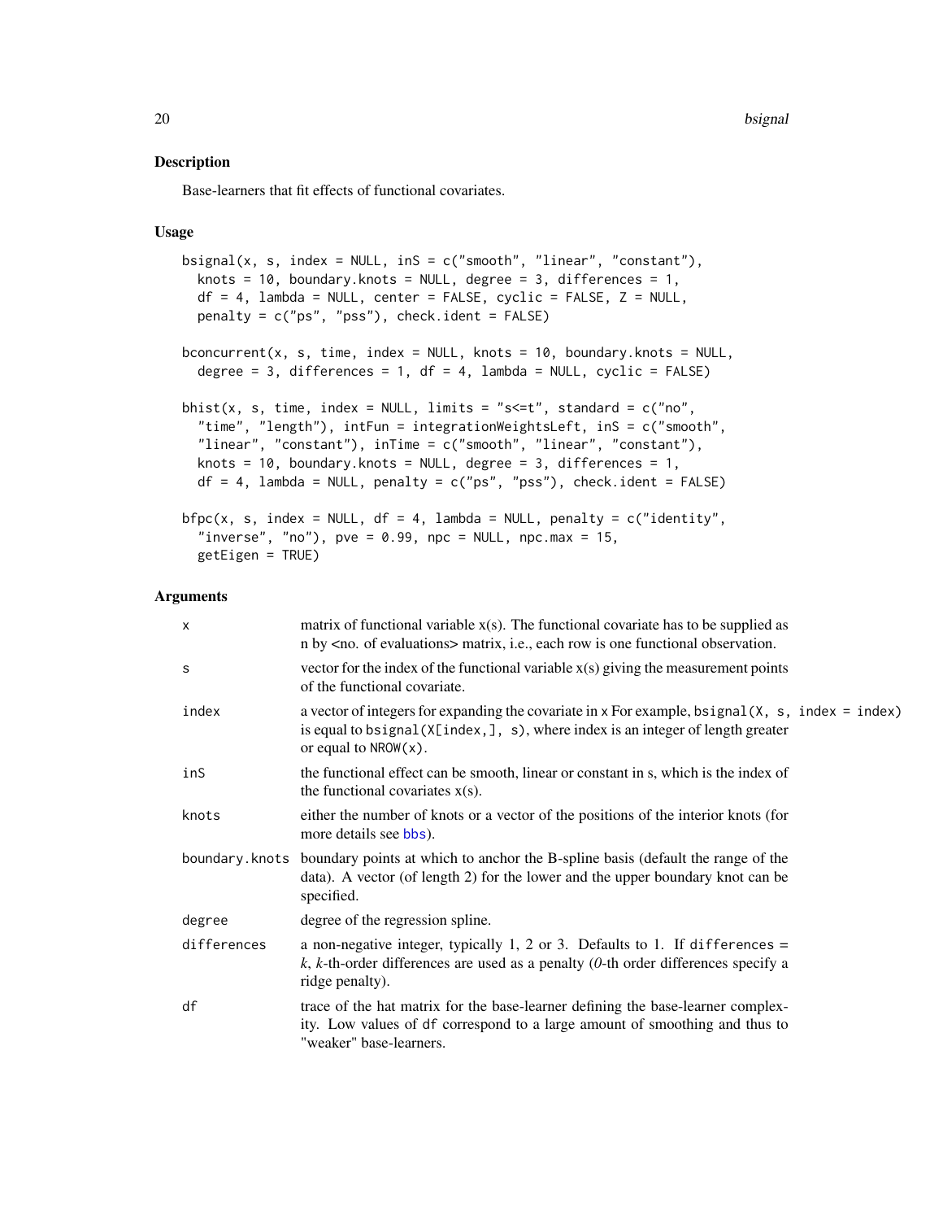## Description

Base-learners that fit effects of functional covariates.

## Usage

```
bsignal(x, s, index = NULL, inS = c("smooth", "linear", "constant"),
  knots = 10, boundary.knots = NULL, degree = 3, differences = 1,
  df = 4, lambda = NULL, center = FALSE, cyclic = FALSE, Z = NULL,
  penalty = c("ps", "pss"), check.ident = FALSE)

bconcurrent(x, s, time, index = NULL, knots = 10, boundary.knots = NULL,
  degree = 3, differences = 1, df = 4, lambda = NULL, cyclic = FALSE)

bhist(x, s, time, index = NULL, limits = "s<=t", standard = c("no",
  "time", "length"), intFun = integrationWeightsLeft, inS = c("smooth",
  "linear", "constant"), inTime = c("smooth", "linear", "constant"),
  knots = 10, boundary.knots = NULL, degree = 3, differences = 1,
  df = 4, lambda = NULL, penalty = c("ps", "pss"), check.ident = FALSE)

bfpc(x, s, index = NULL, df = 4, lambda = NULL, penalty = c("identity",
  "inverse", "no"), pve = 0.99, npc = NULL, npc.max = 15,
  getEigen = TRUE)
```

## Arguments

| | |
|---|---|
| `x` | matrix of functional variable x(s). The functional covariate has to be supplied as n by <no. of evaluations> matrix, i.e., each row is one functional observation. |
| `s` | vector for the index of the functional variable x(s) giving the measurement points of the functional covariate. |
| `index` | a vector of integers for expanding the covariate in x For example, `bsignal(X, s, index = index)` is equal to `bsignal(X[index,], s)`, where index is an integer of length greater or equal to `NROW(x)`. |
| `inS` | the functional effect can be smooth, linear or constant in s, which is the index of the functional covariates x(s). |
| `knots` | either the number of knots or a vector of the positions of the interior knots (for more details see `bbs`). |
| `boundary.knots` | boundary points at which to anchor the B-spline basis (default the range of the data). A vector (of length 2) for the lower and the upper boundary knot can be specified. |
| `degree` | degree of the regression spline. |
| `differences` | a non-negative integer, typically 1, 2 or 3. Defaults to 1. If `differences` = *k*, *k*-th-order differences are used as a penalty (*0*-th order differences specify a ridge penalty). |
| `df` | trace of the hat matrix for the base-learner defining the base-learner complexity. Low values of `df` correspond to a large amount of smoothing and thus to "weaker" base-learners. |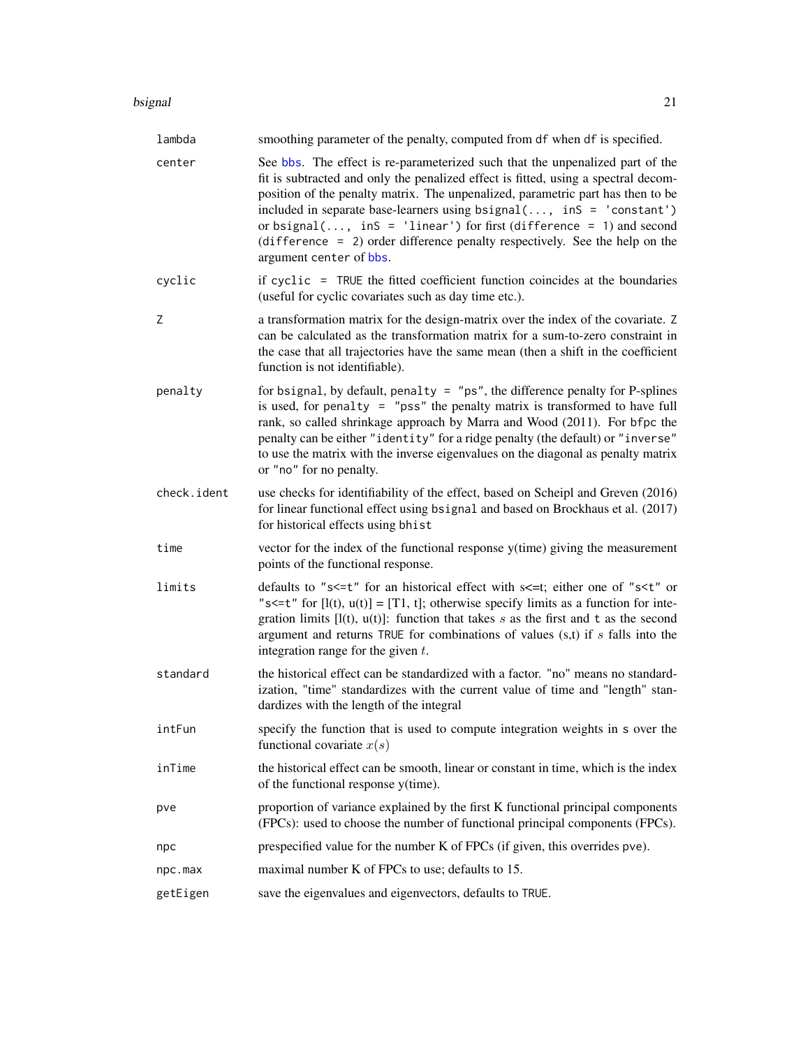| | |
|---|---|
| lambda | smoothing parameter of the penalty, computed from df when df is specified. |
| center | See bbs. The effect is re-parameterized such that the unpenalized part of the fit is subtracted and only the penalized effect is fitted, using a spectral decomposition of the penalty matrix. The unpenalized, parametric part has then to be included in separate base-learners using `bsignal(..., inS = 'constant')` or `bsignal(..., inS = 'linear')` for first (`difference = 1`) and second (`difference = 2`) order difference penalty respectively. See the help on the argument center of bbs. |
| cyclic | if `cyclic = TRUE` the fitted coefficient function coincides at the boundaries (useful for cyclic covariates such as day time etc.). |
| Z | a transformation matrix for the design-matrix over the index of the covariate. Z can be calculated as the transformation matrix for a sum-to-zero constraint in the case that all trajectories have the same mean (then a shift in the coefficient function is not identifiable). |
| penalty | for bsignal, by default, `penalty = "ps"`, the difference penalty for P-splines is used, for `penalty = "pss"` the penalty matrix is transformed to have full rank, so called shrinkage approach by Marra and Wood (2011). For bfpc the penalty can be either "identity" for a ridge penalty (the default) or "inverse" to use the matrix with the inverse eigenvalues on the diagonal as penalty matrix or "no" for no penalty. |
| check.ident | use checks for identifiability of the effect, based on Scheipl and Greven (2016) for linear functional effect using bsignal and based on Brockhaus et al. (2017) for historical effects using bhist |
| time | vector for the index of the functional response y(time) giving the measurement points of the functional response. |
| limits | defaults to "s<=t" for an historical effect with s<=t; either one of "s<t" or "s<=t" for [l(t), u(t)] = [T1, t]; otherwise specify limits as a function for integration limits [l(t), u(t)]: function that takes $s$ as the first and t as the second argument and returns TRUE for combinations of values (s,t) if $s$ falls into the integration range for the given $t$. |
| standard | the historical effect can be standardized with a factor. "no" means no standardization, "time" standardizes with the current value of time and "length" standardizes with the length of the integral |
| intFun | specify the function that is used to compute integration weights in s over the functional covariate $x(s)$ |
| inTime | the historical effect can be smooth, linear or constant in time, which is the index of the functional response y(time). |
| pve | proportion of variance explained by the first K functional principal components (FPCs): used to choose the number of functional principal components (FPCs). |
| npc | prespecified value for the number K of FPCs (if given, this overrides pve). |
| npc.max | maximal number K of FPCs to use; defaults to 15. |
| getEigen | save the eigenvalues and eigenvectors, defaults to TRUE. |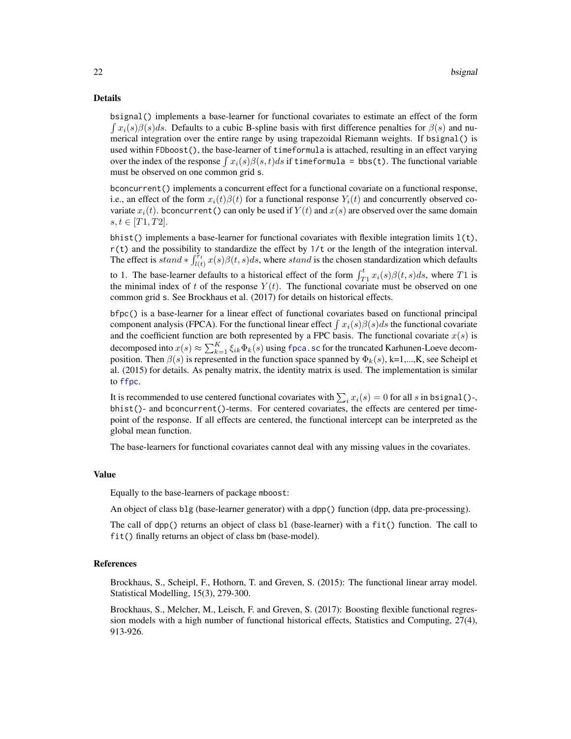## Details

`bsignal()` implements a base-learner for functional covariates to estimate an effect of the form $\int x_i(s)\beta(s)ds$. Defaults to a cubic B-spline basis with first difference penalties for $\beta(s)$ and numerical integration over the entire range by using trapezoidal Riemann weights. If `bsignal()` is used within `FDboost()`, the base-learner of `timeformula` is attached, resulting in an effect varying over the index of the response $\int x_i(s)\beta(s,t)ds$ if `timeformula = bbs(t)`. The functional variable must be observed on one common grid `s`.

`bconcurrent()` implements a concurrent effect for a functional covariate on a functional response, i.e., an effect of the form $x_i(t)\beta(t)$ for a functional response $Y_i(t)$ and concurrently observed covariate $x_i(t)$. `bconcurrent()` can only be used if $Y(t)$ and $x(s)$ are observed over the same domain $s, t \in [T1, T2]$.

`bhist()` implements a base-learner for functional covariates with flexible integration limits `l(t)`, `r(t)` and the possibility to standardize the effect by `1/t` or the length of the integration interval. The effect is $stand * \int_{l(t)}^{r_t} x(s)\beta(t,s)ds$, where $stand$ is the chosen standardization which defaults to 1. The base-learner defaults to a historical effect of the form $\int_{T1}^{t} x_i(s)\beta(t,s)ds$, where $T1$ is the minimal index of $t$ of the response $Y(t)$. The functional covariate must be observed on one common grid `s`. See Brockhaus et al. (2017) for details on historical effects.

`bfpc()` is a base-learner for a linear effect of functional covariates based on functional principal component analysis (FPCA). For the functional linear effect $\int x_i(s)\beta(s)ds$ the functional covariate and the coefficient function are both represented by a FPC basis. The functional covariate $x(s)$ is decomposed into $x(s) \approx \sum_{k=1}^{K} \xi_{ik}\Phi_k(s)$ using `fpca.sc` for the truncated Karhunen-Loeve decomposition. Then $\beta(s)$ is represented in the function space spanned by $\Phi_k(s)$, k=1,...,K, see Scheipl et al. (2015) for details. As penalty matrix, the identity matrix is used. The implementation is similar to `ffpc`.

It is recommended to use centered functional covariates with $\sum_i x_i(s) = 0$ for all $s$ in `bsignal()`-, `bhist()`- and `bconcurrent()`-terms. For centered covariates, the effects are centered per time-point of the response. If all effects are centered, the functional intercept can be interpreted as the global mean function.

The base-learners for functional covariates cannot deal with any missing values in the covariates.

## Value

Equally to the base-learners of package `mboost`:

An object of class `blg` (base-learner generator) with a `dpp()` function (dpp, data pre-processing).

The call of `dpp()` returns an object of class `bl` (base-learner) with a `fit()` function. The call to `fit()` finally returns an object of class `bm` (base-model).

## References

Brockhaus, S., Scheipl, F., Hothorn, T. and Greven, S. (2015): The functional linear array model. Statistical Modelling, 15(3), 279-300.

Brockhaus, S., Melcher, M., Leisch, F. and Greven, S. (2017): Boosting flexible functional regression models with a high number of functional historical effects, Statistics and Computing, 27(4), 913-926.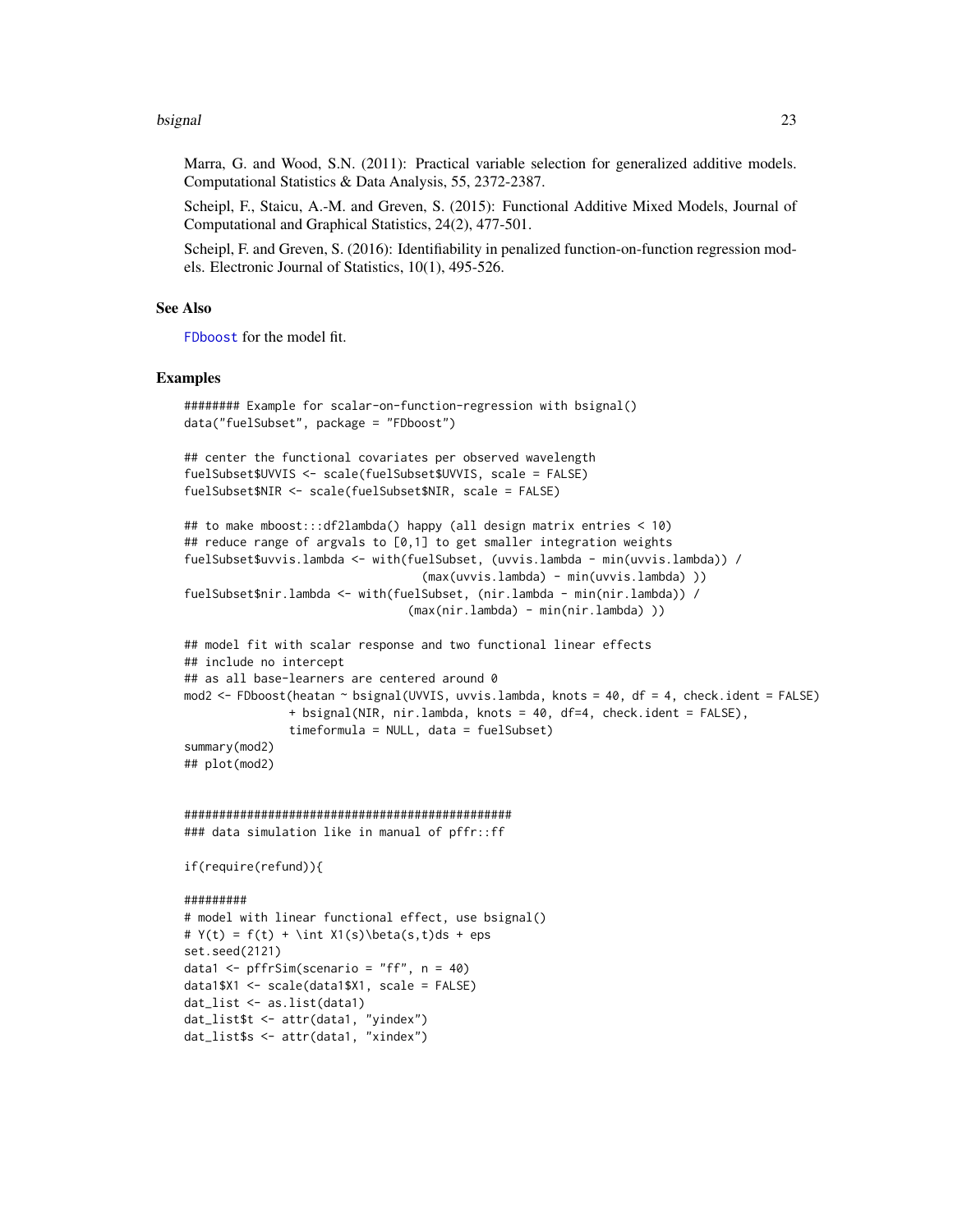Marra, G. and Wood, S.N. (2011): Practical variable selection for generalized additive models. Computational Statistics & Data Analysis, 55, 2372-2387.

Scheipl, F., Staicu, A.-M. and Greven, S. (2015): Functional Additive Mixed Models, Journal of Computational and Graphical Statistics, 24(2), 477-501.

Scheipl, F. and Greven, S. (2016): Identifiability in penalized function-on-function regression models. Electronic Journal of Statistics, 10(1), 495-526.

## See Also

FDboost for the model fit.

## Examples

```
######## Example for scalar-on-function-regression with bsignal()
data("fuelSubset", package = "FDboost")

## center the functional covariates per observed wavelength
fuelSubset$UVVIS <- scale(fuelSubset$UVVIS, scale = FALSE)
fuelSubset$NIR <- scale(fuelSubset$NIR, scale = FALSE)

## to make mboost:::df2lambda() happy (all design matrix entries < 10)
## reduce range of argvals to [0,1] to get smaller integration weights
fuelSubset$uvvis.lambda <- with(fuelSubset, (uvvis.lambda - min(uvvis.lambda)) /
                                  (max(uvvis.lambda) - min(uvvis.lambda) ))
fuelSubset$nir.lambda <- with(fuelSubset, (nir.lambda - min(nir.lambda)) /
                                (max(nir.lambda) - min(nir.lambda) ))

## model fit with scalar response and two functional linear effects
## include no intercept
## as all base-learners are centered around 0
mod2 <- FDboost(heatan ~ bsignal(UVVIS, uvvis.lambda, knots = 40, df = 4, check.ident = FALSE)
               + bsignal(NIR, nir.lambda, knots = 40, df=4, check.ident = FALSE),
               timeformula = NULL, data = fuelSubset)
summary(mod2)
## plot(mod2)


###############################################
### data simulation like in manual of pffr::ff

if(require(refund)){

#########
# model with linear functional effect, use bsignal()
# Y(t) = f(t) + \int X1(s)\beta(s,t)ds + eps
set.seed(2121)
data1 <- pffrSim(scenario = "ff", n = 40)
data1$X1 <- scale(data1$X1, scale = FALSE)
dat_list <- as.list(data1)
dat_list$t <- attr(data1, "yindex")
dat_list$s <- attr(data1, "xindex")
```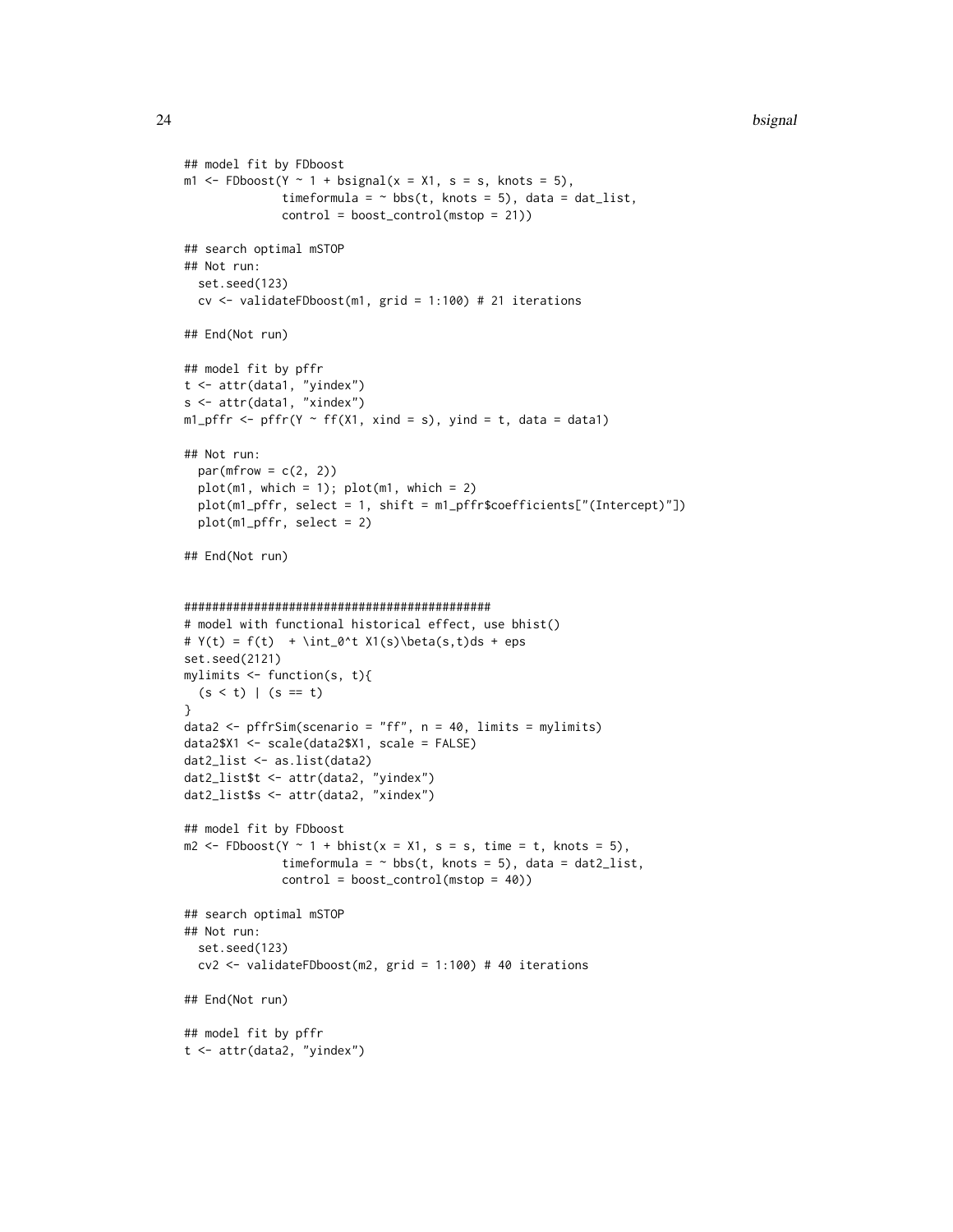```
## model fit by FDboost
m1 <- FDboost(Y ~ 1 + bsignal(x = X1, s = s, knots = 5),
              timeformula = ~ bbs(t, knots = 5), data = dat_list,
              control = boost_control(mstop = 21))

## search optimal mSTOP
## Not run:
  set.seed(123)
  cv <- validateFDboost(m1, grid = 1:100) # 21 iterations

## End(Not run)

## model fit by pffr
t <- attr(data1, "yindex")
s <- attr(data1, "xindex")
m1_pffr <- pffr(Y ~ ff(X1, xind = s), yind = t, data = data1)

## Not run:
  par(mfrow = c(2, 2))
  plot(m1, which = 1); plot(m1, which = 2)
  plot(m1_pffr, select = 1, shift = m1_pffr$coefficients["(Intercept)"])
  plot(m1_pffr, select = 2)

## End(Not run)


############################################
# model with functional historical effect, use bhist()
# Y(t) = f(t)  + \int_0^t X1(s)\beta(s,t)ds + eps
set.seed(2121)
mylimits <- function(s, t){
  (s < t) | (s == t)
}
data2 <- pffrSim(scenario = "ff", n = 40, limits = mylimits)
data2$X1 <- scale(data2$X1, scale = FALSE)
dat2_list <- as.list(data2)
dat2_list$t <- attr(data2, "yindex")
dat2_list$s <- attr(data2, "xindex")

## model fit by FDboost
m2 <- FDboost(Y ~ 1 + bhist(x = X1, s = s, time = t, knots = 5),
              timeformula = ~ bbs(t, knots = 5), data = dat2_list,
              control = boost_control(mstop = 40))

## search optimal mSTOP
## Not run:
  set.seed(123)
  cv2 <- validateFDboost(m2, grid = 1:100) # 40 iterations

## End(Not run)

## model fit by pffr
t <- attr(data2, "yindex")
```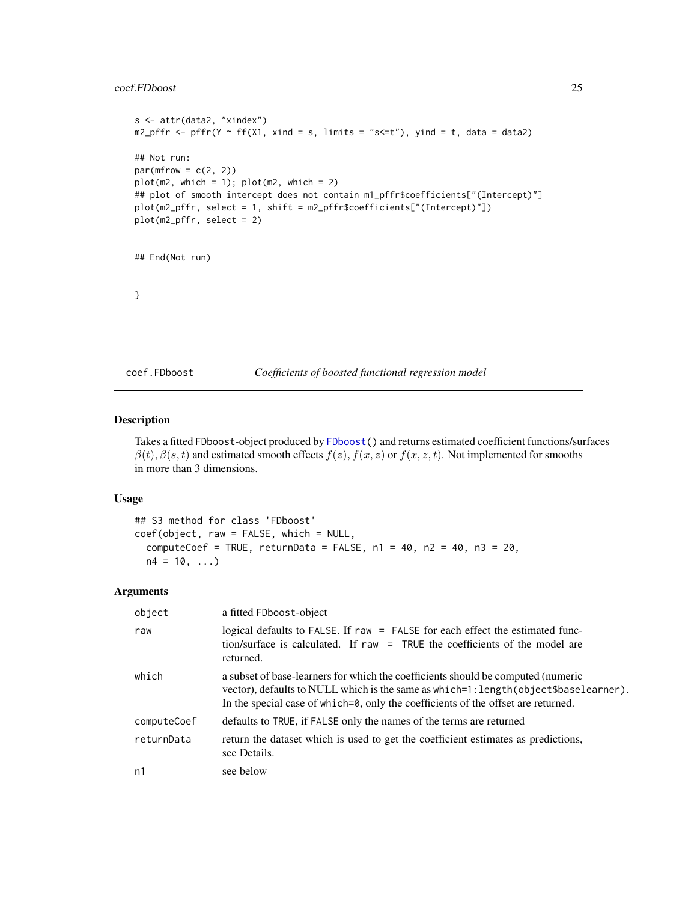```
s <- attr(data2, "xindex")
m2_pffr <- pffr(Y ~ ff(X1, xind = s, limits = "s<=t"), yind = t, data = data2)

## Not run:
par(mfrow = c(2, 2))
plot(m2, which = 1); plot(m2, which = 2)
## plot of smooth intercept does not contain m1_pffr$coefficients["(Intercept)"]
plot(m2_pffr, select = 1, shift = m2_pffr$coefficients["(Intercept)"])
plot(m2_pffr, select = 2)


## End(Not run)


}
```

## coef.FDboost — *Coefficients of boosted functional regression model*

### Description

Takes a fitted FDboost-object produced by FDboost() and returns estimated coefficient functions/surfaces $\beta(t), \beta(s,t)$ and estimated smooth effects $f(z), f(x,z)$ or $f(x,z,t)$. Not implemented for smooths in more than 3 dimensions.

### Usage

```
## S3 method for class 'FDboost'
coef(object, raw = FALSE, which = NULL,
  computeCoef = TRUE, returnData = FALSE, n1 = 40, n2 = 40, n3 = 20,
  n4 = 10, ...)
```

### Arguments

| | |
|---|---|
| object | a fitted FDboost-object |
| raw | logical defaults to FALSE. If raw = FALSE for each effect the estimated function/surface is calculated. If raw = TRUE the coefficients of the model are returned. |
| which | a subset of base-learners for which the coefficients should be computed (numeric vector), defaults to NULL which is the same as which=1:length(object$baselearner). In the special case of which=0, only the coefficients of the offset are returned. |
| computeCoef | defaults to TRUE, if FALSE only the names of the terms are returned |
| returnData | return the dataset which is used to get the coefficient estimates as predictions, see Details. |
| n1 | see below |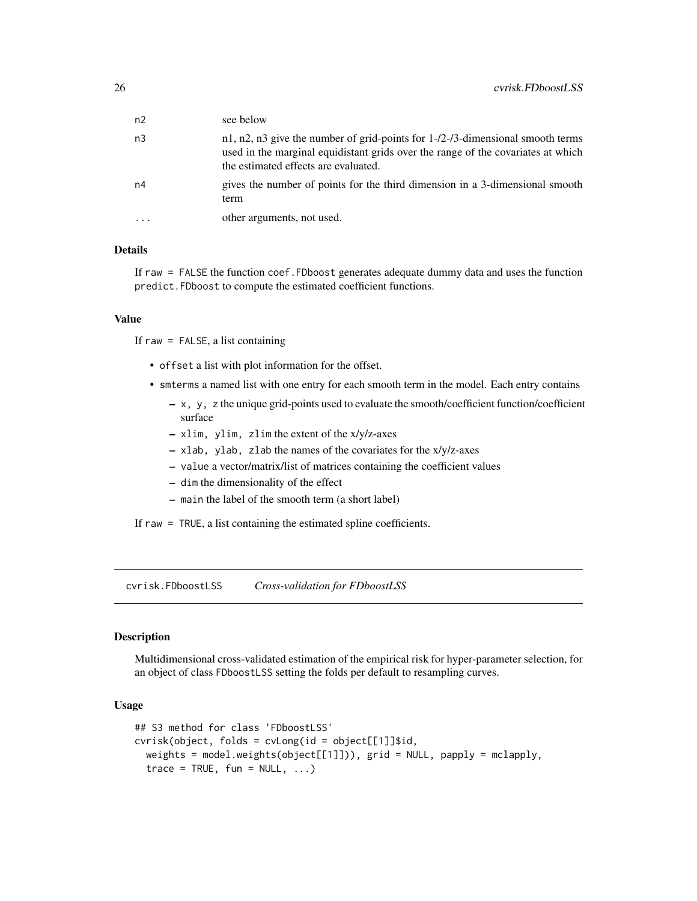| | |
|---|---|
| n2 | see below |
| n3 | n1, n2, n3 give the number of grid-points for 1-/2-/3-dimensional smooth terms used in the marginal equidistant grids over the range of the covariates at which the estimated effects are evaluated. |
| n4 | gives the number of points for the third dimension in a 3-dimensional smooth term |
| ... | other arguments, not used. |

### Details

If `raw = FALSE` the function `coef.FDboost` generates adequate dummy data and uses the function `predict.FDboost` to compute the estimated coefficient functions.

### Value

If `raw = FALSE`, a list containing

- `offset` a list with plot information for the offset.
- `smterms` a named list with one entry for each smooth term in the model. Each entry contains
  - `x, y, z` the unique grid-points used to evaluate the smooth/coefficient function/coefficient surface
  - `xlim, ylim, zlim` the extent of the x/y/z-axes
  - `xlab, ylab, zlab` the names of the covariates for the x/y/z-axes
  - `value` a vector/matrix/list of matrices containing the coefficient values
  - `dim` the dimensionality of the effect
  - `main` the label of the smooth term (a short label)

If `raw = TRUE`, a list containing the estimated spline coefficients.

---

## cvrisk.FDboostLSS — *Cross-validation for FDboostLSS*

### Description

Multidimensional cross-validated estimation of the empirical risk for hyper-parameter selection, for an object of class `FDboostLSS` setting the folds per default to resampling curves.

### Usage

```
## S3 method for class 'FDboostLSS'
cvrisk(object, folds = cvLong(id = object[[1]]$id,
  weights = model.weights(object[[1]])), grid = NULL, papply = mclapply,
  trace = TRUE, fun = NULL, ...)
```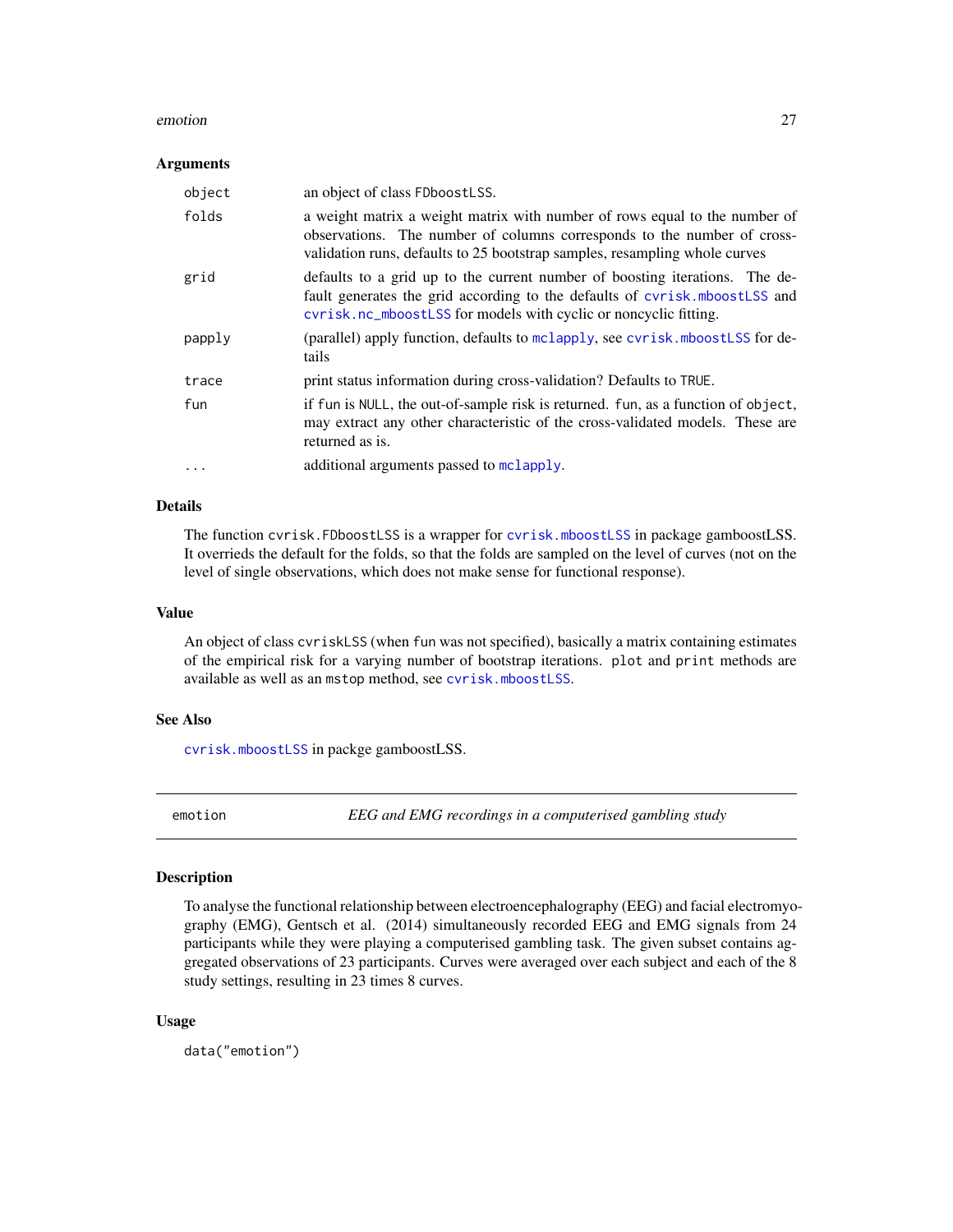### Arguments

| | |
|---|---|
| `object` | an object of class `FDboostLSS`. |
| `folds` | a weight matrix a weight matrix with number of rows equal to the number of observations. The number of columns corresponds to the number of cross-validation runs, defaults to 25 bootstrap samples, resampling whole curves |
| `grid` | defaults to a grid up to the current number of boosting iterations. The default generates the grid according to the defaults of `cvrisk.mboostLSS` and `cvrisk.nc_mboostLSS` for models with cyclic or noncyclic fitting. |
| `papply` | (parallel) apply function, defaults to `mclapply`, see `cvrisk.mboostLSS` for details |
| `trace` | print status information during cross-validation? Defaults to `TRUE`. |
| `fun` | if `fun` is `NULL`, the out-of-sample risk is returned. `fun`, as a function of `object`, may extract any other characteristic of the cross-validated models. These are returned as is. |
| `...` | additional arguments passed to `mclapply`. |

### Details

The function `cvrisk.FDboostLSS` is a wrapper for `cvrisk.mboostLSS` in package gamboostLSS. It overrieds the default for the folds, so that the folds are sampled on the level of curves (not on the level of single observations, which does not make sense for functional response).

### Value

An object of class `cvriskLSS` (when `fun` was not specified), basically a matrix containing estimates of the empirical risk for a varying number of bootstrap iterations. `plot` and `print` methods are available as well as an `mstop` method, see `cvrisk.mboostLSS`.

### See Also

`cvrisk.mboostLSS` in packge gamboostLSS.

---

## emotion — *EEG and EMG recordings in a computerised gambling study*

### Description

To analyse the functional relationship between electroencephalography (EEG) and facial electromyography (EMG), Gentsch et al. (2014) simultaneously recorded EEG and EMG signals from 24 participants while they were playing a computerised gambling task. The given subset contains aggregated observations of 23 participants. Curves were averaged over each subject and each of the 8 study settings, resulting in 23 times 8 curves.

### Usage

```
data("emotion")
```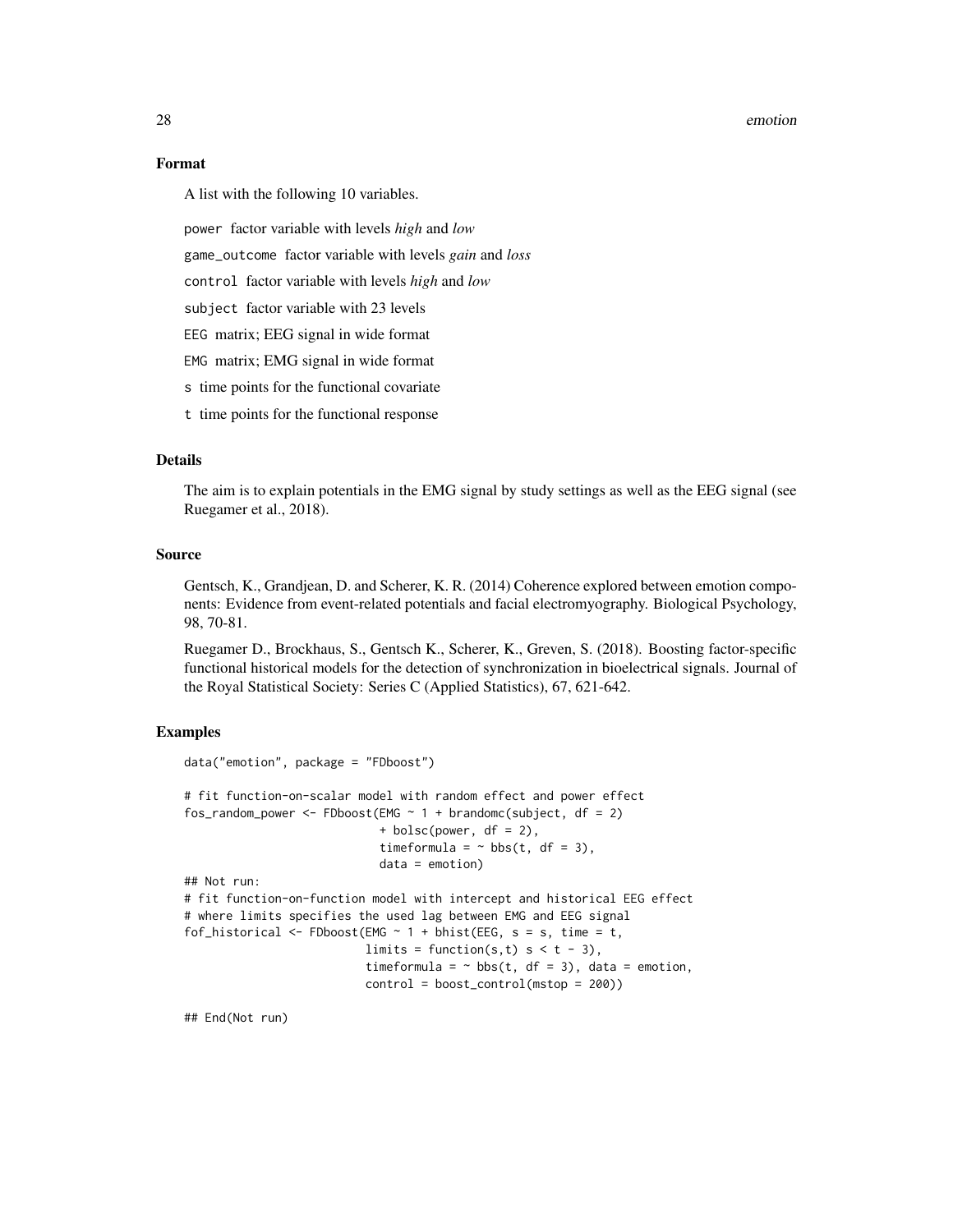## Format

A list with the following 10 variables.

- `power` factor variable with levels *high* and *low*
- `game_outcome` factor variable with levels *gain* and *loss*
- `control` factor variable with levels *high* and *low*
- `subject` factor variable with 23 levels
- `EEG` matrix; EEG signal in wide format
- `EMG` matrix; EMG signal in wide format
- `s` time points for the functional covariate
- `t` time points for the functional response

## Details

The aim is to explain potentials in the EMG signal by study settings as well as the EEG signal (see Ruegamer et al., 2018).

## Source

Gentsch, K., Grandjean, D. and Scherer, K. R. (2014) Coherence explored between emotion components: Evidence from event-related potentials and facial electromyography. Biological Psychology, 98, 70-81.

Ruegamer D., Brockhaus, S., Gentsch K., Scherer, K., Greven, S. (2018). Boosting factor-specific functional historical models for the detection of synchronization in bioelectrical signals. Journal of the Royal Statistical Society: Series C (Applied Statistics), 67, 621-642.

## Examples

```
data("emotion", package = "FDboost")

# fit function-on-scalar model with random effect and power effect
fos_random_power <- FDboost(EMG ~ 1 + brandomc(subject, df = 2)
                            + bolsc(power, df = 2),
                            timeformula = ~ bbs(t, df = 3),
                            data = emotion)
## Not run:
# fit function-on-function model with intercept and historical EEG effect
# where limits specifies the used lag between EMG and EEG signal
fof_historical <- FDboost(EMG ~ 1 + bhist(EEG, s = s, time = t,
                          limits = function(s,t) s < t - 3),
                          timeformula = ~ bbs(t, df = 3), data = emotion,
                          control = boost_control(mstop = 200))

## End(Not run)
```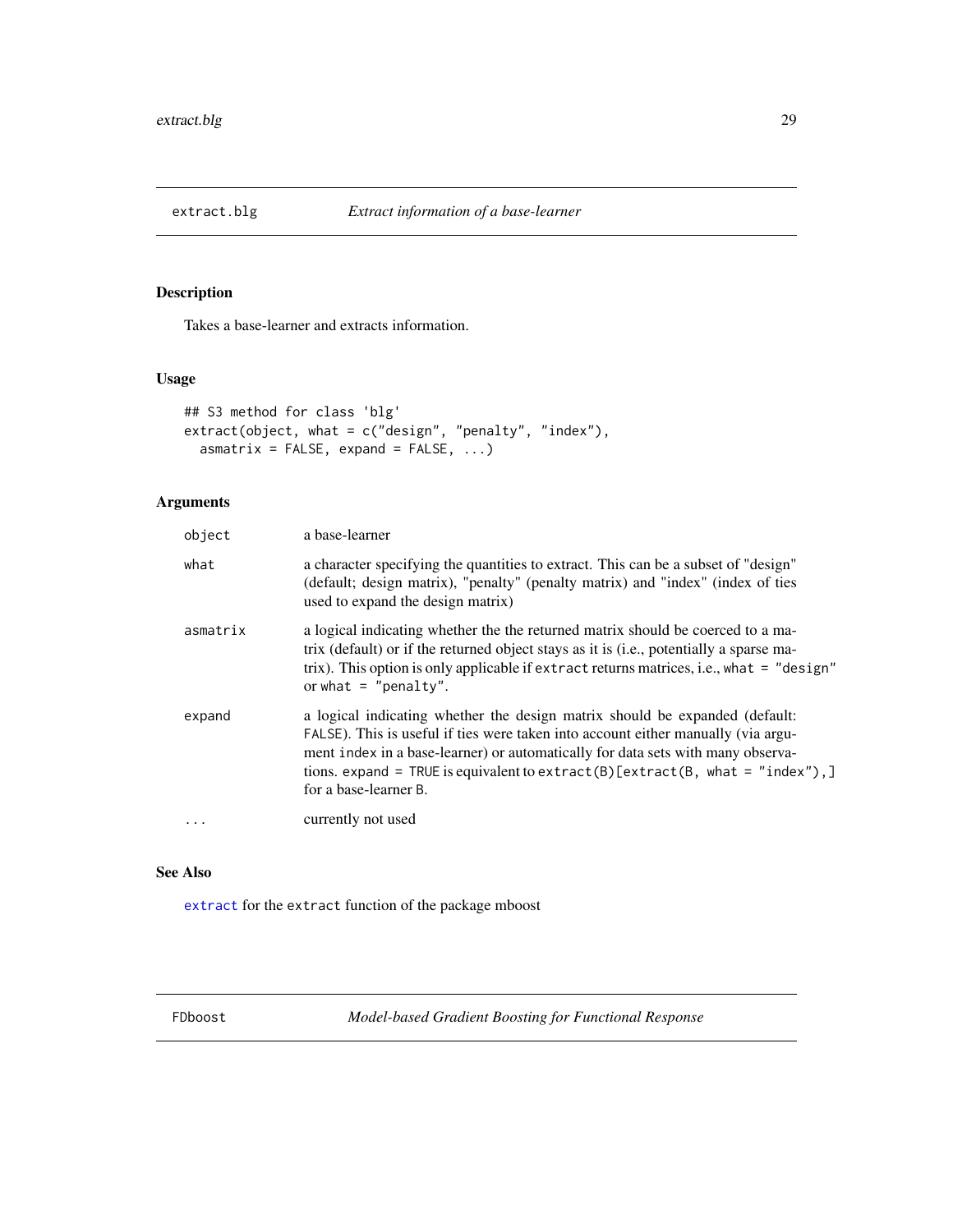## extract.blg — *Extract information of a base-learner*

### Description

Takes a base-learner and extracts information.

### Usage

```
## S3 method for class 'blg'
extract(object, what = c("design", "penalty", "index"),
  asmatrix = FALSE, expand = FALSE, ...)
```

### Arguments

| | |
|---|---|
| `object` | a base-learner |
| `what` | a character specifying the quantities to extract. This can be a subset of "design" (default; design matrix), "penalty" (penalty matrix) and "index" (index of ties used to expand the design matrix) |
| `asmatrix` | a logical indicating whether the the returned matrix should be coerced to a matrix (default) or if the returned object stays as it is (i.e., potentially a sparse matrix). This option is only applicable if `extract` returns matrices, i.e., `what = "design"` or `what = "penalty"`. |
| `expand` | a logical indicating whether the design matrix should be expanded (default: `FALSE`). This is useful if ties were taken into account either manually (via argument `index` in a base-learner) or automatically for data sets with many observations. `expand = TRUE` is equivalent to `extract(B)[extract(B, what = "index"),]` for a base-learner `B`. |
| `...` | currently not used |

### See Also

`extract` for the `extract` function of the package mboost

## FDboost — *Model-based Gradient Boosting for Functional Response*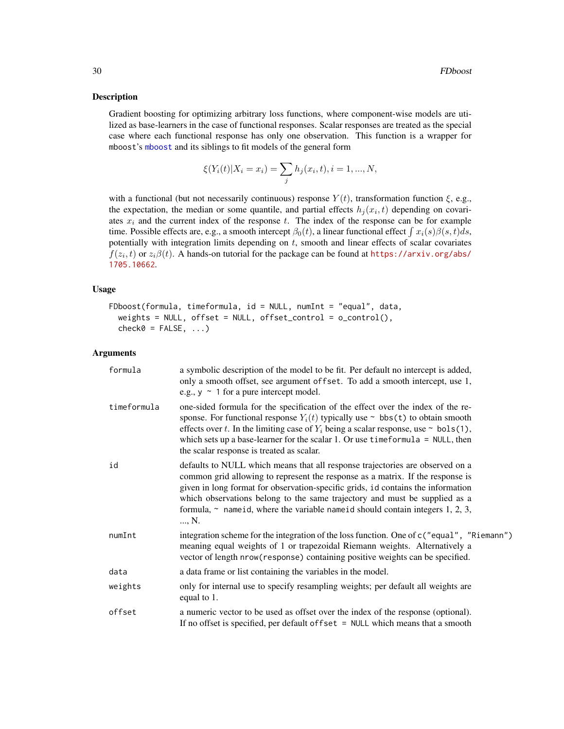## Description

Gradient boosting for optimizing arbitrary loss functions, where component-wise models are utilized as base-learners in the case of functional responses. Scalar responses are treated as the special case where each functional response has only one observation. This function is a wrapper for mboost's mboost and its siblings to fit models of the general form

$$\xi(Y_i(t)|X_i = x_i) = \sum_j h_j(x_i, t), i = 1, ..., N,$$

with a functional (but not necessarily continuous) response $Y(t)$, transformation function $\xi$, e.g., the expectation, the median or some quantile, and partial effects $h_j(x_i, t)$ depending on covariates $x_i$ and the current index of the response $t$. The index of the response can be for example time. Possible effects are, e.g., a smooth intercept $\beta_0(t)$, a linear functional effect $\int x_i(s)\beta(s,t)ds$, potentially with integration limits depending on $t$, smooth and linear effects of scalar covariates $f(z_i, t)$ or $z_i\beta(t)$. A hands-on tutorial for the package can be found at https://arxiv.org/abs/1705.10662.

## Usage

```
FDboost(formula, timeformula, id = NULL, numInt = "equal", data,
  weights = NULL, offset = NULL, offset_control = o_control(),
  check0 = FALSE, ...)
```

## Arguments

| | |
|---|---|
| formula | a symbolic description of the model to be fit. Per default no intercept is added, only a smooth offset, see argument offset. To add a smooth intercept, use 1, e.g., y ~ 1 for a pure intercept model. |
| timeformula | one-sided formula for the specification of the effect over the index of the response. For functional response $Y_i(t)$ typically use ~ bbs(t) to obtain smooth effects over $t$. In the limiting case of $Y_i$ being a scalar response, use ~ bols(1), which sets up a base-learner for the scalar 1. Or use timeformula = NULL, then the scalar response is treated as scalar. |
| id | defaults to NULL which means that all response trajectories are observed on a common grid allowing to represent the response as a matrix. If the response is given in long format for observation-specific grids, id contains the information which observations belong to the same trajectory and must be supplied as a formula, ~ nameid, where the variable nameid should contain integers 1, 2, 3, ..., N. |
| numInt | integration scheme for the integration of the loss function. One of c("equal", "Riemann") meaning equal weights of 1 or trapezoidal Riemann weights. Alternatively a vector of length nrow(response) containing positive weights can be specified. |
| data | a data frame or list containing the variables in the model. |
| weights | only for internal use to specify resampling weights; per default all weights are equal to 1. |
| offset | a numeric vector to be used as offset over the index of the response (optional). If no offset is specified, per default offset = NULL which means that a smooth |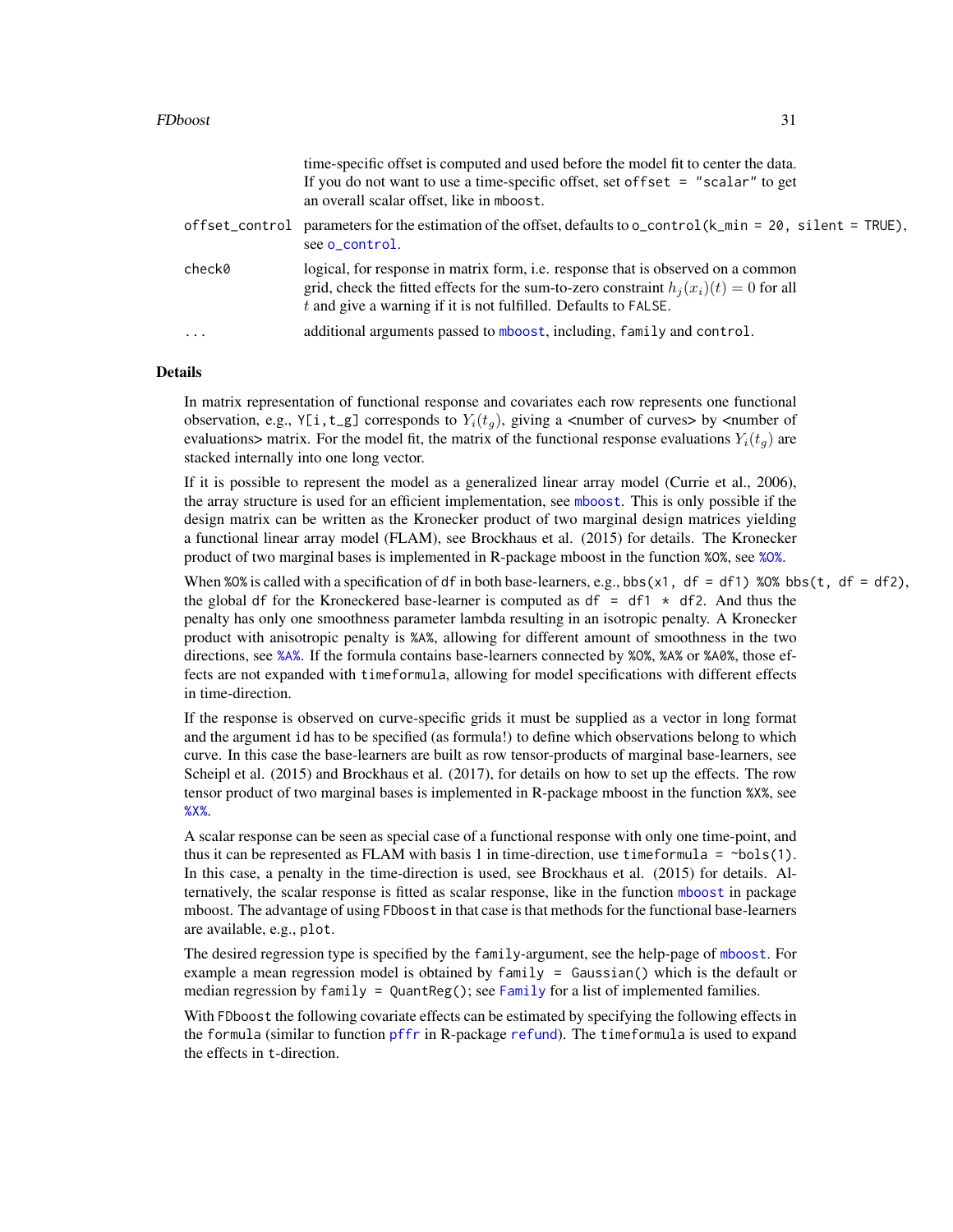time-specific offset is computed and used before the model fit to center the data. If you do not want to use a time-specific offset, set `offset = "scalar"` to get an overall scalar offset, like in `mboost`.

`offset_control` parameters for the estimation of the offset, defaults to `o_control(k_min = 20, silent = TRUE)`, see `o_control`.

`check0` logical, for response in matrix form, i.e. response that is observed on a common grid, check the fitted effects for the sum-to-zero constraint $h_j(x_i)(t) = 0$ for all $t$ and give a warning if it is not fulfilled. Defaults to `FALSE`.

`...` additional arguments passed to `mboost`, including, `family` and `control`.

## Details

In matrix representation of functional response and covariates each row represents one functional observation, e.g., `Y[i,t_g]` corresponds to $Y_i(t_g)$, giving a <number of curves> by <number of evaluations> matrix. For the model fit, the matrix of the functional response evaluations $Y_i(t_g)$ are stacked internally into one long vector.

If it is possible to represent the model as a generalized linear array model (Currie et al., 2006), the array structure is used for an efficient implementation, see `mboost`. This is only possible if the design matrix can be written as the Kronecker product of two marginal design matrices yielding a functional linear array model (FLAM), see Brockhaus et al. (2015) for details. The Kronecker product of two marginal bases is implemented in R-package mboost in the function `%O%`, see `%O%`.

When `%O%` is called with a specification of `df` in both base-learners, e.g., `bbs(x1, df = df1) %O% bbs(t, df = df2)`, the global `df` for the Kroneckered base-learner is computed as `df = df1 * df2`. And thus the penalty has only one smoothness parameter lambda resulting in an isotropic penalty. A Kronecker product with anisotropic penalty is `%A%`, allowing for different amount of smoothness in the two directions, see `%A%`. If the formula contains base-learners connected by `%O%`, `%A%` or `%A0%`, those effects are not expanded with `timeformula`, allowing for model specifications with different effects in time-direction.

If the response is observed on curve-specific grids it must be supplied as a vector in long format and the argument `id` has to be specified (as formula!) to define which observations belong to which curve. In this case the base-learners are built as row tensor-products of marginal base-learners, see Scheipl et al. (2015) and Brockhaus et al. (2017), for details on how to set up the effects. The row tensor product of two marginal bases is implemented in R-package mboost in the function `%X%`, see `%X%`.

A scalar response can be seen as special case of a functional response with only one time-point, and thus it can be represented as FLAM with basis 1 in time-direction, use `timeformula = ~bols(1)`. In this case, a penalty in the time-direction is used, see Brockhaus et al. (2015) for details. Alternatively, the scalar response is fitted as scalar response, like in the function `mboost` in package mboost. The advantage of using `FDboost` in that case is that methods for the functional base-learners are available, e.g., `plot`.

The desired regression type is specified by the `family`-argument, see the help-page of `mboost`. For example a mean regression model is obtained by `family = Gaussian()` which is the default or median regression by `family = QuantReg()`; see `Family` for a list of implemented families.

With `FDboost` the following covariate effects can be estimated by specifying the following effects in the `formula` (similar to function `pffr` in R-package `refund`). The `timeformula` is used to expand the effects in `t`-direction.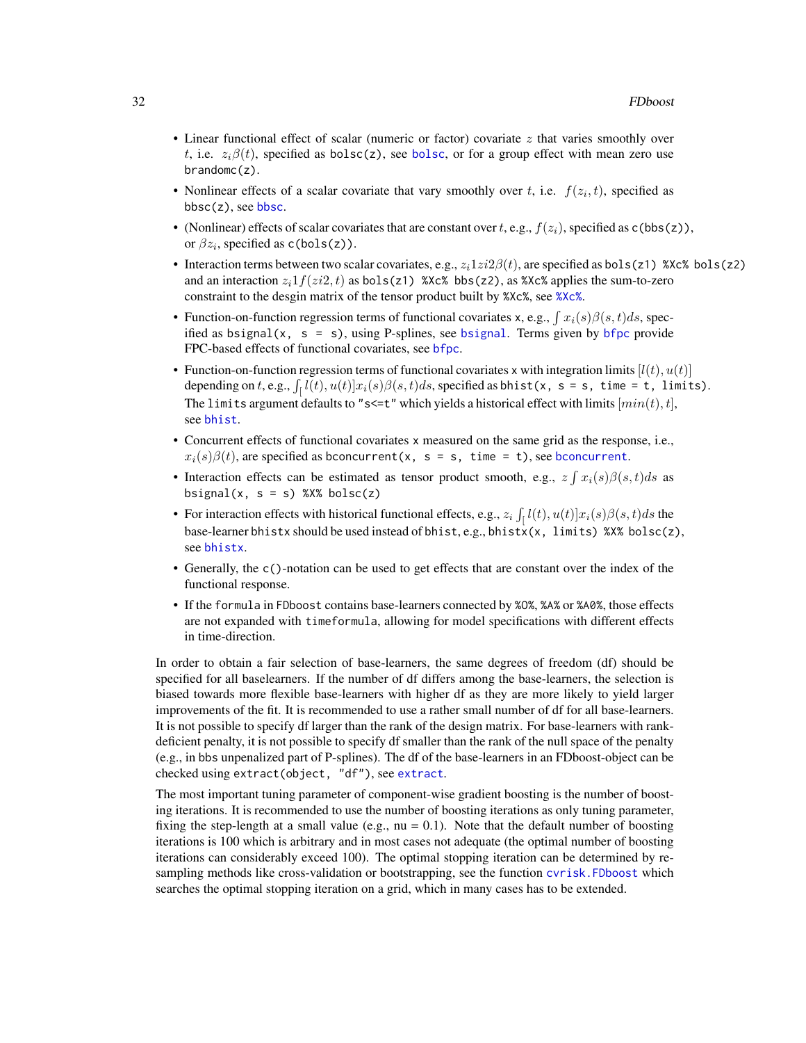- Linear functional effect of scalar (numeric or factor) covariate $z$ that varies smoothly over $t$, i.e. $z_i\beta(t)$, specified as `bolsc(z)`, see bolsc, or for a group effect with mean zero use `brandomc(z)`.
- Nonlinear effects of a scalar covariate that vary smoothly over $t$, i.e. $f(z_i, t)$, specified as `bbsc(z)`, see bbsc.
- (Nonlinear) effects of scalar covariates that are constant over $t$, e.g., $f(z_i)$, specified as `c(bbs(z))`, or $\beta z_i$, specified as `c(bols(z))`.
- Interaction terms between two scalar covariates, e.g., $z_i 1 zi2\beta(t)$, are specified as `bols(z1) %Xc% bols(z2)` and an interaction $z_i 1 f(zi2, t)$ as `bols(z1) %Xc% bbs(z2)`, as `%Xc%` applies the sum-to-zero constraint to the desgin matrix of the tensor product built by `%Xc%`, see %Xc%.
- Function-on-function regression terms of functional covariates `x`, e.g., $\int x_i(s)\beta(s,t)ds$, specified as `bsignal(x, s = s)`, using P-splines, see bsignal. Terms given by bfpc provide FPC-based effects of functional covariates, see bfpc.
- Function-on-function regression terms of functional covariates `x` with integration limits $[l(t), u(t)]$ depending on $t$, e.g., $\int_[ l(t), u(t)]x_i(s)\beta(s,t)ds$, specified as `bhist(x, s = s, time = t, limits)`. The `limits` argument defaults to `"s<=t"` which yields a historical effect with limits $[min(t), t]$, see bhist.
- Concurrent effects of functional covariates `x` measured on the same grid as the response, i.e., $x_i(s)\beta(t)$, are specified as `bconcurrent(x, s = s, time = t)`, see bconcurrent.
- Interaction effects can be estimated as tensor product smooth, e.g., $z \int x_i(s)\beta(s,t)ds$ as `bsignal(x, s = s) %X% bolsc(z)`
- For interaction effects with historical functional effects, e.g., $z_i \int_[ l(t), u(t)]x_i(s)\beta(s,t)ds$ the base-learner `bhistx` should be used instead of `bhist`, e.g., `bhistx(x, limits) %X% bolsc(z)`, see bhistx.
- Generally, the `c()`-notation can be used to get effects that are constant over the index of the functional response.
- If the `formula` in `FDboost` contains base-learners connected by `%O%`, `%A%` or `%A0%`, those effects are not expanded with `timeformula`, allowing for model specifications with different effects in time-direction.

In order to obtain a fair selection of base-learners, the same degrees of freedom (df) should be specified for all baselearners. If the number of df differs among the base-learners, the selection is biased towards more flexible base-learners with higher df as they are more likely to yield larger improvements of the fit. It is recommended to use a rather small number of df for all base-learners. It is not possible to specify df larger than the rank of the design matrix. For base-learners with rank-deficient penalty, it is not possible to specify df smaller than the rank of the null space of the penalty (e.g., in `bbs` unpenalized part of P-splines). The df of the base-learners in an FDboost-object can be checked using `extract(object, "df")`, see extract.

The most important tuning parameter of component-wise gradient boosting is the number of boosting iterations. It is recommended to use the number of boosting iterations as only tuning parameter, fixing the step-length at a small value (e.g., nu = 0.1). Note that the default number of boosting iterations is 100 which is arbitrary and in most cases not adequate (the optimal number of boosting iterations can considerably exceed 100). The optimal stopping iteration can be determined by resampling methods like cross-validation or bootstrapping, see the function cvrisk.FDboost which searches the optimal stopping iteration on a grid, which in many cases has to be extended.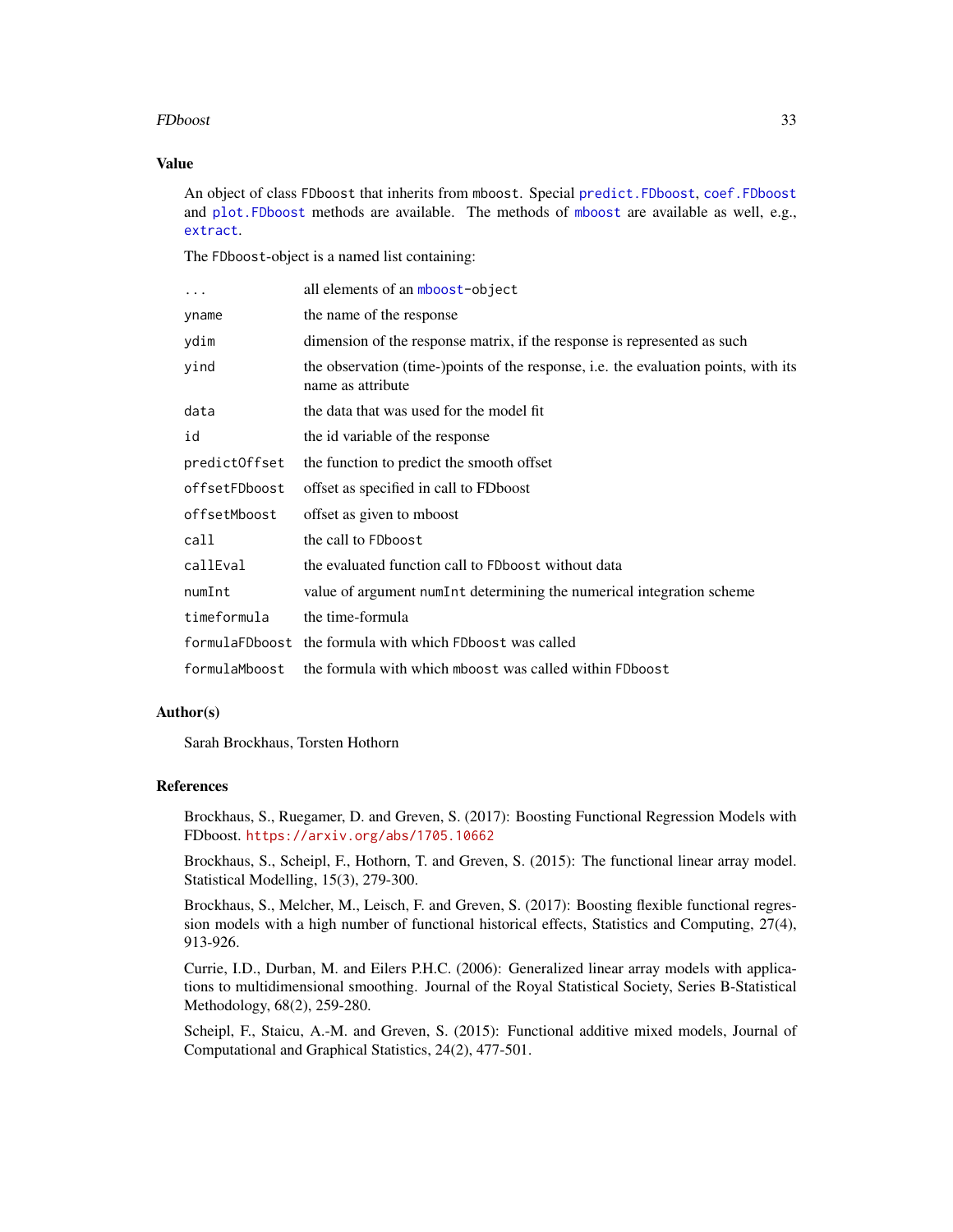## Value

An object of class FDboost that inherits from mboost. Special predict.FDboost, coef.FDboost and plot.FDboost methods are available. The methods of mboost are available as well, e.g., extract.

The FDboost-object is a named list containing:

| | |
|---|---|
| `...` | all elements of an mboost-object |
| `yname` | the name of the response |
| `ydim` | dimension of the response matrix, if the response is represented as such |
| `yind` | the observation (time-)points of the response, i.e. the evaluation points, with its name as attribute |
| `data` | the data that was used for the model fit |
| `id` | the id variable of the response |
| `predictOffset` | the function to predict the smooth offset |
| `offsetFDboost` | offset as specified in call to FDboost |
| `offsetMboost` | offset as given to mboost |
| `call` | the call to FDboost |
| `callEval` | the evaluated function call to FDboost without data |
| `numInt` | value of argument numInt determining the numerical integration scheme |
| `timeformula` | the time-formula |
| `formulaFDboost` | the formula with which FDboost was called |
| `formulaMboost` | the formula with which mboost was called within FDboost |

## Author(s)

Sarah Brockhaus, Torsten Hothorn

## References

Brockhaus, S., Ruegamer, D. and Greven, S. (2017): Boosting Functional Regression Models with FDboost. https://arxiv.org/abs/1705.10662

Brockhaus, S., Scheipl, F., Hothorn, T. and Greven, S. (2015): The functional linear array model. Statistical Modelling, 15(3), 279-300.

Brockhaus, S., Melcher, M., Leisch, F. and Greven, S. (2017): Boosting flexible functional regression models with a high number of functional historical effects, Statistics and Computing, 27(4), 913-926.

Currie, I.D., Durban, M. and Eilers P.H.C. (2006): Generalized linear array models with applications to multidimensional smoothing. Journal of the Royal Statistical Society, Series B-Statistical Methodology, 68(2), 259-280.

Scheipl, F., Staicu, A.-M. and Greven, S. (2015): Functional additive mixed models, Journal of Computational and Graphical Statistics, 24(2), 477-501.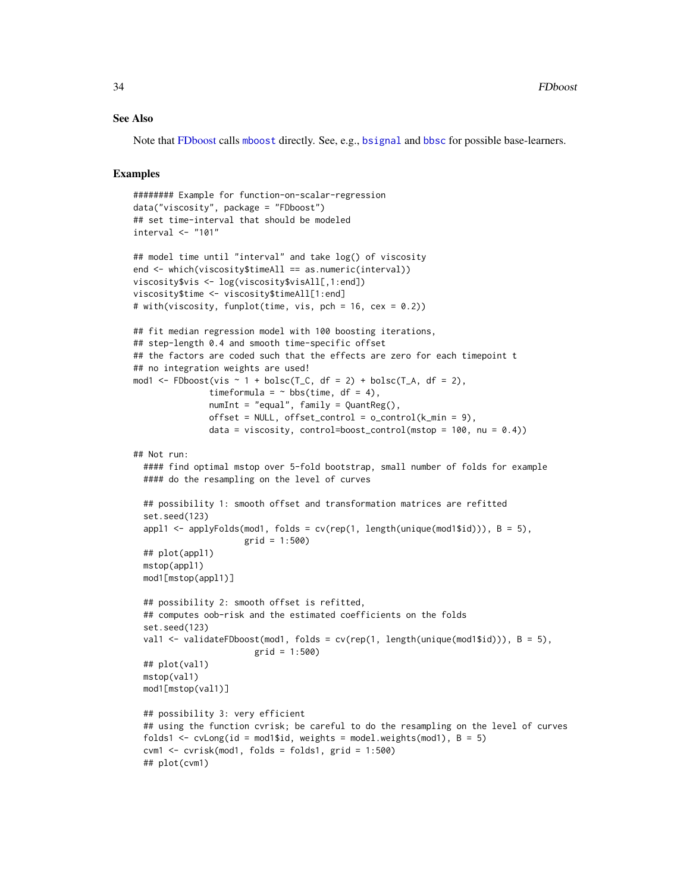### See Also

Note that FDboost calls `mboost` directly. See, e.g., `bsignal` and `bbsc` for possible base-learners.

### Examples

```
######## Example for function-on-scalar-regression
data("viscosity", package = "FDboost")
## set time-interval that should be modeled
interval <- "101"

## model time until "interval" and take log() of viscosity
end <- which(viscosity$timeAll == as.numeric(interval))
viscosity$vis <- log(viscosity$visAll[,1:end])
viscosity$time <- viscosity$timeAll[1:end]
# with(viscosity, funplot(time, vis, pch = 16, cex = 0.2))

## fit median regression model with 100 boosting iterations,
## step-length 0.4 and smooth time-specific offset
## the factors are coded such that the effects are zero for each timepoint t
## no integration weights are used!
mod1 <- FDboost(vis ~ 1 + bolsc(T_C, df = 2) + bolsc(T_A, df = 2),
               timeformula = ~ bbs(time, df = 4),
               numInt = "equal", family = QuantReg(),
               offset = NULL, offset_control = o_control(k_min = 9),
               data = viscosity, control=boost_control(mstop = 100, nu = 0.4))

## Not run:
  #### find optimal mstop over 5-fold bootstrap, small number of folds for example
  #### do the resampling on the level of curves

  ## possibility 1: smooth offset and transformation matrices are refitted
  set.seed(123)
  appl1 <- applyFolds(mod1, folds = cv(rep(1, length(unique(mod1$id))), B = 5),
                      grid = 1:500)
  ## plot(appl1)
  mstop(appl1)
  mod1[mstop(appl1)]

  ## possibility 2: smooth offset is refitted,
  ## computes oob-risk and the estimated coefficients on the folds
  set.seed(123)
  val1 <- validateFDboost(mod1, folds = cv(rep(1, length(unique(mod1$id))), B = 5),
                        grid = 1:500)
  ## plot(val1)
  mstop(val1)
  mod1[mstop(val1)]

  ## possibility 3: very efficient
  ## using the function cvrisk; be careful to do the resampling on the level of curves
  folds1 <- cvLong(id = mod1$id, weights = model.weights(mod1), B = 5)
  cvm1 <- cvrisk(mod1, folds = folds1, grid = 1:500)
  ## plot(cvm1)
```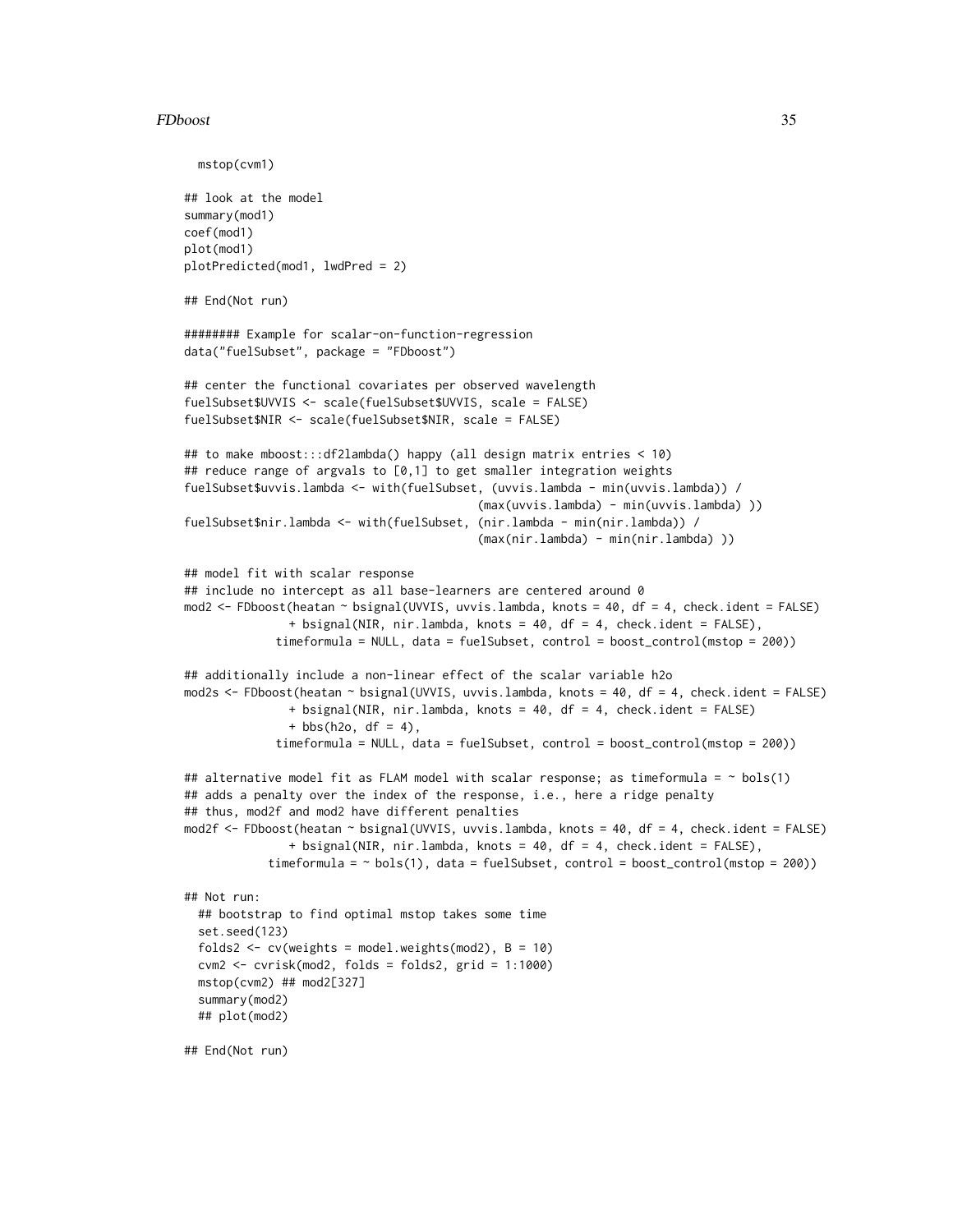```
  mstop(cvm1)

## look at the model
summary(mod1)
coef(mod1)
plot(mod1)
plotPredicted(mod1, lwdPred = 2)

## End(Not run)

######## Example for scalar-on-function-regression
data("fuelSubset", package = "FDboost")

## center the functional covariates per observed wavelength
fuelSubset$UVVIS <- scale(fuelSubset$UVVIS, scale = FALSE)
fuelSubset$NIR <- scale(fuelSubset$NIR, scale = FALSE)

## to make mboost:::df2lambda() happy (all design matrix entries < 10)
## reduce range of argvals to [0,1] to get smaller integration weights
fuelSubset$uvvis.lambda <- with(fuelSubset, (uvvis.lambda - min(uvvis.lambda)) /
                                          (max(uvvis.lambda) - min(uvvis.lambda) ))
fuelSubset$nir.lambda <- with(fuelSubset, (nir.lambda - min(nir.lambda)) /
                                          (max(nir.lambda) - min(nir.lambda) ))

## model fit with scalar response
## include no intercept as all base-learners are centered around 0
mod2 <- FDboost(heatan ~ bsignal(UVVIS, uvvis.lambda, knots = 40, df = 4, check.ident = FALSE)
               + bsignal(NIR, nir.lambda, knots = 40, df = 4, check.ident = FALSE),
             timeformula = NULL, data = fuelSubset, control = boost_control(mstop = 200))

## additionally include a non-linear effect of the scalar variable h2o
mod2s <- FDboost(heatan ~ bsignal(UVVIS, uvvis.lambda, knots = 40, df = 4, check.ident = FALSE)
               + bsignal(NIR, nir.lambda, knots = 40, df = 4, check.ident = FALSE)
               + bbs(h2o, df = 4),
             timeformula = NULL, data = fuelSubset, control = boost_control(mstop = 200))

## alternative model fit as FLAM model with scalar response; as timeformula = ~ bols(1)
## adds a penalty over the index of the response, i.e., here a ridge penalty
## thus, mod2f and mod2 have different penalties
mod2f <- FDboost(heatan ~ bsignal(UVVIS, uvvis.lambda, knots = 40, df = 4, check.ident = FALSE)
               + bsignal(NIR, nir.lambda, knots = 40, df = 4, check.ident = FALSE),
            timeformula = ~ bols(1), data = fuelSubset, control = boost_control(mstop = 200))

## Not run:
  ## bootstrap to find optimal mstop takes some time
  set.seed(123)
  folds2 <- cv(weights = model.weights(mod2), B = 10)
  cvm2 <- cvrisk(mod2, folds = folds2, grid = 1:1000)
  mstop(cvm2) ## mod2[327]
  summary(mod2)
  ## plot(mod2)

## End(Not run)
```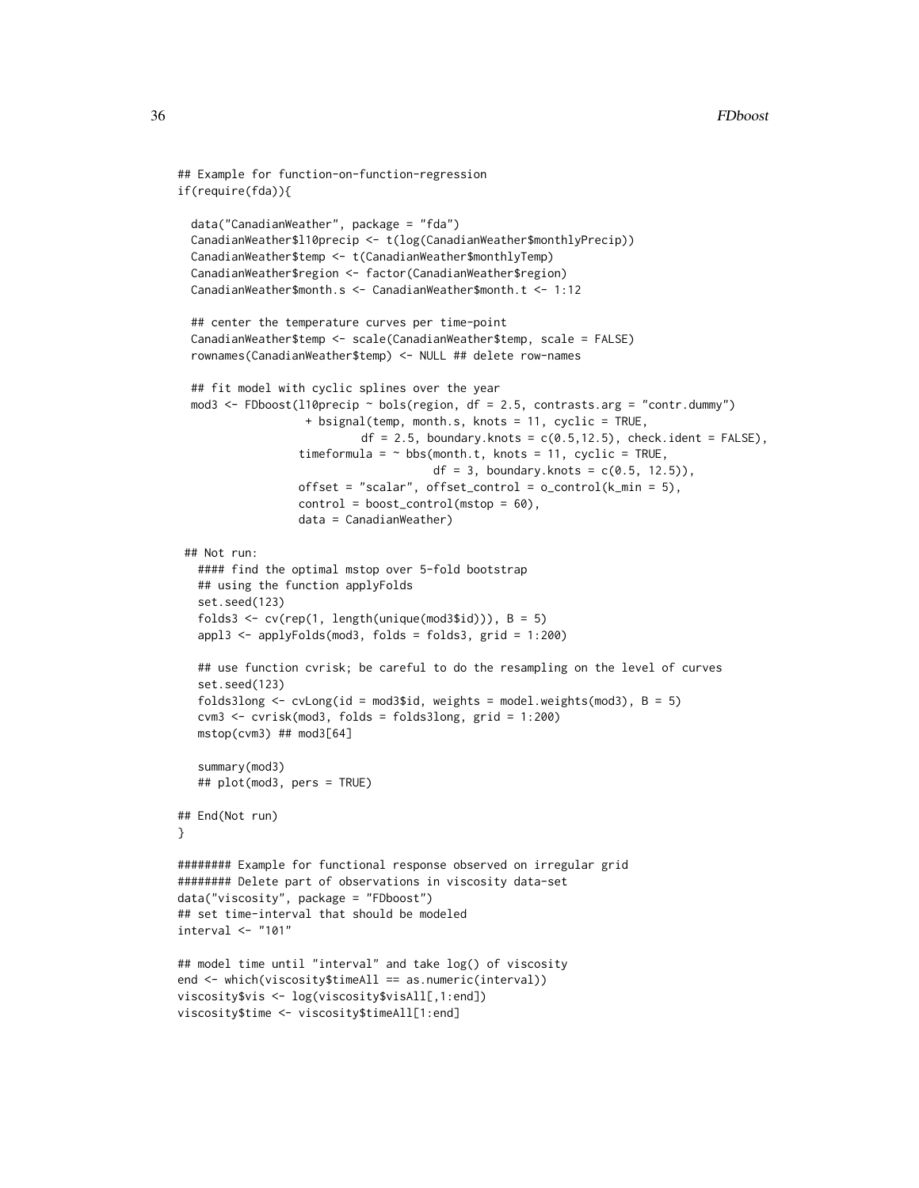```
## Example for function-on-function-regression
if(require(fda)){

  data("CanadianWeather", package = "fda")
  CanadianWeather$l10precip <- t(log(CanadianWeather$monthlyPrecip))
  CanadianWeather$temp <- t(CanadianWeather$monthlyTemp)
  CanadianWeather$region <- factor(CanadianWeather$region)
  CanadianWeather$month.s <- CanadianWeather$month.t <- 1:12

  ## center the temperature curves per time-point
  CanadianWeather$temp <- scale(CanadianWeather$temp, scale = FALSE)
  rownames(CanadianWeather$temp) <- NULL ## delete row-names

  ## fit model with cyclic splines over the year
  mod3 <- FDboost(l10precip ~ bols(region, df = 2.5, contrasts.arg = "contr.dummy")
                   + bsignal(temp, month.s, knots = 11, cyclic = TRUE,
                             df = 2.5, boundary.knots = c(0.5,12.5), check.ident = FALSE),
                  timeformula = ~ bbs(month.t, knots = 11, cyclic = TRUE,
                                      df = 3, boundary.knots = c(0.5, 12.5)),
                  offset = "scalar", offset_control = o_control(k_min = 5),
                  control = boost_control(mstop = 60),
                  data = CanadianWeather)

 ## Not run:
   #### find the optimal mstop over 5-fold bootstrap
   ## using the function applyFolds
   set.seed(123)
   folds3 <- cv(rep(1, length(unique(mod3$id))), B = 5)
   appl3 <- applyFolds(mod3, folds = folds3, grid = 1:200)

   ## use function cvrisk; be careful to do the resampling on the level of curves
   set.seed(123)
   folds3long <- cvLong(id = mod3$id, weights = model.weights(mod3), B = 5)
   cvm3 <- cvrisk(mod3, folds = folds3long, grid = 1:200)
   mstop(cvm3) ## mod3[64]

   summary(mod3)
   ## plot(mod3, pers = TRUE)

## End(Not run)
}

######## Example for functional response observed on irregular grid
######## Delete part of observations in viscosity data-set
data("viscosity", package = "FDboost")
## set time-interval that should be modeled
interval <- "101"

## model time until "interval" and take log() of viscosity
end <- which(viscosity$timeAll == as.numeric(interval))
viscosity$vis <- log(viscosity$visAll[,1:end])
viscosity$time <- viscosity$timeAll[1:end]
```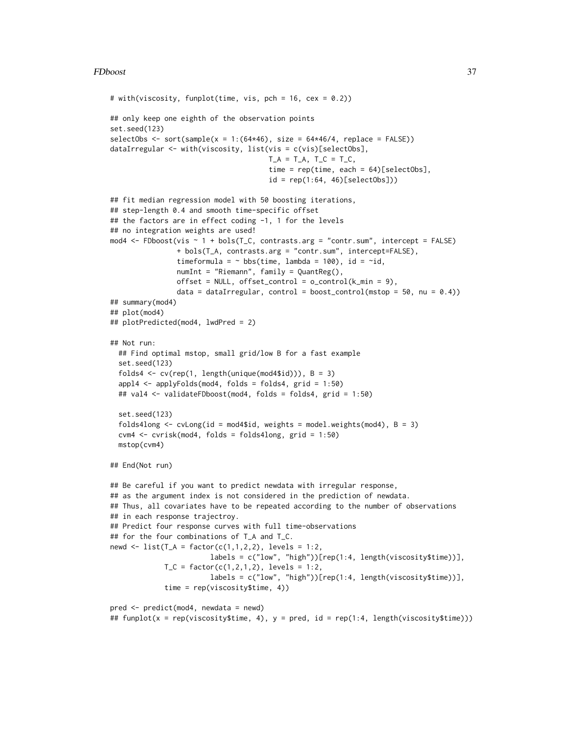```
# with(viscosity, funplot(time, vis, pch = 16, cex = 0.2))

## only keep one eighth of the observation points
set.seed(123)
selectObs <- sort(sample(x = 1:(64*46), size = 64*46/4, replace = FALSE))
dataIrregular <- with(viscosity, list(vis = c(vis)[selectObs],
                                      T_A = T_A, T_C = T_C,
                                      time = rep(time, each = 64)[selectObs],
                                      id = rep(1:64, 46)[selectObs]))

## fit median regression model with 50 boosting iterations,
## step-length 0.4 and smooth time-specific offset
## the factors are in effect coding -1, 1 for the levels
## no integration weights are used!
mod4 <- FDboost(vis ~ 1 + bols(T_C, contrasts.arg = "contr.sum", intercept = FALSE)
                + bols(T_A, contrasts.arg = "contr.sum", intercept=FALSE),
                timeformula = ~ bbs(time, lambda = 100), id = ~id,
                numInt = "Riemann", family = QuantReg(),
                offset = NULL, offset_control = o_control(k_min = 9),
                data = dataIrregular, control = boost_control(mstop = 50, nu = 0.4))
## summary(mod4)
## plot(mod4)
## plotPredicted(mod4, lwdPred = 2)

## Not run:
  ## Find optimal mstop, small grid/low B for a fast example
  set.seed(123)
  folds4 <- cv(rep(1, length(unique(mod4$id))), B = 3)
  appl4 <- applyFolds(mod4, folds = folds4, grid = 1:50)
  ## val4 <- validateFDboost(mod4, folds = folds4, grid = 1:50)

  set.seed(123)
  folds4long <- cvLong(id = mod4$id, weights = model.weights(mod4), B = 3)
  cvm4 <- cvrisk(mod4, folds = folds4long, grid = 1:50)
  mstop(cvm4)

## End(Not run)

## Be careful if you want to predict newdata with irregular response,
## as the argument index is not considered in the prediction of newdata.
## Thus, all covariates have to be repeated according to the number of observations
## in each response trajectroy.
## Predict four response curves with full time-observations
## for the four combinations of T_A and T_C.
newd <- list(T_A = factor(c(1,1,2,2), levels = 1:2,
                        labels = c("low", "high"))[rep(1:4, length(viscosity$time))],
             T_C = factor(c(1,2,1,2), levels = 1:2,
                        labels = c("low", "high"))[rep(1:4, length(viscosity$time))],
             time = rep(viscosity$time, 4))

pred <- predict(mod4, newdata = newd)
## funplot(x = rep(viscosity$time, 4), y = pred, id = rep(1:4, length(viscosity$time)))
```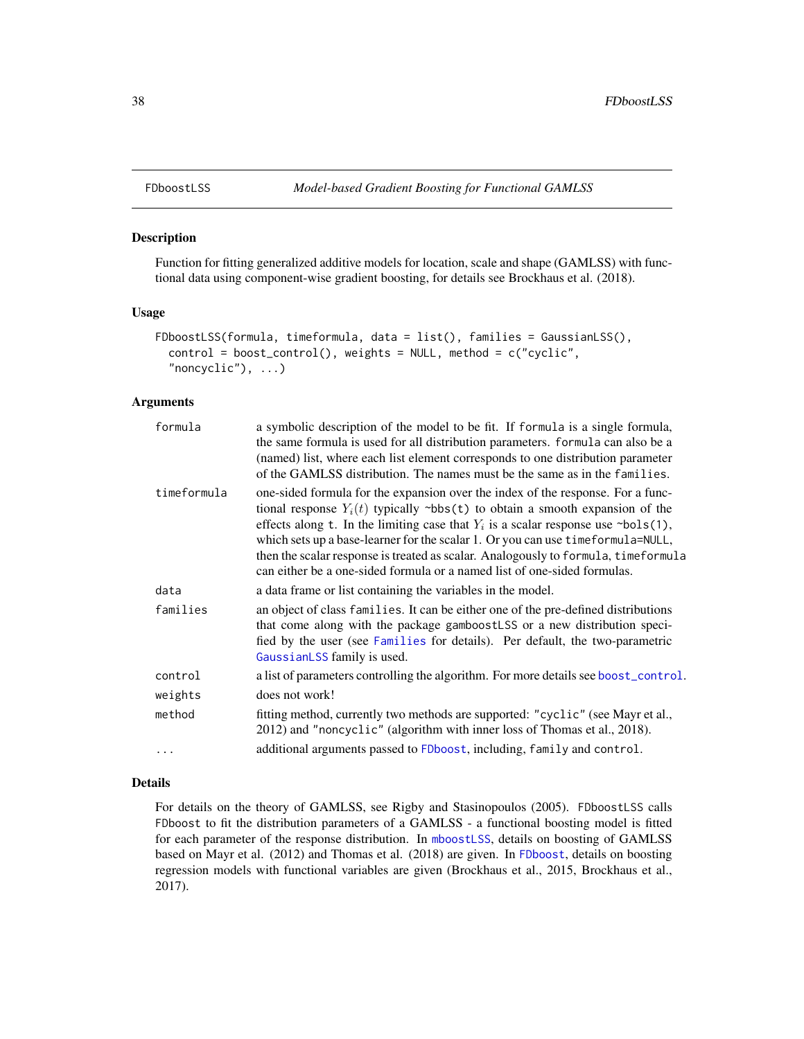## FDboostLSS — *Model-based Gradient Boosting for Functional GAMLSS*

### Description

Function for fitting generalized additive models for location, scale and shape (GAMLSS) with functional data using component-wise gradient boosting, for details see Brockhaus et al. (2018).

### Usage

```
FDboostLSS(formula, timeformula, data = list(), families = GaussianLSS(),
  control = boost_control(), weights = NULL, method = c("cyclic",
  "noncyclic"), ...)
```

### Arguments

| | |
|---|---|
| `formula` | a symbolic description of the model to be fit. If `formula` is a single formula, the same formula is used for all distribution parameters. `formula` can also be a (named) list, where each list element corresponds to one distribution parameter of the GAMLSS distribution. The names must be the same as in the `families`. |
| `timeformula` | one-sided formula for the expansion over the index of the response. For a functional response $Y_i(t)$ typically `~bbs(t)` to obtain a smooth expansion of the effects along `t`. In the limiting case that $Y_i$ is a scalar response use `~bols(1)`, which sets up a base-learner for the scalar 1. Or you can use `timeformula=NULL`, then the scalar response is treated as scalar. Analogously to `formula`, `timeformula` can either be a one-sided formula or a named list of one-sided formulas. |
| `data` | a data frame or list containing the variables in the model. |
| `families` | an object of class `families`. It can be either one of the pre-defined distributions that come along with the package `gamboostLSS` or a new distribution specified by the user (see `Families` for details). Per default, the two-parametric `GaussianLSS` family is used. |
| `control` | a list of parameters controlling the algorithm. For more details see `boost_control`. |
| `weights` | does not work! |
| `method` | fitting method, currently two methods are supported: `"cyclic"` (see Mayr et al., 2012) and `"noncyclic"` (algorithm with inner loss of Thomas et al., 2018). |
| `...` | additional arguments passed to `FDboost`, including, `family` and `control`. |

### Details

For details on the theory of GAMLSS, see Rigby and Stasinopoulos (2005). `FDboostLSS` calls `FDboost` to fit the distribution parameters of a GAMLSS - a functional boosting model is fitted for each parameter of the response distribution. In `mboostLSS`, details on boosting of GAMLSS based on Mayr et al. (2012) and Thomas et al. (2018) are given. In `FDboost`, details on boosting regression models with functional variables are given (Brockhaus et al., 2015, Brockhaus et al., 2017).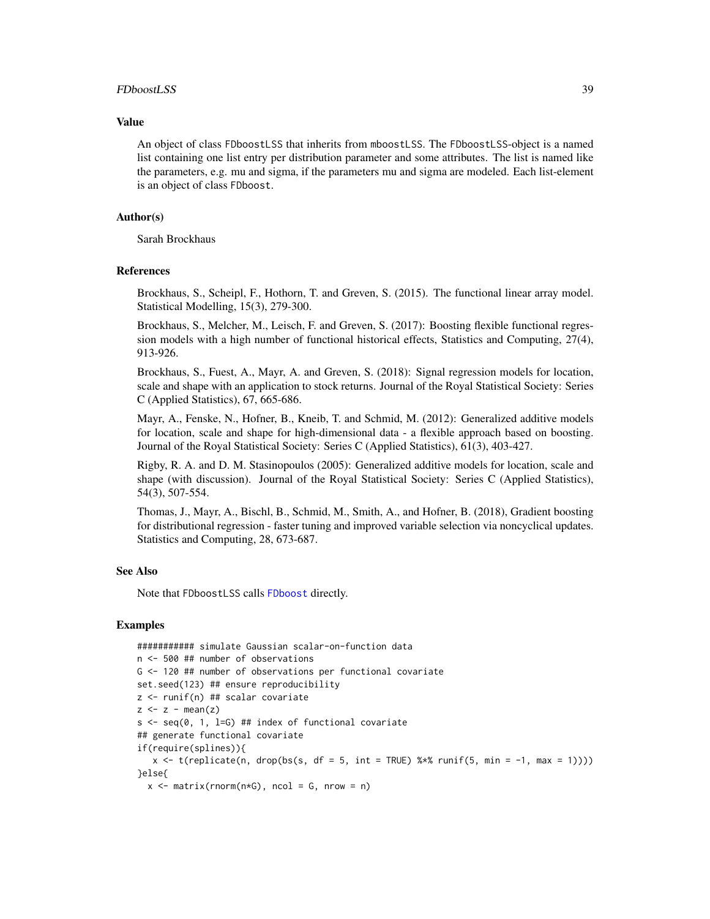## Value

An object of class FDboostLSS that inherits from mboostLSS. The FDboostLSS-object is a named list containing one list entry per distribution parameter and some attributes. The list is named like the parameters, e.g. mu and sigma, if the parameters mu and sigma are modeled. Each list-element is an object of class FDboost.

## Author(s)

Sarah Brockhaus

## References

Brockhaus, S., Scheipl, F., Hothorn, T. and Greven, S. (2015). The functional linear array model. Statistical Modelling, 15(3), 279-300.

Brockhaus, S., Melcher, M., Leisch, F. and Greven, S. (2017): Boosting flexible functional regression models with a high number of functional historical effects, Statistics and Computing, 27(4), 913-926.

Brockhaus, S., Fuest, A., Mayr, A. and Greven, S. (2018): Signal regression models for location, scale and shape with an application to stock returns. Journal of the Royal Statistical Society: Series C (Applied Statistics), 67, 665-686.

Mayr, A., Fenske, N., Hofner, B., Kneib, T. and Schmid, M. (2012): Generalized additive models for location, scale and shape for high-dimensional data - a flexible approach based on boosting. Journal of the Royal Statistical Society: Series C (Applied Statistics), 61(3), 403-427.

Rigby, R. A. and D. M. Stasinopoulos (2005): Generalized additive models for location, scale and shape (with discussion). Journal of the Royal Statistical Society: Series C (Applied Statistics), 54(3), 507-554.

Thomas, J., Mayr, A., Bischl, B., Schmid, M., Smith, A., and Hofner, B. (2018), Gradient boosting for distributional regression - faster tuning and improved variable selection via noncyclical updates. Statistics and Computing, 28, 673-687.

## See Also

Note that FDboostLSS calls FDboost directly.

## Examples

```
########### simulate Gaussian scalar-on-function data
n <- 500 ## number of observations
G <- 120 ## number of observations per functional covariate
set.seed(123) ## ensure reproducibility
z <- runif(n) ## scalar covariate
z <- z - mean(z)
s <- seq(0, 1, l=G) ## index of functional covariate
## generate functional covariate
if(require(splines)){
   x <- t(replicate(n, drop(bs(s, df = 5, int = TRUE) %*% runif(5, min = -1, max = 1))))
}else{
  x <- matrix(rnorm(n*G), ncol = G, nrow = n)
```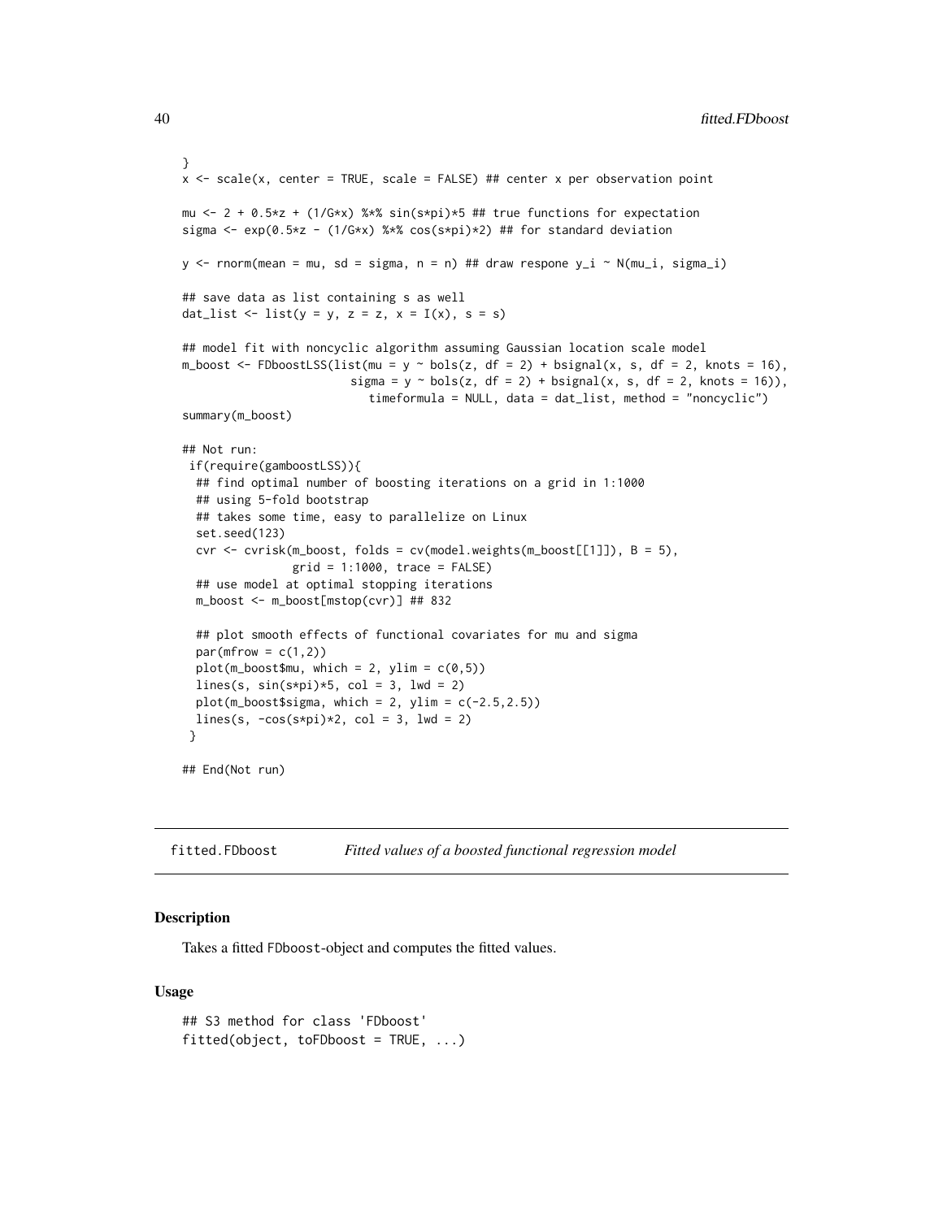```
}
x <- scale(x, center = TRUE, scale = FALSE) ## center x per observation point

mu <- 2 + 0.5*z + (1/G*x) %*% sin(s*pi)*5 ## true functions for expectation
sigma <- exp(0.5*z - (1/G*x) %*% cos(s*pi)*2) ## for standard deviation

y <- rnorm(mean = mu, sd = sigma, n = n) ## draw respone y_i ~ N(mu_i, sigma_i)

## save data as list containing s as well
dat_list <- list(y = y, z = z, x = I(x), s = s)

## model fit with noncyclic algorithm assuming Gaussian location scale model
m_boost <- FDboostLSS(list(mu = y ~ bols(z, df = 2) + bsignal(x, s, df = 2, knots = 16),
                          sigma = y ~ bols(z, df = 2) + bsignal(x, s, df = 2, knots = 16)),
                            timeformula = NULL, data = dat_list, method = "noncyclic")
summary(m_boost)

## Not run:
 if(require(gamboostLSS)){
  ## find optimal number of boosting iterations on a grid in 1:1000
  ## using 5-fold bootstrap
  ## takes some time, easy to parallelize on Linux
  set.seed(123)
  cvr <- cvrisk(m_boost, folds = cv(model.weights(m_boost[[1]]), B = 5),
                grid = 1:1000, trace = FALSE)
  ## use model at optimal stopping iterations
  m_boost <- m_boost[mstop(cvr)] ## 832

  ## plot smooth effects of functional covariates for mu and sigma
  par(mfrow = c(1,2))
  plot(m_boost$mu, which = 2, ylim = c(0,5))
  lines(s, sin(s*pi)*5, col = 3, lwd = 2)
  plot(m_boost$sigma, which = 2, ylim = c(-2.5,2.5))
  lines(s, -cos(s*pi)*2, col = 3, lwd = 2)
 }

## End(Not run)
```

## fitted.FDboost — *Fitted values of a boosted functional regression model*

### Description

Takes a fitted FDboost-object and computes the fitted values.

### Usage

```
## S3 method for class 'FDboost'
fitted(object, toFDboost = TRUE, ...)
```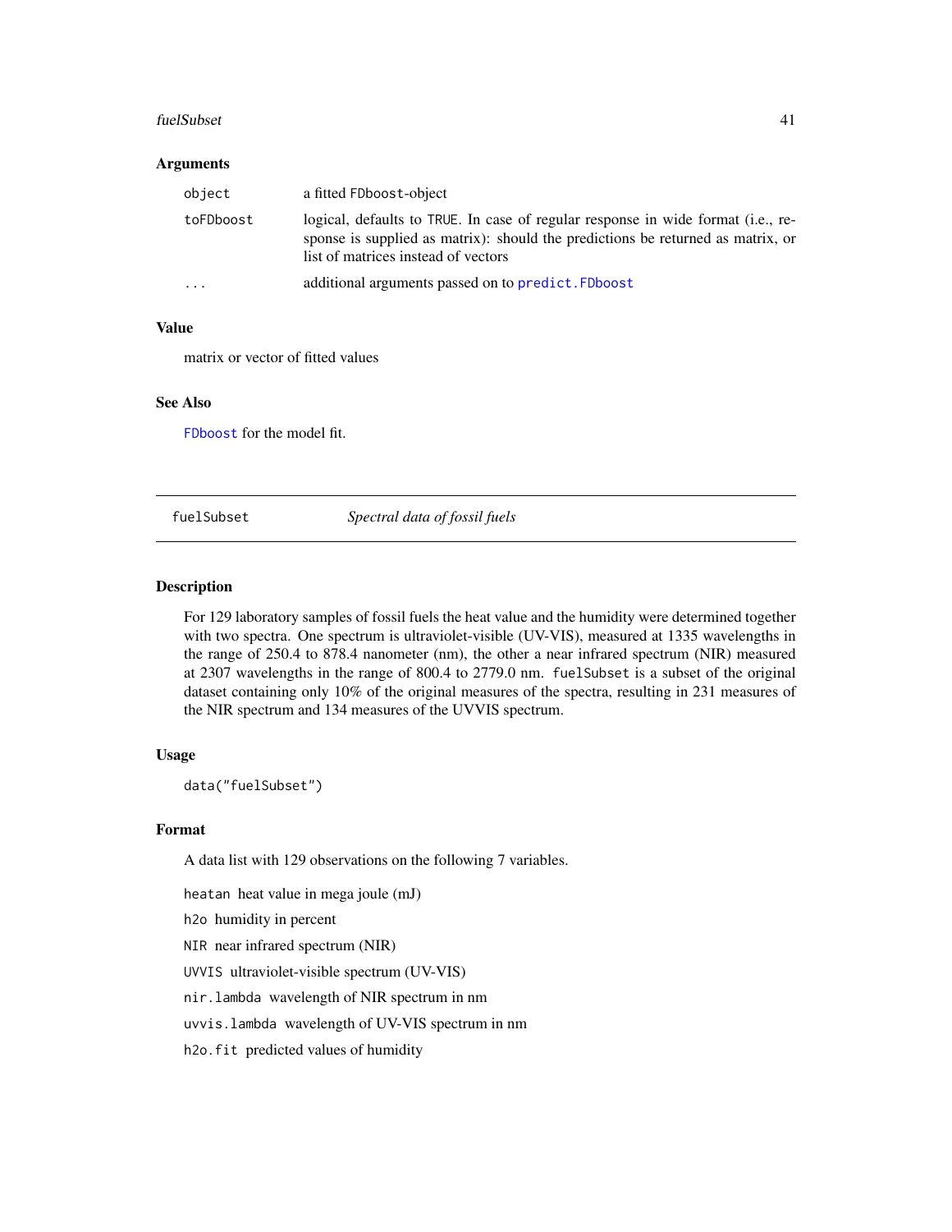### Arguments

| | |
|---|---|
| `object` | a fitted `FDboost`-object |
| `toFDboost` | logical, defaults to `TRUE`. In case of regular response in wide format (i.e., response is supplied as matrix): should the predictions be returned as matrix, or list of matrices instead of vectors |
| `...` | additional arguments passed on to `predict.FDboost` |

### Value

matrix or vector of fitted values

### See Also

`FDboost` for the model fit.

---

## fuelSubset — *Spectral data of fossil fuels*

---

### Description

For 129 laboratory samples of fossil fuels the heat value and the humidity were determined together with two spectra. One spectrum is ultraviolet-visible (UV-VIS), measured at 1335 wavelengths in the range of 250.4 to 878.4 nanometer (nm), the other a near infrared spectrum (NIR) measured at 2307 wavelengths in the range of 800.4 to 2779.0 nm. `fuelSubset` is a subset of the original dataset containing only 10% of the original measures of the spectra, resulting in 231 measures of the NIR spectrum and 134 measures of the UVVIS spectrum.

### Usage

```
data("fuelSubset")
```

### Format

A data list with 129 observations on the following 7 variables.

`heatan` heat value in mega joule (mJ)

`h2o` humidity in percent

`NIR` near infrared spectrum (NIR)

`UVVIS` ultraviolet-visible spectrum (UV-VIS)

`nir.lambda` wavelength of NIR spectrum in nm

`uvvis.lambda` wavelength of UV-VIS spectrum in nm

`h2o.fit` predicted values of humidity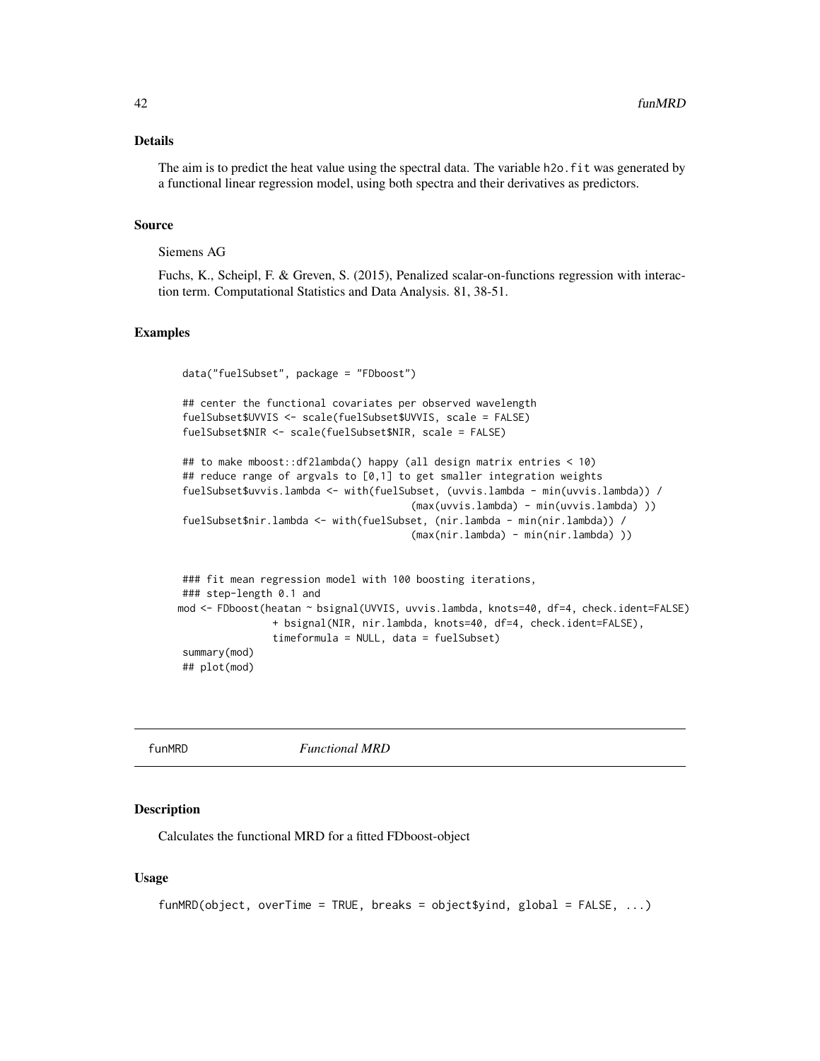## Details

The aim is to predict the heat value using the spectral data. The variable h2o.fit was generated by a functional linear regression model, using both spectra and their derivatives as predictors.

## Source

Siemens AG

Fuchs, K., Scheipl, F. & Greven, S. (2015), Penalized scalar-on-functions regression with interaction term. Computational Statistics and Data Analysis. 81, 38-51.

## Examples

```
data("fuelSubset", package = "FDboost")

## center the functional covariates per observed wavelength
fuelSubset$UVVIS <- scale(fuelSubset$UVVIS, scale = FALSE)
fuelSubset$NIR <- scale(fuelSubset$NIR, scale = FALSE)

## to make mboost::df2lambda() happy (all design matrix entries < 10)
## reduce range of argvals to [0,1] to get smaller integration weights
fuelSubset$uvvis.lambda <- with(fuelSubset, (uvvis.lambda - min(uvvis.lambda)) /
                                 (max(uvvis.lambda) - min(uvvis.lambda) ))
fuelSubset$nir.lambda <- with(fuelSubset, (nir.lambda - min(nir.lambda)) /
                                 (max(nir.lambda) - min(nir.lambda) ))


### fit mean regression model with 100 boosting iterations,
### step-length 0.1 and
mod <- FDboost(heatan ~ bsignal(UVVIS, uvvis.lambda, knots=40, df=4, check.ident=FALSE)
               + bsignal(NIR, nir.lambda, knots=40, df=4, check.ident=FALSE),
               timeformula = NULL, data = fuelSubset)
summary(mod)
## plot(mod)
```

# funMRD *Functional MRD*

## Description

Calculates the functional MRD for a fitted FDboost-object

## Usage

```
funMRD(object, overTime = TRUE, breaks = object$yind, global = FALSE, ...)
```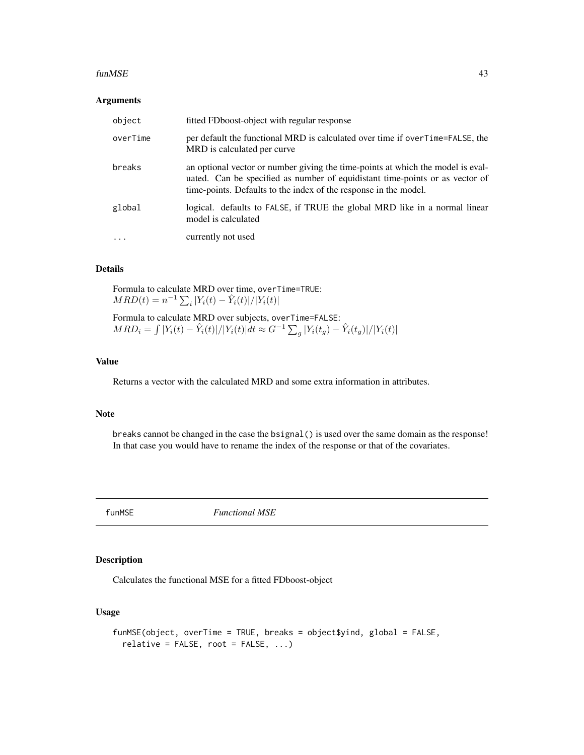### Arguments

| | |
|---|---|
| `object` | fitted FDboost-object with regular response |
| `overTime` | per default the functional MRD is calculated over time if `overTime=FALSE`, the MRD is calculated per curve |
| `breaks` | an optional vector or number giving the time-points at which the model is evaluated. Can be specified as number of equidistant time-points or as vector of time-points. Defaults to the index of the response in the model. |
| `global` | logical. defaults to `FALSE`, if TRUE the global MRD like in a normal linear model is calculated |
| `...` | currently not used |

### Details

Formula to calculate MRD over time, `overTime=TRUE`:
$MRD(t) = n^{-1} \sum_i |Y_i(t) - \hat{Y}_i(t)|/|Y_i(t)|$

Formula to calculate MRD over subjects, `overTime=FALSE`:
$MRD_i = \int |Y_i(t) - \hat{Y}_i(t)|/|Y_i(t)|dt \approx G^{-1} \sum_g |Y_i(t_g) - \hat{Y}_i(t_g)|/|Y_i(t)|$

### Value

Returns a vector with the calculated MRD and some extra information in attributes.

### Note

`breaks` cannot be changed in the case the `bsignal()` is used over the same domain as the response! In that case you would have to rename the index of the response or that of the covariates.

---

## funMSE *Functional MSE*

### Description

Calculates the functional MSE for a fitted FDboost-object

### Usage

```
funMSE(object, overTime = TRUE, breaks = object$yind, global = FALSE,
  relative = FALSE, root = FALSE, ...)
```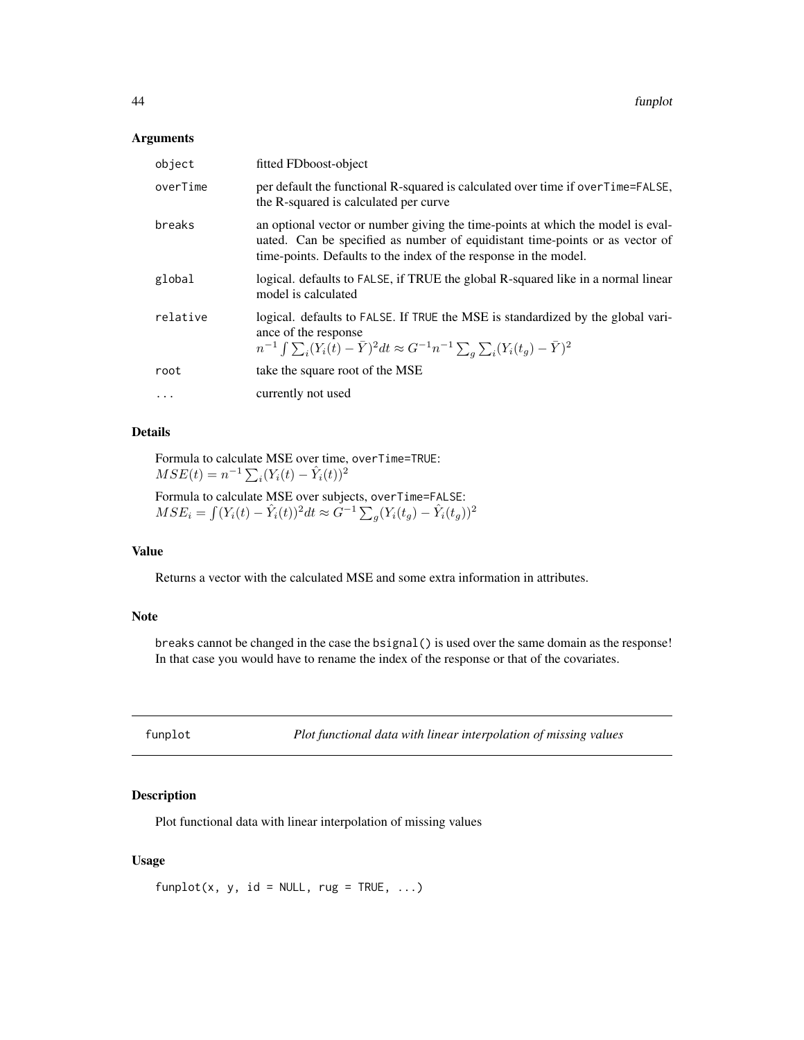## Arguments

| | |
|---|---|
| object | fitted FDboost-object |
| overTime | per default the functional R-squared is calculated over time if overTime=FALSE, the R-squared is calculated per curve |
| breaks | an optional vector or number giving the time-points at which the model is evaluated. Can be specified as number of equidistant time-points or as vector of time-points. Defaults to the index of the response in the model. |
| global | logical. defaults to FALSE, if TRUE the global R-squared like in a normal linear model is calculated |
| relative | logical. defaults to FALSE. If TRUE the MSE is standardized by the global variance of the response $n^{-1} \int \sum_i (Y_i(t) - \bar{Y})^2 dt \approx G^{-1} n^{-1} \sum_g \sum_i (Y_i(t_g) - \bar{Y})^2$ |
| root | take the square root of the MSE |
| ... | currently not used |

## Details

Formula to calculate MSE over time, overTime=TRUE:
$MSE(t) = n^{-1} \sum_i (Y_i(t) - \hat{Y}_i(t))^2$

Formula to calculate MSE over subjects, overTime=FALSE:
$MSE_i = \int (Y_i(t) - \hat{Y}_i(t))^2 dt \approx G^{-1} \sum_g (Y_i(t_g) - \hat{Y}_i(t_g))^2$

## Value

Returns a vector with the calculated MSE and some extra information in attributes.

## Note

breaks cannot be changed in the case the bsignal() is used over the same domain as the response! In that case you would have to rename the index of the response or that of the covariates.

---

# funplot — *Plot functional data with linear interpolation of missing values*

## Description

Plot functional data with linear interpolation of missing values

## Usage

```
funplot(x, y, id = NULL, rug = TRUE, ...)
```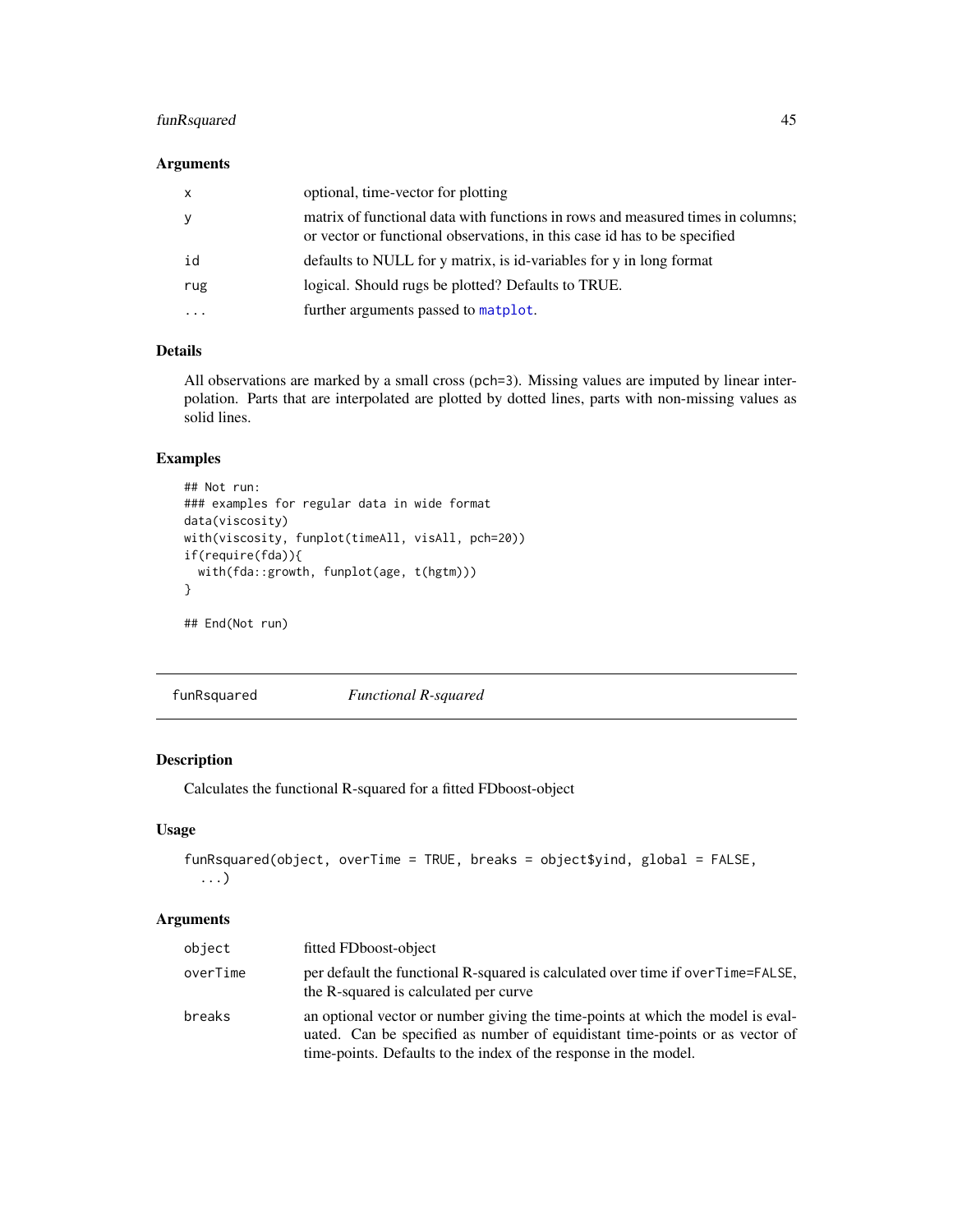### Arguments

| | |
|---|---|
| x | optional, time-vector for plotting |
| y | matrix of functional data with functions in rows and measured times in columns; or vector or functional observations, in this case id has to be specified |
| id | defaults to NULL for y matrix, is id-variables for y in long format |
| rug | logical. Should rugs be plotted? Defaults to TRUE. |
| ... | further arguments passed to matplot. |

### Details

All observations are marked by a small cross (pch=3). Missing values are imputed by linear interpolation. Parts that are interpolated are plotted by dotted lines, parts with non-missing values as solid lines.

### Examples

```
## Not run:
### examples for regular data in wide format
data(viscosity)
with(viscosity, funplot(timeAll, visAll, pch=20))
if(require(fda)){
  with(fda::growth, funplot(age, t(hgtm)))
}

## End(Not run)
```

---

## funRsquared — *Functional R-squared*

### Description

Calculates the functional R-squared for a fitted FDboost-object

### Usage

```
funRsquared(object, overTime = TRUE, breaks = object$yind, global = FALSE,
  ...)
```

### Arguments

| | |
|---|---|
| object | fitted FDboost-object |
| overTime | per default the functional R-squared is calculated over time if overTime=FALSE, the R-squared is calculated per curve |
| breaks | an optional vector or number giving the time-points at which the model is evaluated. Can be specified as number of equidistant time-points or as vector of time-points. Defaults to the index of the response in the model. |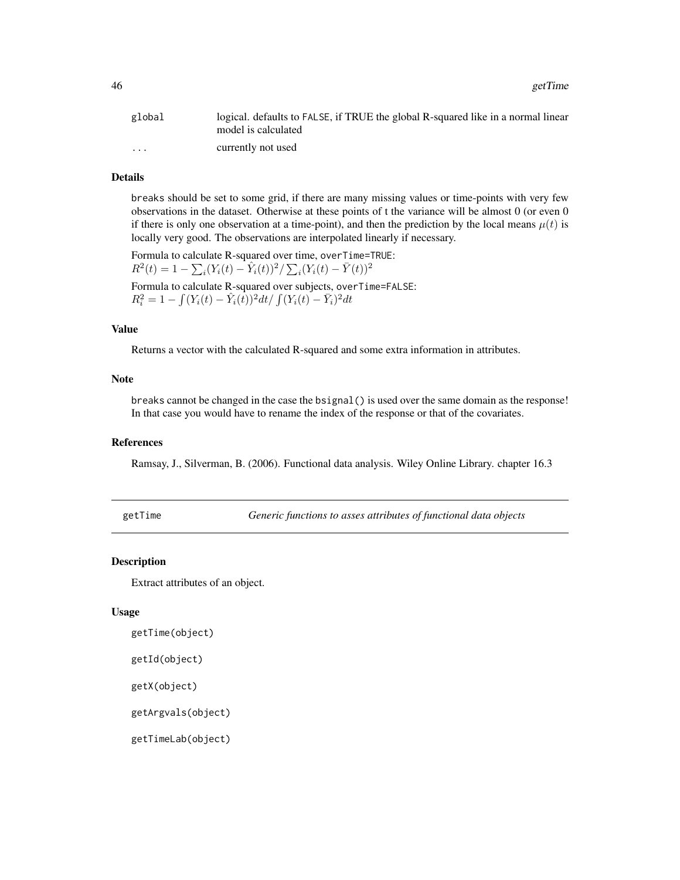| | |
|---|---|
| global | logical. defaults to FALSE, if TRUE the global R-squared like in a normal linear model is calculated |
| ... | currently not used |

### Details

breaks should be set to some grid, if there are many missing values or time-points with very few observations in the dataset. Otherwise at these points of t the variance will be almost 0 (or even 0 if there is only one observation at a time-point), and then the prediction by the local means $\mu(t)$ is locally very good. The observations are interpolated linearly if necessary.

Formula to calculate R-squared over time, overTime=TRUE:
$R^2(t) = 1 - \sum_i (Y_i(t) - \hat{Y}_i(t))^2 / \sum_i (Y_i(t) - \bar{Y}(t))^2$

Formula to calculate R-squared over subjects, overTime=FALSE:
$R^2_i = 1 - \int (Y_i(t) - \hat{Y}_i(t))^2 dt / \int (Y_i(t) - \bar{Y}_i)^2 dt$

### Value

Returns a vector with the calculated R-squared and some extra information in attributes.

### Note

breaks cannot be changed in the case the bsignal() is used over the same domain as the response! In that case you would have to rename the index of the response or that of the covariates.

### References

Ramsay, J., Silverman, B. (2006). Functional data analysis. Wiley Online Library. chapter 16.3

---

## getTime — *Generic functions to asses attributes of functional data objects*

### Description

Extract attributes of an object.

### Usage

```
getTime(object)

getId(object)

getX(object)

getArgvals(object)

getTimeLab(object)
```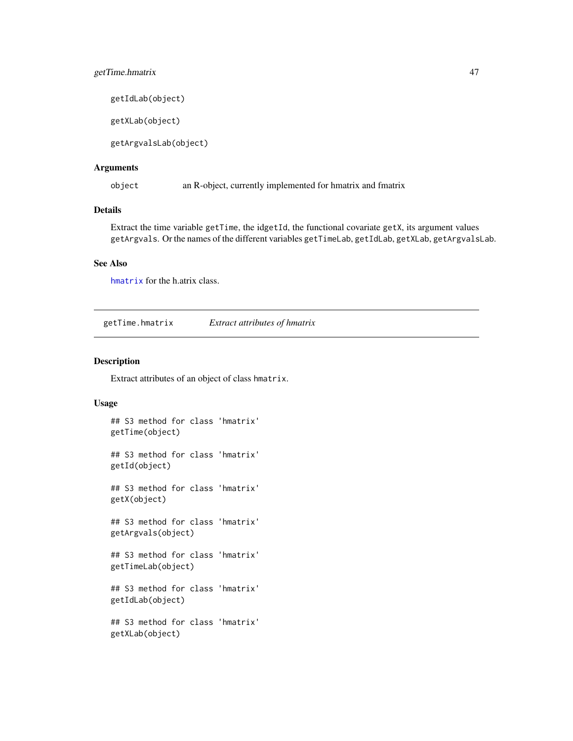```
getIdLab(object)

getXLab(object)

getArgvalsLab(object)
```

### Arguments

`object` an R-object, currently implemented for hmatrix and fmatrix

### Details

Extract the time variable `getTime`, the id`getId`, the functional covariate `getX`, its argument values `getArgvals`. Or the names of the different variables `getTimeLab`, `getIdLab`, `getXLab`, `getArgvalsLab`.

### See Also

`hmatrix` for the h.atrix class.

---

## getTime.hmatrix *Extract attributes of hmatrix*

### Description

Extract attributes of an object of class `hmatrix`.

### Usage

```
## S3 method for class 'hmatrix'
getTime(object)

## S3 method for class 'hmatrix'
getId(object)

## S3 method for class 'hmatrix'
getX(object)

## S3 method for class 'hmatrix'
getArgvals(object)

## S3 method for class 'hmatrix'
getTimeLab(object)

## S3 method for class 'hmatrix'
getIdLab(object)

## S3 method for class 'hmatrix'
getXLab(object)
```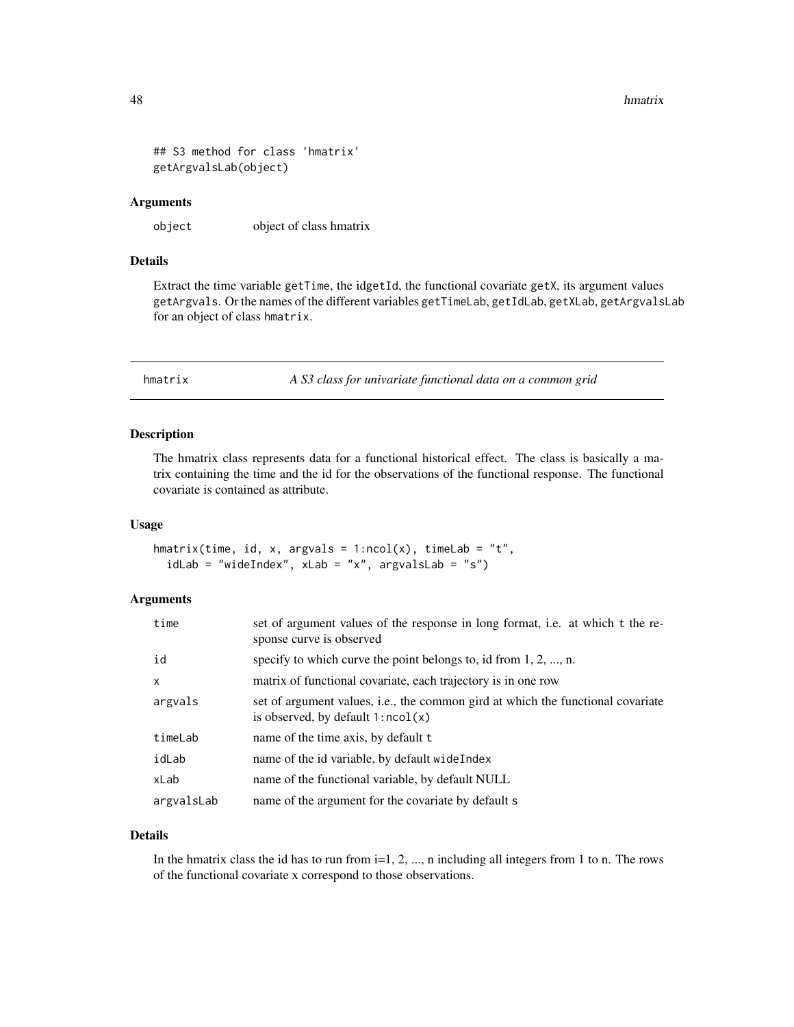```
## S3 method for class 'hmatrix'
getArgvalsLab(object)
```

### Arguments

| | |
|---|---|
| object | object of class hmatrix |

### Details

Extract the time variable getTime, the idgetId, the functional covariate getX, its argument values getArgvals. Or the names of the different variables getTimeLab, getIdLab, getXLab, getArgvalsLab for an object of class hmatrix.

---

## hmatrix — *A S3 class for univariate functional data on a common grid*

### Description

The hmatrix class represents data for a functional historical effect. The class is basically a matrix containing the time and the id for the observations of the functional response. The functional covariate is contained as attribute.

### Usage

```
hmatrix(time, id, x, argvals = 1:ncol(x), timeLab = "t",
  idLab = "wideIndex", xLab = "x", argvalsLab = "s")
```

### Arguments

| | |
|---|---|
| time | set of argument values of the response in long format, i.e. at which t the response curve is observed |
| id | specify to which curve the point belongs to, id from 1, 2, ..., n. |
| x | matrix of functional covariate, each trajectory is in one row |
| argvals | set of argument values, i.e., the common gird at which the functional covariate is observed, by default 1:ncol(x) |
| timeLab | name of the time axis, by default t |
| idLab | name of the id variable, by default wideIndex |
| xLab | name of the functional variable, by default NULL |
| argvalsLab | name of the argument for the covariate by default s |

### Details

In the hmatrix class the id has to run from i=1, 2, ..., n including all integers from 1 to n. The rows of the functional covariate x correspond to those observations.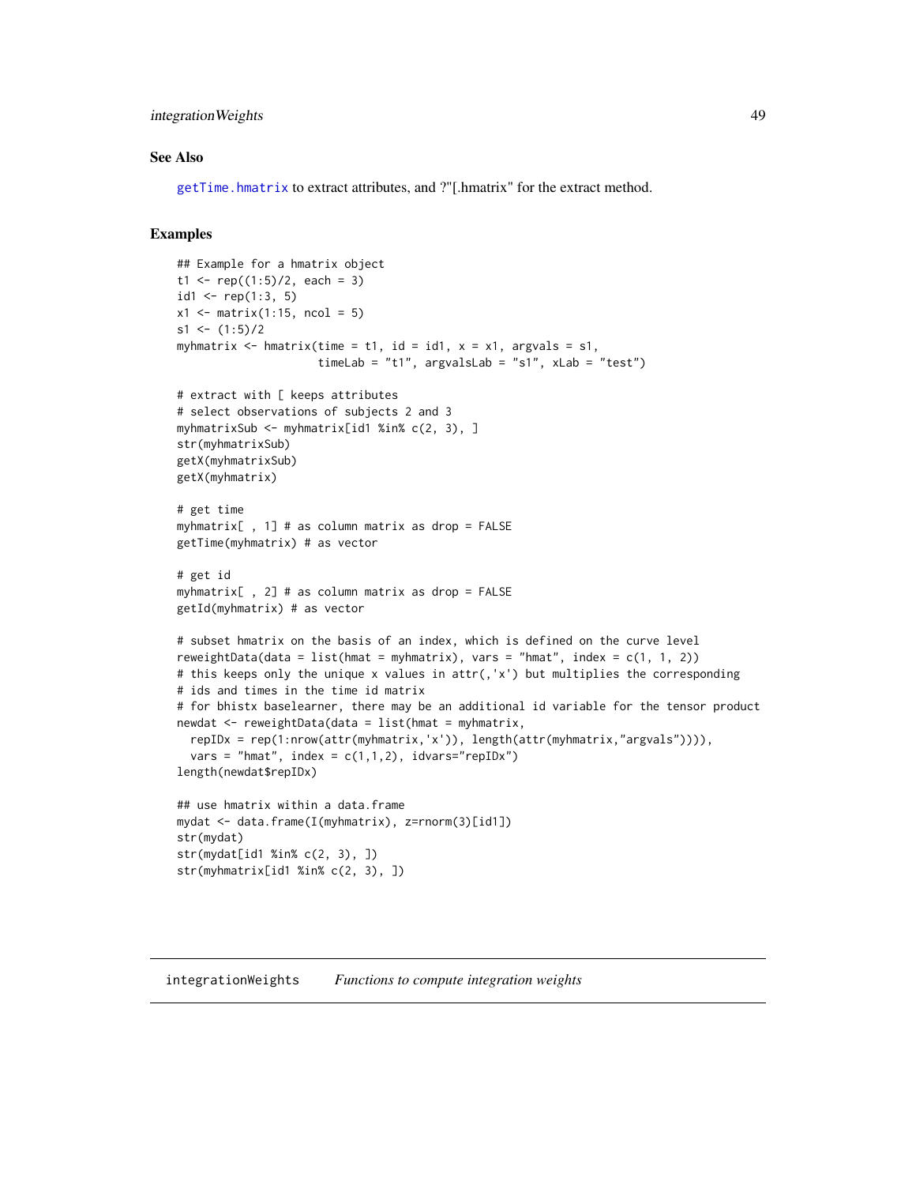### See Also

getTime.hmatrix to extract attributes, and ?"[.hmatrix" for the extract method.

### Examples

```
## Example for a hmatrix object
t1 <- rep((1:5)/2, each = 3)
id1 <- rep(1:3, 5)
x1 <- matrix(1:15, ncol = 5)
s1 <- (1:5)/2
myhmatrix <- hmatrix(time = t1, id = id1, x = x1, argvals = s1,
                     timeLab = "t1", argvalsLab = "s1", xLab = "test")

# extract with [ keeps attributes
# select observations of subjects 2 and 3
myhmatrixSub <- myhmatrix[id1 %in% c(2, 3), ]
str(myhmatrixSub)
getX(myhmatrixSub)
getX(myhmatrix)

# get time
myhmatrix[ , 1] # as column matrix as drop = FALSE
getTime(myhmatrix) # as vector

# get id
myhmatrix[ , 2] # as column matrix as drop = FALSE
getId(myhmatrix) # as vector

# subset hmatrix on the basis of an index, which is defined on the curve level
reweightData(data = list(hmat = myhmatrix), vars = "hmat", index = c(1, 1, 2))
# this keeps only the unique x values in attr(,'x') but multiplies the corresponding
# ids and times in the time id matrix
# for bhistx baselearner, there may be an additional id variable for the tensor product
newdat <- reweightData(data = list(hmat = myhmatrix,
  repIDx = rep(1:nrow(attr(myhmatrix,'x')), length(attr(myhmatrix,"argvals")))),
  vars = "hmat", index = c(1,1,2), idvars="repIDx")
length(newdat$repIDx)

## use hmatrix within a data.frame
mydat <- data.frame(I(myhmatrix), z=rnorm(3)[id1])
str(mydat)
str(mydat[id1 %in% c(2, 3), ])
str(myhmatrix[id1 %in% c(2, 3), ])
```

## integrationWeights    *Functions to compute integration weights*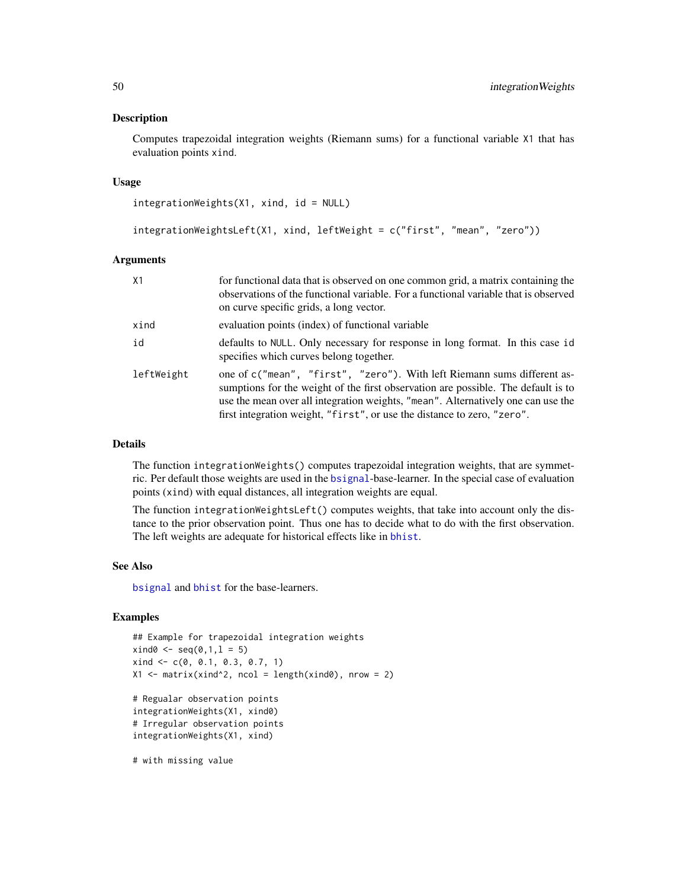## Description

Computes trapezoidal integration weights (Riemann sums) for a functional variable X1 that has evaluation points xind.

## Usage

```
integrationWeights(X1, xind, id = NULL)

integrationWeightsLeft(X1, xind, leftWeight = c("first", "mean", "zero"))
```

## Arguments

| | |
|---|---|
| X1 | for functional data that is observed on one common grid, a matrix containing the observations of the functional variable. For a functional variable that is observed on curve specific grids, a long vector. |
| xind | evaluation points (index) of functional variable |
| id | defaults to NULL. Only necessary for response in long format. In this case id specifies which curves belong together. |
| leftWeight | one of c("mean", "first", "zero"). With left Riemann sums different assumptions for the weight of the first observation are possible. The default is to use the mean over all integration weights, "mean". Alternatively one can use the first integration weight, "first", or use the distance to zero, "zero". |

## Details

The function integrationWeights() computes trapezoidal integration weights, that are symmetric. Per default those weights are used in the bsignal-base-learner. In the special case of evaluation points (xind) with equal distances, all integration weights are equal.

The function integrationWeightsLeft() computes weights, that take into account only the distance to the prior observation point. Thus one has to decide what to do with the first observation. The left weights are adequate for historical effects like in bhist.

## See Also

bsignal and bhist for the base-learners.

## Examples

```
## Example for trapezoidal integration weights
xind0 <- seq(0,1,l = 5)
xind <- c(0, 0.1, 0.3, 0.7, 1)
X1 <- matrix(xind^2, ncol = length(xind0), nrow = 2)

# Regualar observation points
integrationWeights(X1, xind0)
# Irregular observation points
integrationWeights(X1, xind)

# with missing value
```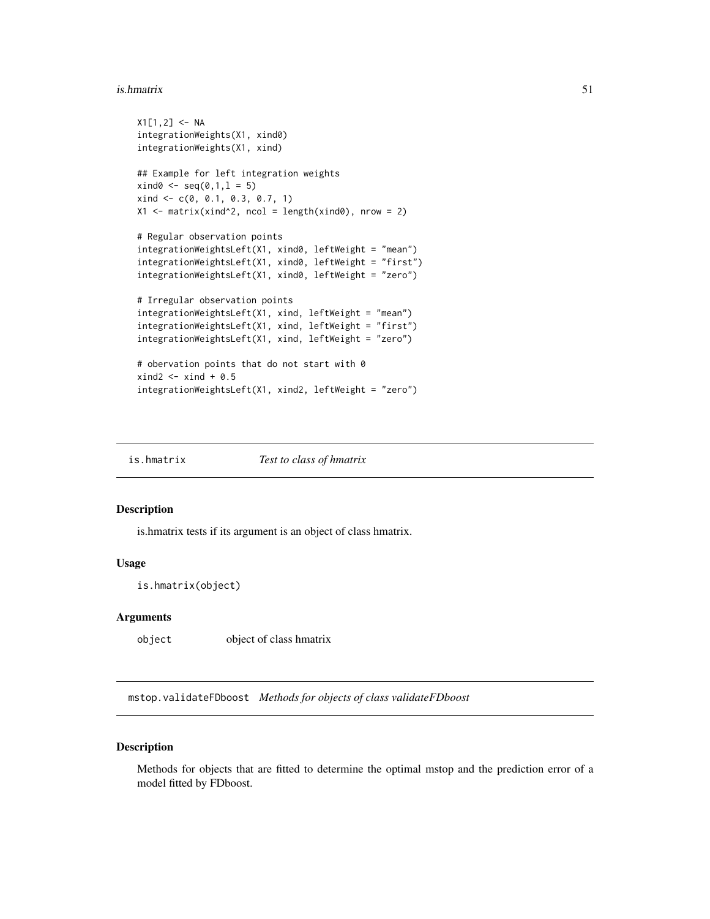```
X1[1,2] <- NA
integrationWeights(X1, xind0)
integrationWeights(X1, xind)

## Example for left integration weights
xind0 <- seq(0,1,l = 5)
xind <- c(0, 0.1, 0.3, 0.7, 1)
X1 <- matrix(xind^2, ncol = length(xind0), nrow = 2)

# Regular observation points
integrationWeightsLeft(X1, xind0, leftWeight = "mean")
integrationWeightsLeft(X1, xind0, leftWeight = "first")
integrationWeightsLeft(X1, xind0, leftWeight = "zero")

# Irregular observation points
integrationWeightsLeft(X1, xind, leftWeight = "mean")
integrationWeightsLeft(X1, xind, leftWeight = "first")
integrationWeightsLeft(X1, xind, leftWeight = "zero")

# obervation points that do not start with 0
xind2 <- xind + 0.5
integrationWeightsLeft(X1, xind2, leftWeight = "zero")
```

---

## is.hmatrix *Test to class of hmatrix*

---

### Description

is.hmatrix tests if its argument is an object of class hmatrix.

### Usage

```
is.hmatrix(object)
```

### Arguments

| | |
|---|---|
| `object` | object of class hmatrix |

---

## mstop.validateFDboost *Methods for objects of class validateFDboost*

---

### Description

Methods for objects that are fitted to determine the optimal mstop and the prediction error of a model fitted by FDboost.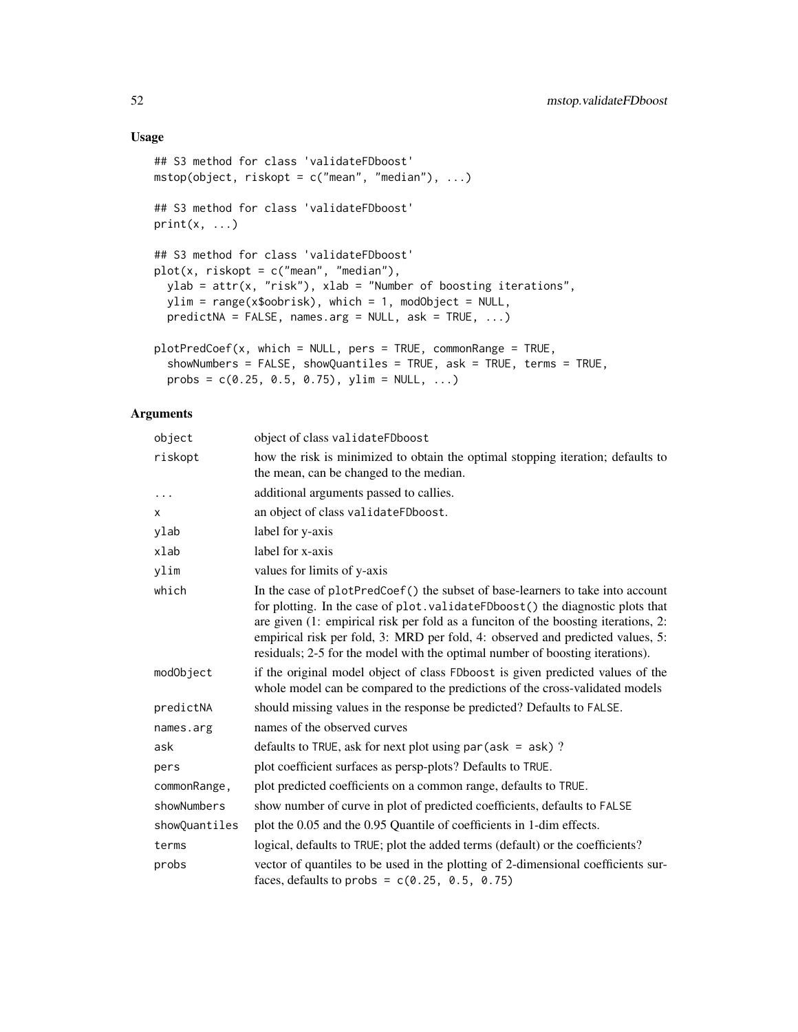## Usage

```
## S3 method for class 'validateFDboost'
mstop(object, riskopt = c("mean", "median"), ...)

## S3 method for class 'validateFDboost'
print(x, ...)

## S3 method for class 'validateFDboost'
plot(x, riskopt = c("mean", "median"),
  ylab = attr(x, "risk"), xlab = "Number of boosting iterations",
  ylim = range(x$oobrisk), which = 1, modObject = NULL,
  predictNA = FALSE, names.arg = NULL, ask = TRUE, ...)

plotPredCoef(x, which = NULL, pers = TRUE, commonRange = TRUE,
  showNumbers = FALSE, showQuantiles = TRUE, ask = TRUE, terms = TRUE,
  probs = c(0.25, 0.5, 0.75), ylim = NULL, ...)
```

## Arguments

| | |
|---|---|
| `object` | object of class `validateFDboost` |
| `riskopt` | how the risk is minimized to obtain the optimal stopping iteration; defaults to the mean, can be changed to the median. |
| `...` | additional arguments passed to callies. |
| `x` | an object of class `validateFDboost`. |
| `ylab` | label for y-axis |
| `xlab` | label for x-axis |
| `ylim` | values for limits of y-axis |
| `which` | In the case of `plotPredCoef()` the subset of base-learners to take into account for plotting. In the case of `plot.validateFDboost()` the diagnostic plots that are given (1: empirical risk per fold as a funciton of the boosting iterations, 2: empirical risk per fold, 3: MRD per fold, 4: observed and predicted values, 5: residuals; 2-5 for the model with the optimal number of boosting iterations). |
| `modObject` | if the original model object of class `FDboost` is given predicted values of the whole model can be compared to the predictions of the cross-validated models |
| `predictNA` | should missing values in the response be predicted? Defaults to `FALSE`. |
| `names.arg` | names of the observed curves |
| `ask` | defaults to `TRUE`, ask for next plot using `par(ask = ask)` ? |
| `pers` | plot coefficient surfaces as persp-plots? Defaults to `TRUE`. |
| `commonRange,` | plot predicted coefficients on a common range, defaults to `TRUE`. |
| `showNumbers` | show number of curve in plot of predicted coefficients, defaults to `FALSE` |
| `showQuantiles` | plot the 0.05 and the 0.95 Quantile of coefficients in 1-dim effects. |
| `terms` | logical, defaults to `TRUE`; plot the added terms (default) or the coefficients? |
| `probs` | vector of quantiles to be used in the plotting of 2-dimensional coefficients surfaces, defaults to `probs = c(0.25, 0.5, 0.75)` |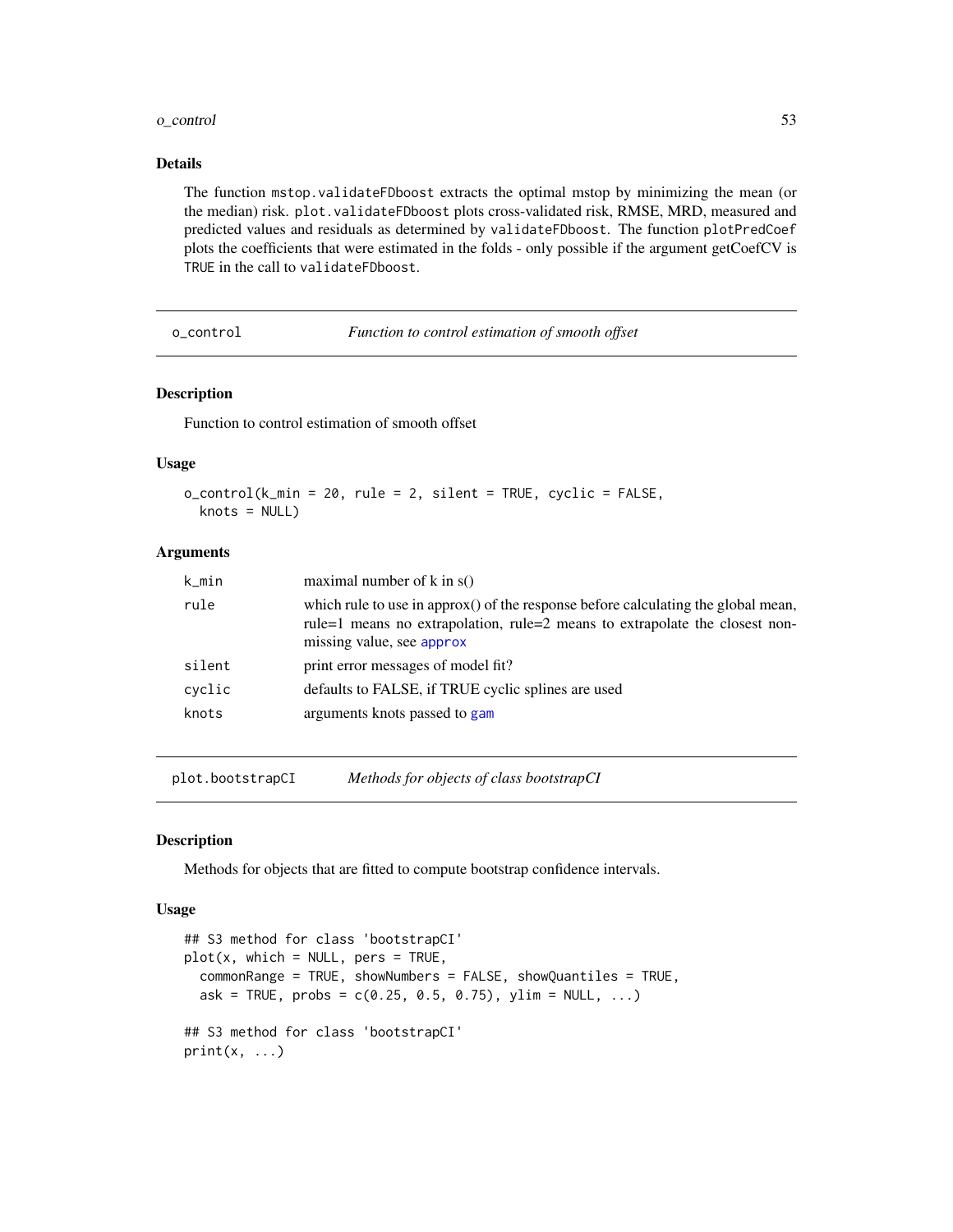### Details

The function `mstop.validateFDboost` extracts the optimal mstop by minimizing the mean (or the median) risk. `plot.validateFDboost` plots cross-validated risk, RMSE, MRD, measured and predicted values and residuals as determined by `validateFDboost`. The function `plotPredCoef` plots the coefficients that were estimated in the folds - only possible if the argument getCoefCV is `TRUE` in the call to `validateFDboost`.

---

## o_control — *Function to control estimation of smooth offset*

### Description

Function to control estimation of smooth offset

### Usage

```
o_control(k_min = 20, rule = 2, silent = TRUE, cyclic = FALSE,
  knots = NULL)
```

### Arguments

| | |
|---|---|
| `k_min` | maximal number of k in s() |
| `rule` | which rule to use in approx() of the response before calculating the global mean, rule=1 means no extrapolation, rule=2 means to extrapolate the closest non-missing value, see `approx` |
| `silent` | print error messages of model fit? |
| `cyclic` | defaults to FALSE, if TRUE cyclic splines are used |
| `knots` | arguments knots passed to `gam` |

---

## plot.bootstrapCI — *Methods for objects of class bootstrapCI*

### Description

Methods for objects that are fitted to compute bootstrap confidence intervals.

### Usage

```
## S3 method for class 'bootstrapCI'
plot(x, which = NULL, pers = TRUE,
  commonRange = TRUE, showNumbers = FALSE, showQuantiles = TRUE,
  ask = TRUE, probs = c(0.25, 0.5, 0.75), ylim = NULL, ...)

## S3 method for class 'bootstrapCI'
print(x, ...)
```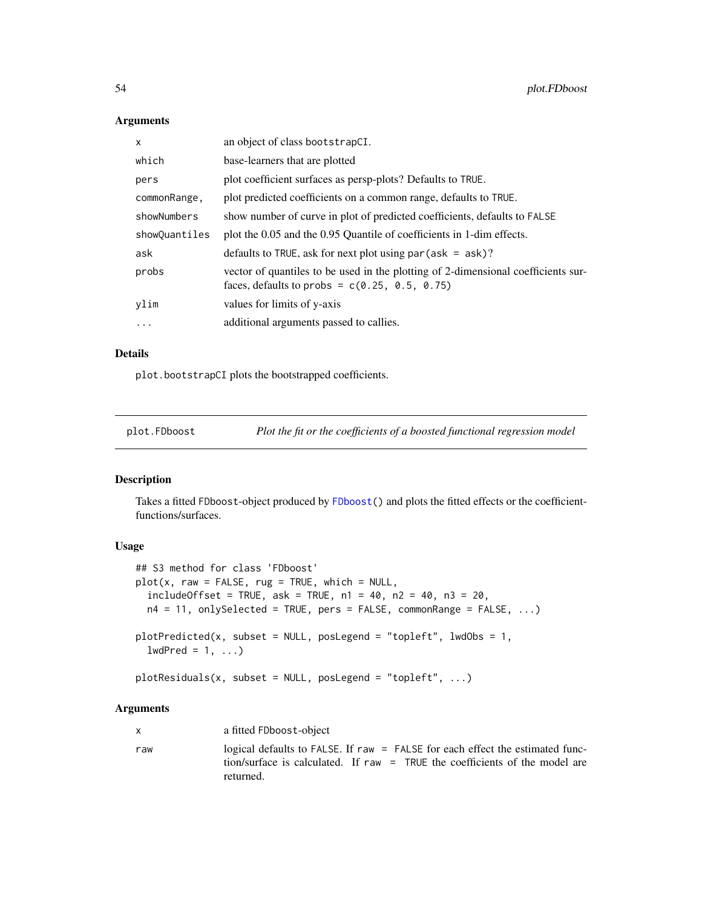### Arguments

| | |
|---|---|
| x | an object of class bootstrapCI. |
| which | base-learners that are plotted |
| pers | plot coefficient surfaces as persp-plots? Defaults to TRUE. |
| commonRange, | plot predicted coefficients on a common range, defaults to TRUE. |
| showNumbers | show number of curve in plot of predicted coefficients, defaults to FALSE |
| showQuantiles | plot the 0.05 and the 0.95 Quantile of coefficients in 1-dim effects. |
| ask | defaults to TRUE, ask for next plot using par(ask = ask)? |
| probs | vector of quantiles to be used in the plotting of 2-dimensional coefficients surfaces, defaults to probs = c(0.25, 0.5, 0.75) |
| ylim | values for limits of y-axis |
| ... | additional arguments passed to callies. |

### Details

plot.bootstrapCI plots the bootstrapped coefficients.

## plot.FDboost *Plot the fit or the coefficients of a boosted functional regression model*

### Description

Takes a fitted FDboost-object produced by FDboost() and plots the fitted effects or the coefficient-functions/surfaces.

### Usage

```
## S3 method for class 'FDboost'
plot(x, raw = FALSE, rug = TRUE, which = NULL,
  includeOffset = TRUE, ask = TRUE, n1 = 40, n2 = 40, n3 = 20,
  n4 = 11, onlySelected = TRUE, pers = FALSE, commonRange = FALSE, ...)

plotPredicted(x, subset = NULL, posLegend = "topleft", lwdObs = 1,
  lwdPred = 1, ...)

plotResiduals(x, subset = NULL, posLegend = "topleft", ...)
```

### Arguments

| | |
|---|---|
| x | a fitted FDboost-object |
| raw | logical defaults to FALSE. If raw = FALSE for each effect the estimated function/surface is calculated. If raw = TRUE the coefficients of the model are returned. |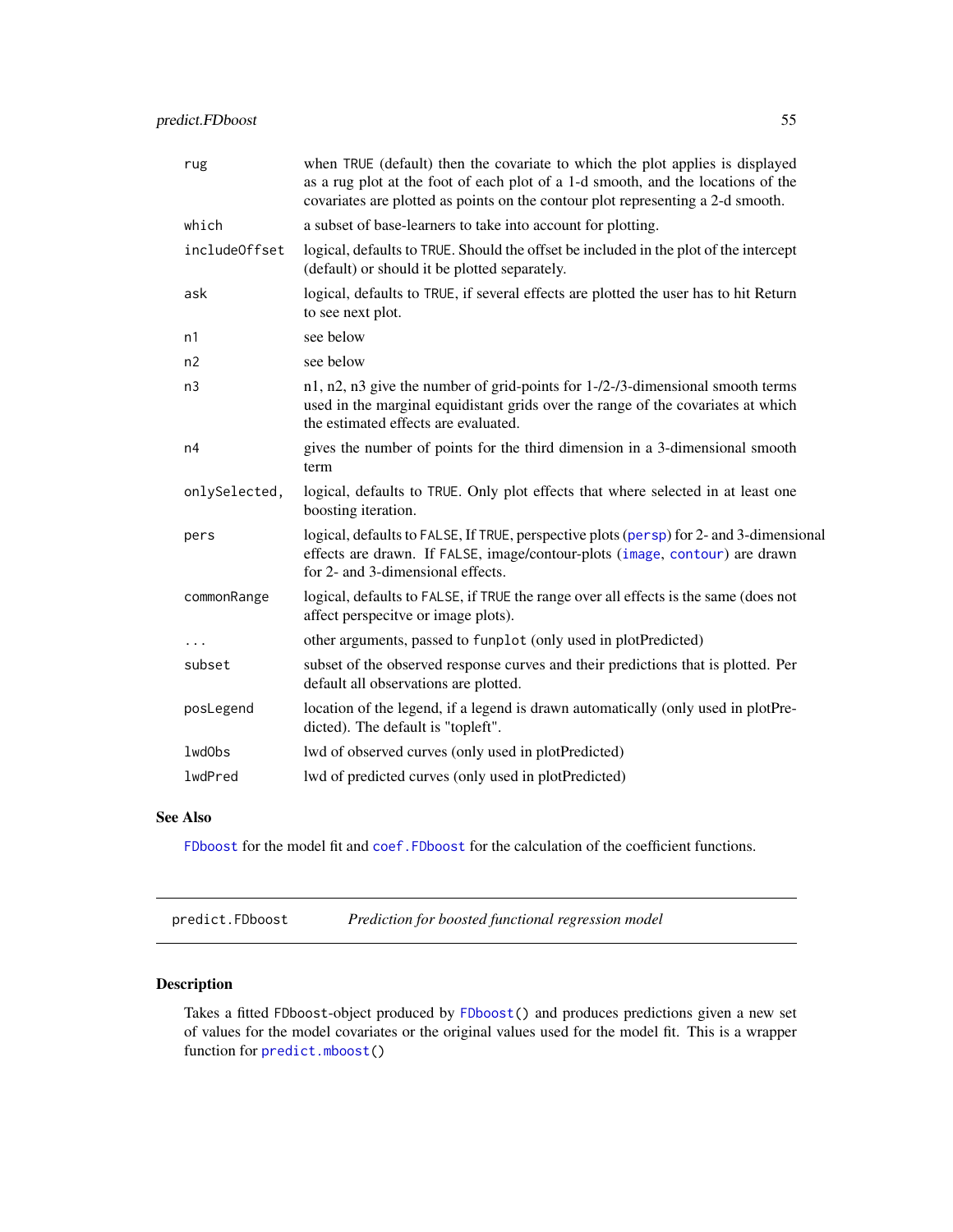| | |
|---|---|
| rug | when TRUE (default) then the covariate to which the plot applies is displayed as a rug plot at the foot of each plot of a 1-d smooth, and the locations of the covariates are plotted as points on the contour plot representing a 2-d smooth. |
| which | a subset of base-learners to take into account for plotting. |
| includeOffset | logical, defaults to TRUE. Should the offset be included in the plot of the intercept (default) or should it be plotted separately. |
| ask | logical, defaults to TRUE, if several effects are plotted the user has to hit Return to see next plot. |
| n1 | see below |
| n2 | see below |
| n3 | n1, n2, n3 give the number of grid-points for 1-/2-/3-dimensional smooth terms used in the marginal equidistant grids over the range of the covariates at which the estimated effects are evaluated. |
| n4 | gives the number of points for the third dimension in a 3-dimensional smooth term |
| onlySelected, | logical, defaults to TRUE. Only plot effects that where selected in at least one boosting iteration. |
| pers | logical, defaults to FALSE, If TRUE, perspective plots (persp) for 2- and 3-dimensional effects are drawn. If FALSE, image/contour-plots (image, contour) are drawn for 2- and 3-dimensional effects. |
| commonRange | logical, defaults to FALSE, if TRUE the range over all effects is the same (does not affect perspecitve or image plots). |
| ... | other arguments, passed to funplot (only used in plotPredicted) |
| subset | subset of the observed response curves and their predictions that is plotted. Per default all observations are plotted. |
| posLegend | location of the legend, if a legend is drawn automatically (only used in plotPredicted). The default is "topleft". |
| lwdObs | lwd of observed curves (only used in plotPredicted) |
| lwdPred | lwd of predicted curves (only used in plotPredicted) |

## See Also

FDboost for the model fit and coef.FDboost for the calculation of the coefficient functions.

---

# predict.FDboost    *Prediction for boosted functional regression model*

## Description

Takes a fitted FDboost-object produced by FDboost() and produces predictions given a new set of values for the model covariates or the original values used for the model fit. This is a wrapper function for predict.mboost()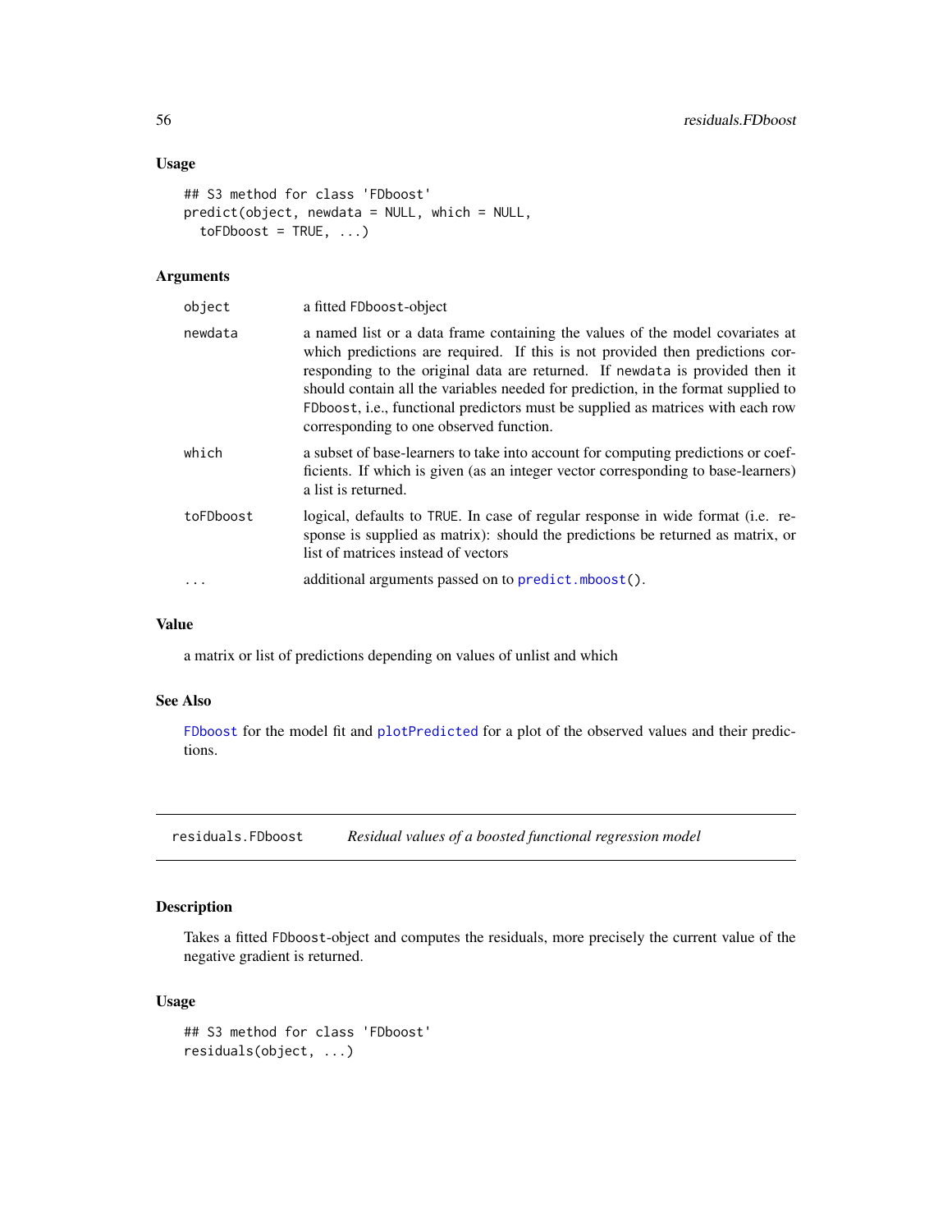### Usage

```
## S3 method for class 'FDboost'
predict(object, newdata = NULL, which = NULL,
  toFDboost = TRUE, ...)
```

### Arguments

| | |
|---|---|
| `object` | a fitted FDboost-object |
| `newdata` | a named list or a data frame containing the values of the model covariates at which predictions are required. If this is not provided then predictions corresponding to the original data are returned. If `newdata` is provided then it should contain all the variables needed for prediction, in the format supplied to `FDboost`, i.e., functional predictors must be supplied as matrices with each row corresponding to one observed function. |
| `which` | a subset of base-learners to take into account for computing predictions or coefficients. If which is given (as an integer vector corresponding to base-learners) a list is returned. |
| `toFDboost` | logical, defaults to `TRUE`. In case of regular response in wide format (i.e. response is supplied as matrix): should the predictions be returned as matrix, or list of matrices instead of vectors |
| `...` | additional arguments passed on to `predict.mboost()`. |

### Value

a matrix or list of predictions depending on values of unlist and which

### See Also

`FDboost` for the model fit and `plotPredicted` for a plot of the observed values and their predictions.

---

## `residuals.FDboost` *Residual values of a boosted functional regression model*

### Description

Takes a fitted `FDboost`-object and computes the residuals, more precisely the current value of the negative gradient is returned.

### Usage

```
## S3 method for class 'FDboost'
residuals(object, ...)
```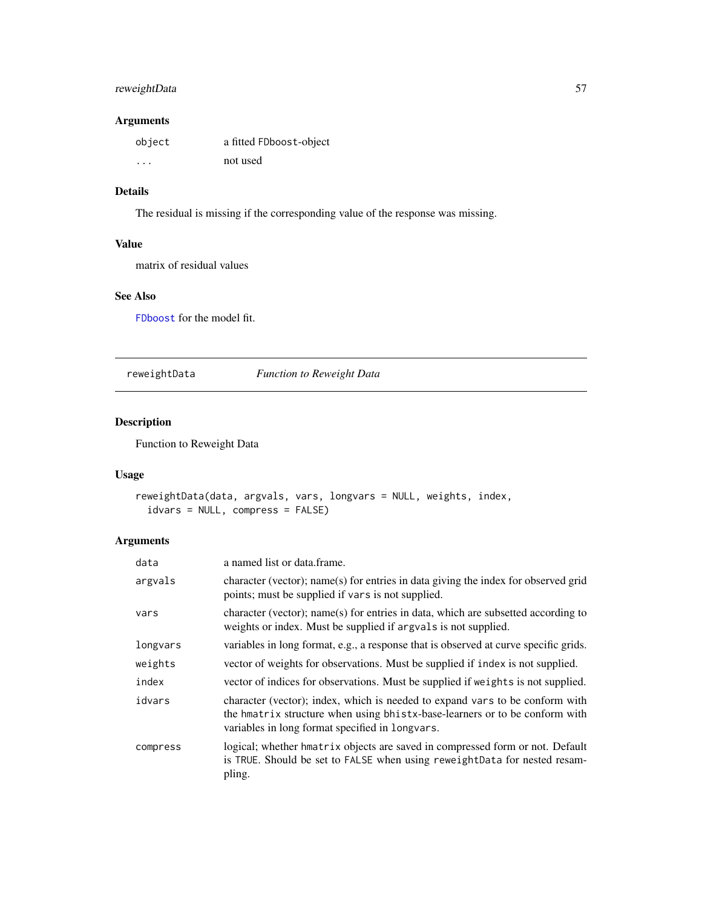### Arguments

| | |
|---|---|
| `object` | a fitted `FDboost`-object |
| `...` | not used |

### Details

The residual is missing if the corresponding value of the response was missing.

### Value

matrix of residual values

### See Also

`FDboost` for the model fit.

---

## reweightData — *Function to Reweight Data*

### Description

Function to Reweight Data

### Usage

```
reweightData(data, argvals, vars, longvars = NULL, weights, index,
  idvars = NULL, compress = FALSE)
```

### Arguments

| | |
|---|---|
| `data` | a named list or data.frame. |
| `argvals` | character (vector); name(s) for entries in data giving the index for observed grid points; must be supplied if `vars` is not supplied. |
| `vars` | character (vector); name(s) for entries in data, which are subsetted according to weights or index. Must be supplied if `argvals` is not supplied. |
| `longvars` | variables in long format, e.g., a response that is observed at curve specific grids. |
| `weights` | vector of weights for observations. Must be supplied if `index` is not supplied. |
| `index` | vector of indices for observations. Must be supplied if `weights` is not supplied. |
| `idvars` | character (vector); index, which is needed to expand `vars` to be conform with the `hmatrix` structure when using `bhistx`-base-learners or to be conform with variables in long format specified in `longvars`. |
| `compress` | logical; whether `hmatrix` objects are saved in compressed form or not. Default is `TRUE`. Should be set to `FALSE` when using `reweightData` for nested resampling. |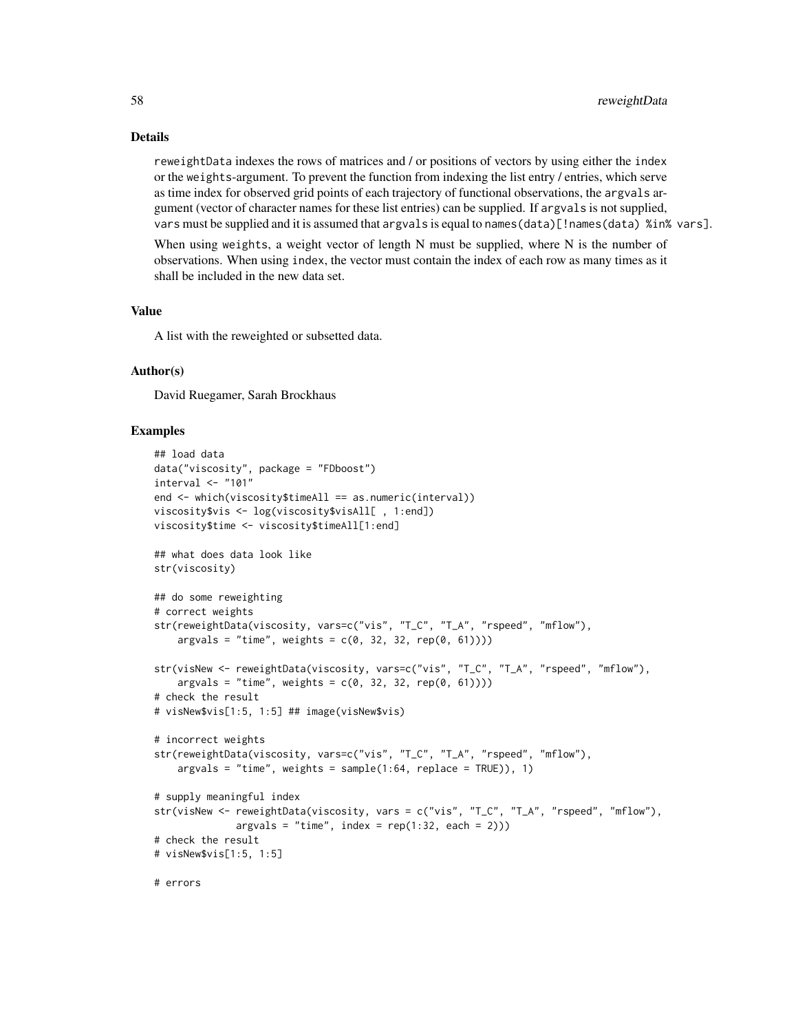## Details

reweightData indexes the rows of matrices and / or positions of vectors by using either the index or the weights-argument. To prevent the function from indexing the list entry / entries, which serve as time index for observed grid points of each trajectory of functional observations, the argvals argument (vector of character names for these list entries) can be supplied. If argvals is not supplied, vars must be supplied and it is assumed that argvals is equal to names(data)[!names(data) %in% vars].

When using weights, a weight vector of length N must be supplied, where N is the number of observations. When using index, the vector must contain the index of each row as many times as it shall be included in the new data set.

## Value

A list with the reweighted or subsetted data.

## Author(s)

David Ruegamer, Sarah Brockhaus

## Examples

```
## load data
data("viscosity", package = "FDboost")
interval <- "101"
end <- which(viscosity$timeAll == as.numeric(interval))
viscosity$vis <- log(viscosity$visAll[ , 1:end])
viscosity$time <- viscosity$timeAll[1:end]

## what does data look like
str(viscosity)

## do some reweighting
# correct weights
str(reweightData(viscosity, vars=c("vis", "T_C", "T_A", "rspeed", "mflow"),
    argvals = "time", weights = c(0, 32, 32, rep(0, 61))))

str(visNew <- reweightData(viscosity, vars=c("vis", "T_C", "T_A", "rspeed", "mflow"),
    argvals = "time", weights = c(0, 32, 32, rep(0, 61))))
# check the result
# visNew$vis[1:5, 1:5] ## image(visNew$vis)

# incorrect weights
str(reweightData(viscosity, vars=c("vis", "T_C", "T_A", "rspeed", "mflow"),
    argvals = "time", weights = sample(1:64, replace = TRUE)), 1)

# supply meaningful index
str(visNew <- reweightData(viscosity, vars = c("vis", "T_C", "T_A", "rspeed", "mflow"),
              argvals = "time", index = rep(1:32, each = 2)))
# check the result
# visNew$vis[1:5, 1:5]

# errors
```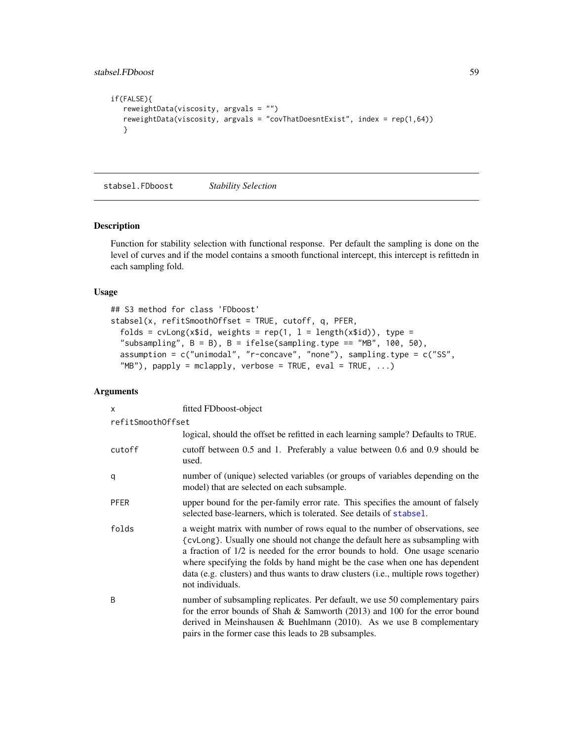```
if(FALSE){
   reweightData(viscosity, argvals = "")
   reweightData(viscosity, argvals = "covThatDoesntExist", index = rep(1,64))
   }
```

## stabsel.FDboost *Stability Selection*

### Description

Function for stability selection with functional response. Per default the sampling is done on the level of curves and if the model contains a smooth functional intercept, this intercept is refittedn in each sampling fold.

### Usage

```
## S3 method for class 'FDboost'
stabsel(x, refitSmoothOffset = TRUE, cutoff, q, PFER,
  folds = cvLong(x$id, weights = rep(1, l = length(x$id)), type =
  "subsampling", B = B), B = ifelse(sampling.type == "MB", 100, 50),
  assumption = c("unimodal", "r-concave", "none"), sampling.type = c("SS",
  "MB"), papply = mclapply, verbose = TRUE, eval = TRUE, ...)
```

### Arguments

| | |
|---|---|
| x | fitted FDboost-object |
| refitSmoothOffset | logical, should the offset be refitted in each learning sample? Defaults to TRUE. |
| cutoff | cutoff between 0.5 and 1. Preferably a value between 0.6 and 0.9 should be used. |
| q | number of (unique) selected variables (or groups of variables depending on the model) that are selected on each subsample. |
| PFER | upper bound for the per-family error rate. This specifies the amount of falsely selected base-learners, which is tolerated. See details of stabsel. |
| folds | a weight matrix with number of rows equal to the number of observations, see {cvLong}. Usually one should not change the default here as subsampling with a fraction of 1/2 is needed for the error bounds to hold. One usage scenario where specifying the folds by hand might be the case when one has dependent data (e.g. clusters) and thus wants to draw clusters (i.e., multiple rows together) not individuals. |
| B | number of subsampling replicates. Per default, we use 50 complementary pairs for the error bounds of Shah & Samworth (2013) and 100 for the error bound derived in Meinshausen & Buehlmann (2010). As we use B complementary pairs in the former case this leads to 2B subsamples. |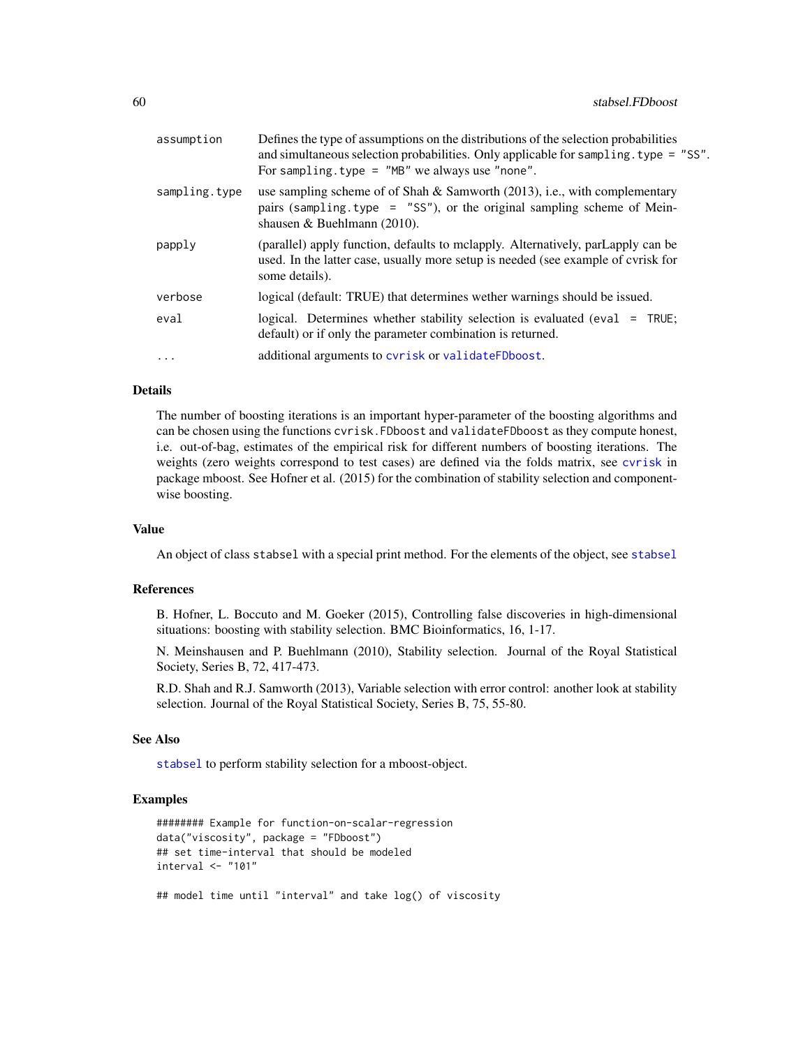| | |
|---|---|
| assumption | Defines the type of assumptions on the distributions of the selection probabilities and simultaneous selection probabilities. Only applicable for `sampling.type = "SS"`. For `sampling.type = "MB"` we always use `"none"`. |
| sampling.type | use sampling scheme of of Shah & Samworth (2013), i.e., with complementary pairs (`sampling.type = "SS"`), or the original sampling scheme of Meinshausen & Buehlmann (2010). |
| papply | (parallel) apply function, defaults to mclapply. Alternatively, parLapply can be used. In the latter case, usually more setup is needed (see example of cvrisk for some details). |
| verbose | logical (default: TRUE) that determines wether warnings should be issued. |
| eval | logical. Determines whether stability selection is evaluated (`eval = TRUE`; default) or if only the parameter combination is returned. |
| ... | additional arguments to `cvrisk` or `validateFDboost`. |

## Details

The number of boosting iterations is an important hyper-parameter of the boosting algorithms and can be chosen using the functions `cvrisk.FDboost` and `validateFDboost` as they compute honest, i.e. out-of-bag, estimates of the empirical risk for different numbers of boosting iterations. The weights (zero weights correspond to test cases) are defined via the folds matrix, see `cvrisk` in package mboost. See Hofner et al. (2015) for the combination of stability selection and component-wise boosting.

## Value

An object of class `stabsel` with a special print method. For the elements of the object, see `stabsel`

## References

B. Hofner, L. Boccuto and M. Goeker (2015), Controlling false discoveries in high-dimensional situations: boosting with stability selection. BMC Bioinformatics, 16, 1-17.

N. Meinshausen and P. Buehlmann (2010), Stability selection. Journal of the Royal Statistical Society, Series B, 72, 417-473.

R.D. Shah and R.J. Samworth (2013), Variable selection with error control: another look at stability selection. Journal of the Royal Statistical Society, Series B, 75, 55-80.

## See Also

`stabsel` to perform stability selection for a mboost-object.

## Examples

```
######## Example for function-on-scalar-regression
data("viscosity", package = "FDboost")
## set time-interval that should be modeled
interval <- "101"

## model time until "interval" and take log() of viscosity
```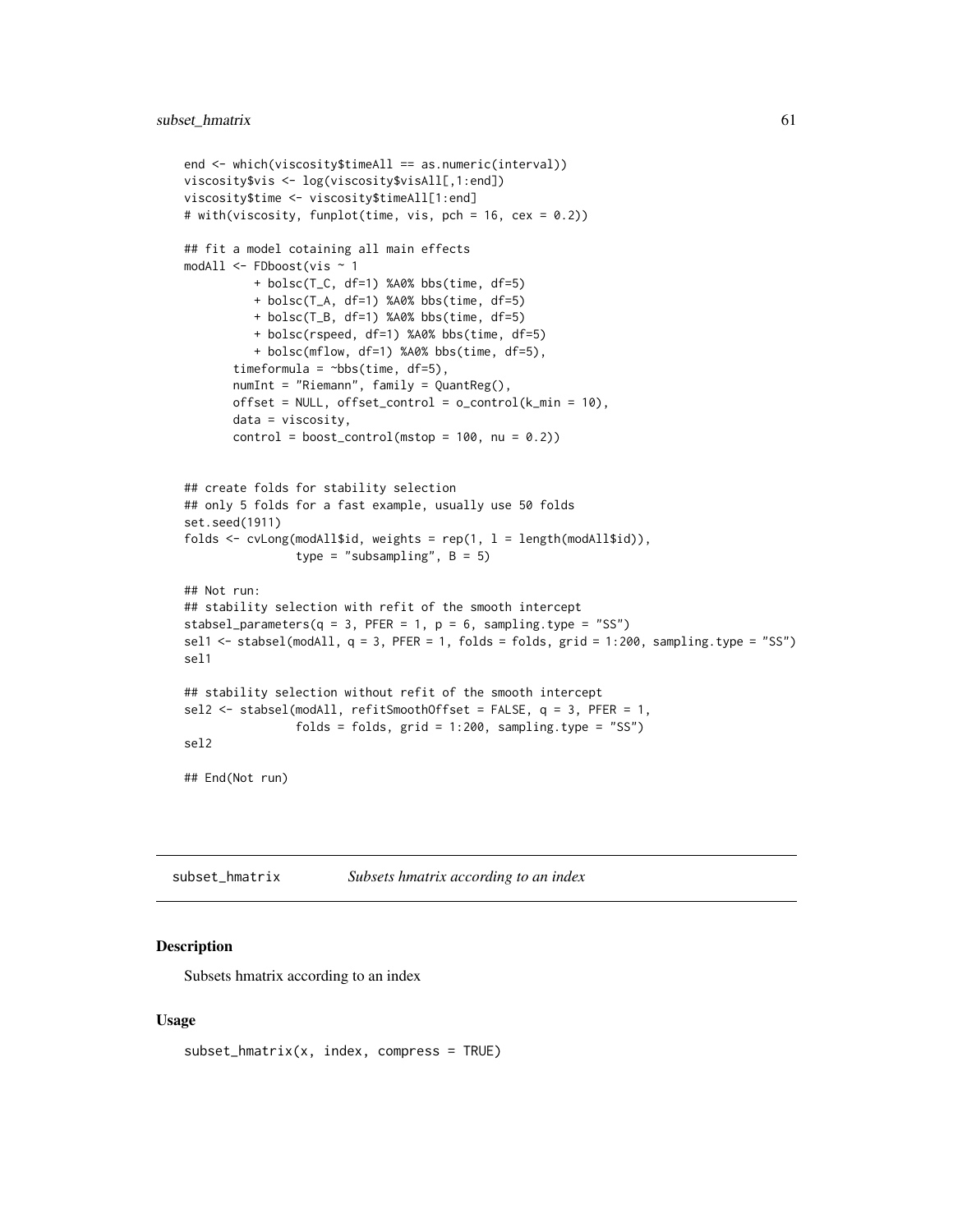```
end <- which(viscosity$timeAll == as.numeric(interval))
viscosity$vis <- log(viscosity$visAll[,1:end])
viscosity$time <- viscosity$timeAll[1:end]
# with(viscosity, funplot(time, vis, pch = 16, cex = 0.2))

## fit a model cotaining all main effects
modAll <- FDboost(vis ~ 1
          + bolsc(T_C, df=1) %A0% bbs(time, df=5)
          + bolsc(T_A, df=1) %A0% bbs(time, df=5)
          + bolsc(T_B, df=1) %A0% bbs(time, df=5)
          + bolsc(rspeed, df=1) %A0% bbs(time, df=5)
          + bolsc(mflow, df=1) %A0% bbs(time, df=5),
       timeformula = ~bbs(time, df=5),
       numInt = "Riemann", family = QuantReg(),
       offset = NULL, offset_control = o_control(k_min = 10),
       data = viscosity,
       control = boost_control(mstop = 100, nu = 0.2))


## create folds for stability selection
## only 5 folds for a fast example, usually use 50 folds
set.seed(1911)
folds <- cvLong(modAll$id, weights = rep(1, l = length(modAll$id)),
                type = "subsampling", B = 5)

## Not run:
## stability selection with refit of the smooth intercept
stabsel_parameters(q = 3, PFER = 1, p = 6, sampling.type = "SS")
sel1 <- stabsel(modAll, q = 3, PFER = 1, folds = folds, grid = 1:200, sampling.type = "SS")
sel1

## stability selection without refit of the smooth intercept
sel2 <- stabsel(modAll, refitSmoothOffset = FALSE, q = 3, PFER = 1,
                folds = folds, grid = 1:200, sampling.type = "SS")
sel2

## End(Not run)
```

# subset_hmatrix — *Subsets hmatrix according to an index*

## Description

Subsets hmatrix according to an index

## Usage

```
subset_hmatrix(x, index, compress = TRUE)
```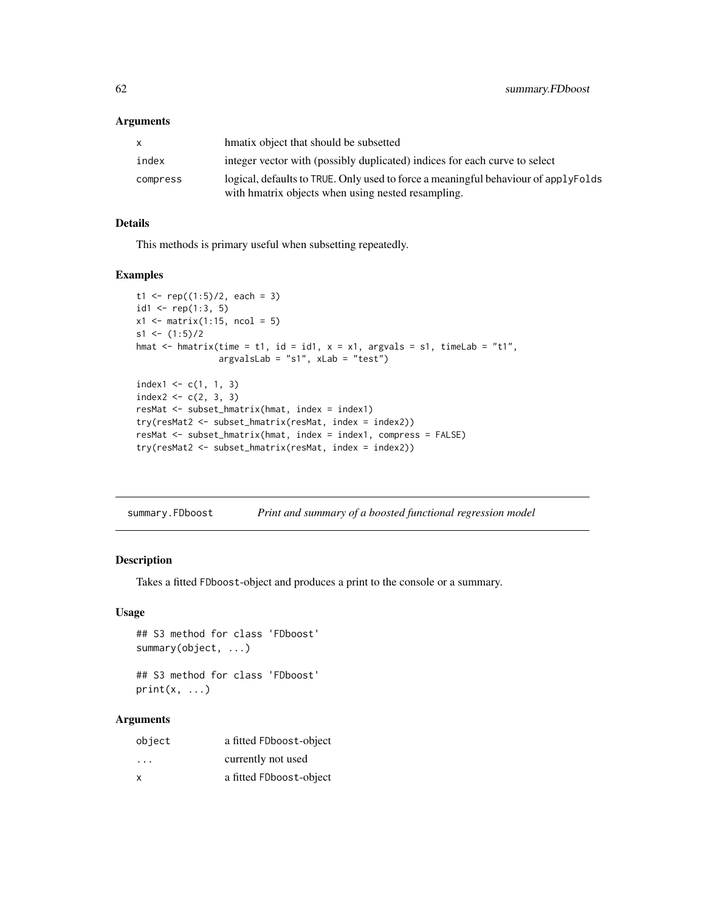### Arguments

| | |
|---|---|
| x | hmatix object that should be subsetted |
| index | integer vector with (possibly duplicated) indices for each curve to select |
| compress | logical, defaults to TRUE. Only used to force a meaningful behaviour of applyFolds with hmatrix objects when using nested resampling. |

### Details

This methods is primary useful when subsetting repeatedly.

### Examples

```
t1 <- rep((1:5)/2, each = 3)
id1 <- rep(1:3, 5)
x1 <- matrix(1:15, ncol = 5)
s1 <- (1:5)/2
hmat <- hmatrix(time = t1, id = id1, x = x1, argvals = s1, timeLab = "t1",
                argvalsLab = "s1", xLab = "test")

index1 <- c(1, 1, 3)
index2 <- c(2, 3, 3)
resMat <- subset_hmatrix(hmat, index = index1)
try(resMat2 <- subset_hmatrix(resMat, index = index2))
resMat <- subset_hmatrix(hmat, index = index1, compress = FALSE)
try(resMat2 <- subset_hmatrix(resMat, index = index2))
```

## summary.FDboost — *Print and summary of a boosted functional regression model*

### Description

Takes a fitted FDboost-object and produces a print to the console or a summary.

### Usage

```
## S3 method for class 'FDboost'
summary(object, ...)

## S3 method for class 'FDboost'
print(x, ...)
```

### Arguments

| | |
|---|---|
| object | a fitted FDboost-object |
| ... | currently not used |
| x | a fitted FDboost-object |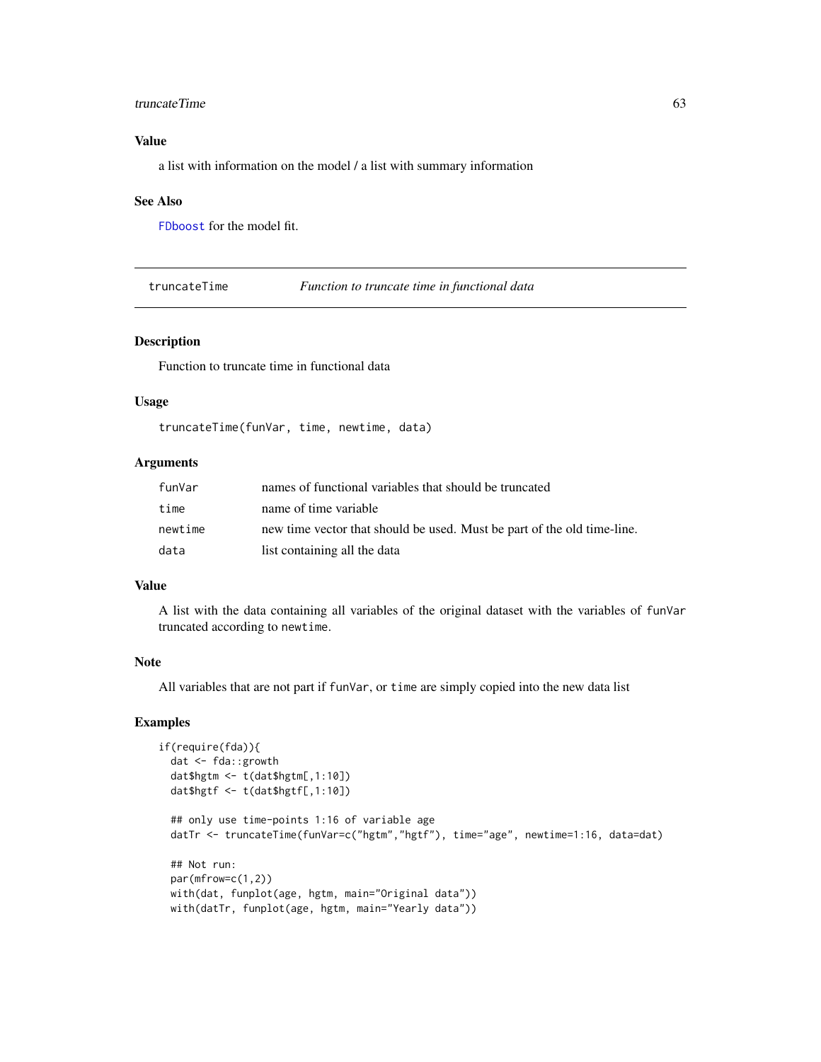### Value

a list with information on the model / a list with summary information

### See Also

FDboost for the model fit.

---

## truncateTime *Function to truncate time in functional data*

---

### Description

Function to truncate time in functional data

### Usage

```
truncateTime(funVar, time, newtime, data)
```

### Arguments

| | |
|---|---|
| funVar | names of functional variables that should be truncated |
| time | name of time variable |
| newtime | new time vector that should be used. Must be part of the old time-line. |
| data | list containing all the data |

### Value

A list with the data containing all variables of the original dataset with the variables of `funVar` truncated according to `newtime`.

### Note

All variables that are not part if `funVar`, or `time` are simply copied into the new data list

### Examples

```
if(require(fda)){
  dat <- fda::growth
  dat$hgtm <- t(dat$hgtm[,1:10])
  dat$hgtf <- t(dat$hgtf[,1:10])

  ## only use time-points 1:16 of variable age
  datTr <- truncateTime(funVar=c("hgtm","hgtf"), time="age", newtime=1:16, data=dat)

  ## Not run:
  par(mfrow=c(1,2))
  with(dat, funplot(age, hgtm, main="Original data"))
  with(datTr, funplot(age, hgtm, main="Yearly data"))
```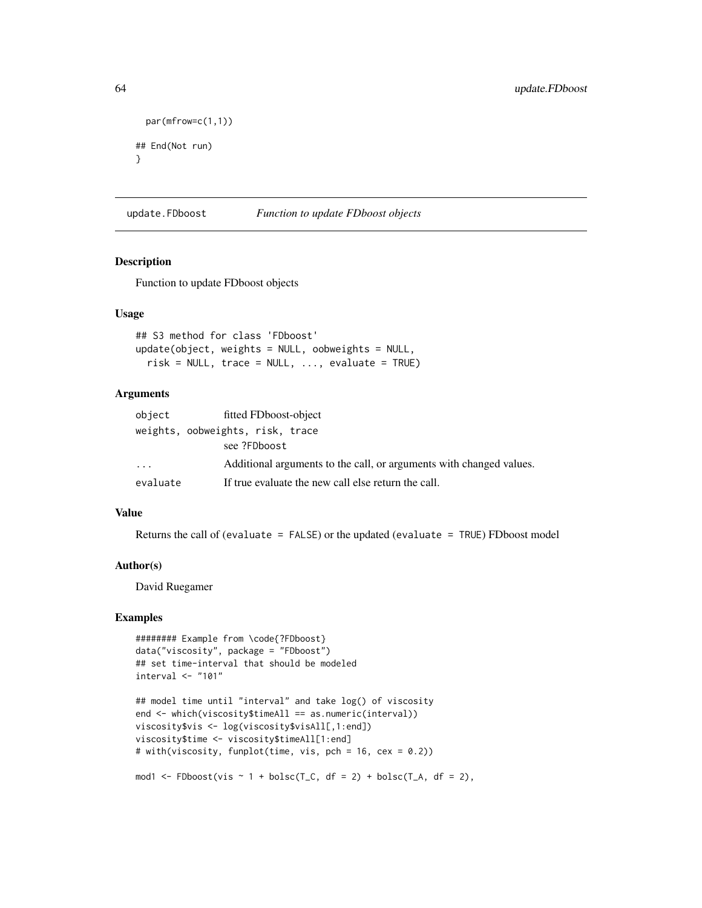```
  par(mfrow=c(1,1))

## End(Not run)
}
```

## update.FDboost *Function to update FDboost objects*

### Description

Function to update FDboost objects

### Usage

```
## S3 method for class 'FDboost'
update(object, weights = NULL, oobweights = NULL,
  risk = NULL, trace = NULL, ..., evaluate = TRUE)
```

### Arguments

| | |
|---|---|
| `object` | fitted FDboost-object |
| `weights, oobweights, risk, trace` | see `?FDboost` |
| `...` | Additional arguments to the call, or arguments with changed values. |
| `evaluate` | If true evaluate the new call else return the call. |

### Value

Returns the call of (`evaluate = FALSE`) or the updated (`evaluate = TRUE`) FDboost model

### Author(s)

David Ruegamer

### Examples

```
######## Example from \code{?FDboost}
data("viscosity", package = "FDboost")
## set time-interval that should be modeled
interval <- "101"

## model time until "interval" and take log() of viscosity
end <- which(viscosity$timeAll == as.numeric(interval))
viscosity$vis <- log(viscosity$visAll[,1:end])
viscosity$time <- viscosity$timeAll[1:end]
# with(viscosity, funplot(time, vis, pch = 16, cex = 0.2))

mod1 <- FDboost(vis ~ 1 + bolsc(T_C, df = 2) + bolsc(T_A, df = 2),
```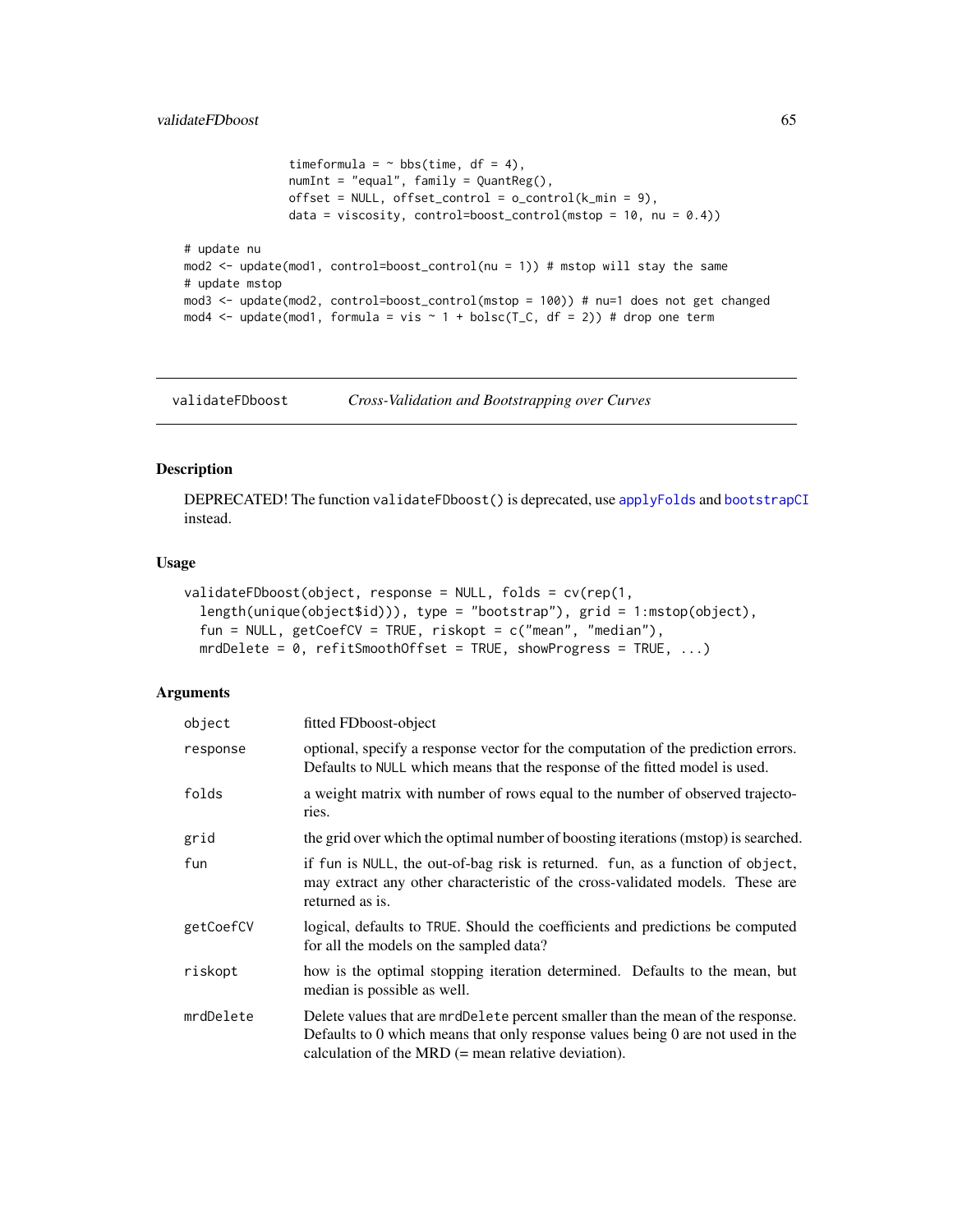```
                timeformula = ~ bbs(time, df = 4),
                numInt = "equal", family = QuantReg(),
                offset = NULL, offset_control = o_control(k_min = 9),
                data = viscosity, control=boost_control(mstop = 10, nu = 0.4))

# update nu
mod2 <- update(mod1, control=boost_control(nu = 1)) # mstop will stay the same
# update mstop
mod3 <- update(mod2, control=boost_control(mstop = 100)) # nu=1 does not get changed
mod4 <- update(mod1, formula = vis ~ 1 + bolsc(T_C, df = 2)) # drop one term
```

---

validateFDboost *Cross-Validation and Bootstrapping over Curves*

---

## Description

DEPRECATED! The function `validateFDboost()` is deprecated, use `applyFolds` and `bootstrapCI` instead.

## Usage

```
validateFDboost(object, response = NULL, folds = cv(rep(1,
  length(unique(object$id))), type = "bootstrap"), grid = 1:mstop(object),
  fun = NULL, getCoefCV = TRUE, riskopt = c("mean", "median"),
  mrdDelete = 0, refitSmoothOffset = TRUE, showProgress = TRUE, ...)
```

## Arguments

| | |
|---|---|
| `object` | fitted FDboost-object |
| `response` | optional, specify a response vector for the computation of the prediction errors. Defaults to `NULL` which means that the response of the fitted model is used. |
| `folds` | a weight matrix with number of rows equal to the number of observed trajectories. |
| `grid` | the grid over which the optimal number of boosting iterations (mstop) is searched. |
| `fun` | if `fun` is `NULL`, the out-of-bag risk is returned. `fun`, as a function of `object`, may extract any other characteristic of the cross-validated models. These are returned as is. |
| `getCoefCV` | logical, defaults to `TRUE`. Should the coefficients and predictions be computed for all the models on the sampled data? |
| `riskopt` | how is the optimal stopping iteration determined. Defaults to the mean, but median is possible as well. |
| `mrdDelete` | Delete values that are `mrdDelete` percent smaller than the mean of the response. Defaults to 0 which means that only response values being 0 are not used in the calculation of the MRD (= mean relative deviation). |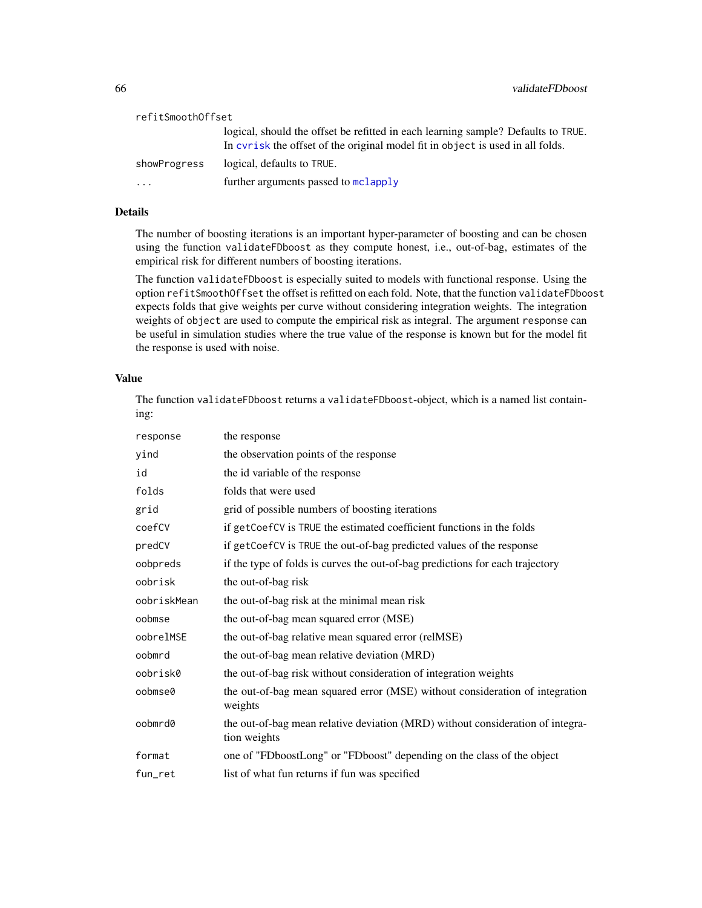| | |
|---|---|
| `refitSmoothOffset` | logical, should the offset be refitted in each learning sample? Defaults to `TRUE`. In `cvrisk` the offset of the original model fit in `object` is used in all folds. |
| `showProgress` | logical, defaults to `TRUE`. |
| `...` | further arguments passed to `mclapply` |

## Details

The number of boosting iterations is an important hyper-parameter of boosting and can be chosen using the function `validateFDboost` as they compute honest, i.e., out-of-bag, estimates of the empirical risk for different numbers of boosting iterations.

The function `validateFDboost` is especially suited to models with functional response. Using the option `refitSmoothOffset` the offset is refitted on each fold. Note, that the function `validateFDboost` expects folds that give weights per curve without considering integration weights. The integration weights of `object` are used to compute the empirical risk as integral. The argument `response` can be useful in simulation studies where the true value of the response is known but for the model fit the response is used with noise.

## Value

The function `validateFDboost` returns a `validateFDboost`-object, which is a named list containing:

| | |
|---|---|
| `response` | the response |
| `yind` | the observation points of the response |
| `id` | the id variable of the response |
| `folds` | folds that were used |
| `grid` | grid of possible numbers of boosting iterations |
| `coefCV` | if `getCoefCV` is `TRUE` the estimated coefficient functions in the folds |
| `predCV` | if `getCoefCV` is `TRUE` the out-of-bag predicted values of the response |
| `oobpreds` | if the type of folds is curves the out-of-bag predictions for each trajectory |
| `oobrisk` | the out-of-bag risk |
| `oobriskMean` | the out-of-bag risk at the minimal mean risk |
| `oobmse` | the out-of-bag mean squared error (MSE) |
| `oobrelMSE` | the out-of-bag relative mean squared error (relMSE) |
| `oobmrd` | the out-of-bag mean relative deviation (MRD) |
| `oobrisk0` | the out-of-bag risk without consideration of integration weights |
| `oobmse0` | the out-of-bag mean squared error (MSE) without consideration of integration weights |
| `oobmrd0` | the out-of-bag mean relative deviation (MRD) without consideration of integration weights |
| `format` | one of "FDboostLong" or "FDboost" depending on the class of the object |
| `fun_ret` | list of what fun returns if fun was specified |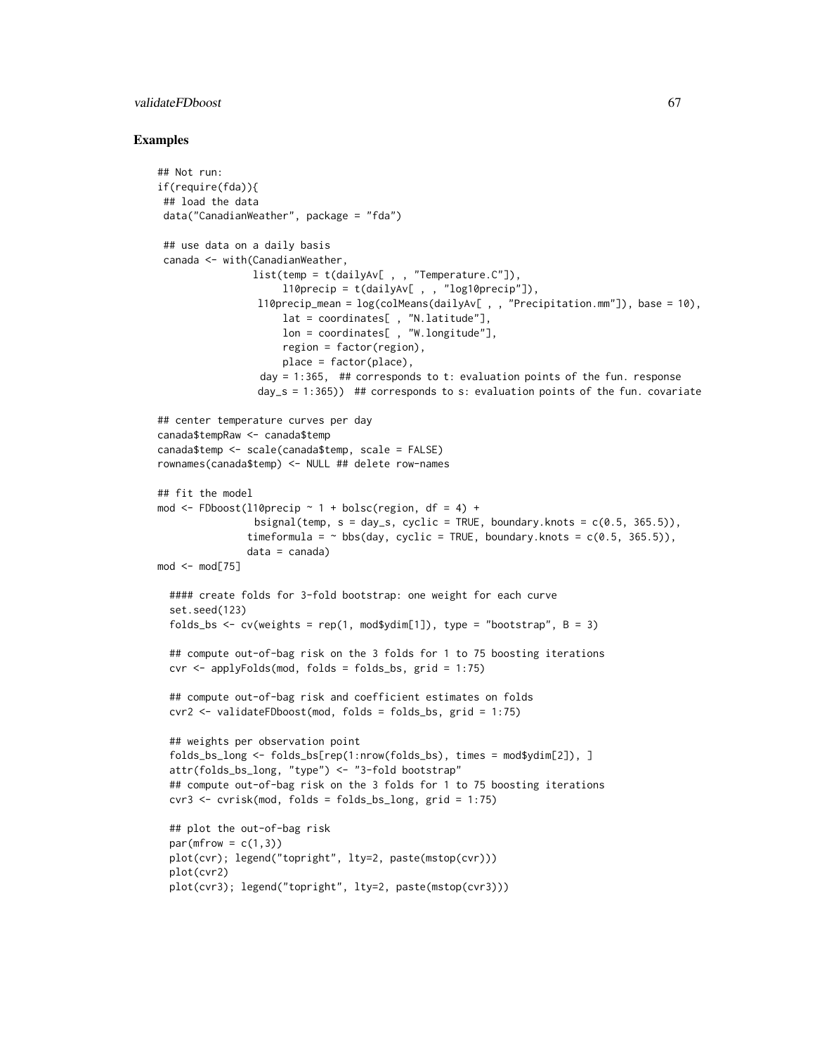## Examples

```
## Not run:
if(require(fda)){
 ## load the data
 data("CanadianWeather", package = "fda")

 ## use data on a daily basis
 canada <- with(CanadianWeather,
                list(temp = t(dailyAv[ , , "Temperature.C"]),
                     l10precip = t(dailyAv[ , , "log10precip"]),
                 l10precip_mean = log(colMeans(dailyAv[ , , "Precipitation.mm"]), base = 10),
                     lat = coordinates[ , "N.latitude"],
                     lon = coordinates[ , "W.longitude"],
                     region = factor(region),
                     place = factor(place),
                 day = 1:365,  ## corresponds to t: evaluation points of the fun. response
                 day_s = 1:365))  ## corresponds to s: evaluation points of the fun. covariate

## center temperature curves per day
canada$tempRaw <- canada$temp
canada$temp <- scale(canada$temp, scale = FALSE)
rownames(canada$temp) <- NULL ## delete row-names

## fit the model
mod <- FDboost(l10precip ~ 1 + bolsc(region, df = 4) +
                bsignal(temp, s = day_s, cyclic = TRUE, boundary.knots = c(0.5, 365.5)),
               timeformula = ~ bbs(day, cyclic = TRUE, boundary.knots = c(0.5, 365.5)),
               data = canada)
mod <- mod[75]

  #### create folds for 3-fold bootstrap: one weight for each curve
  set.seed(123)
  folds_bs <- cv(weights = rep(1, mod$ydim[1]), type = "bootstrap", B = 3)

  ## compute out-of-bag risk on the 3 folds for 1 to 75 boosting iterations
  cvr <- applyFolds(mod, folds = folds_bs, grid = 1:75)

  ## compute out-of-bag risk and coefficient estimates on folds
  cvr2 <- validateFDboost(mod, folds = folds_bs, grid = 1:75)

  ## weights per observation point
  folds_bs_long <- folds_bs[rep(1:nrow(folds_bs), times = mod$ydim[2]), ]
  attr(folds_bs_long, "type") <- "3-fold bootstrap"
  ## compute out-of-bag risk on the 3 folds for 1 to 75 boosting iterations
  cvr3 <- cvrisk(mod, folds = folds_bs_long, grid = 1:75)

  ## plot the out-of-bag risk
  par(mfrow = c(1,3))
  plot(cvr); legend("topright", lty=2, paste(mstop(cvr)))
  plot(cvr2)
  plot(cvr3); legend("topright", lty=2, paste(mstop(cvr3)))
```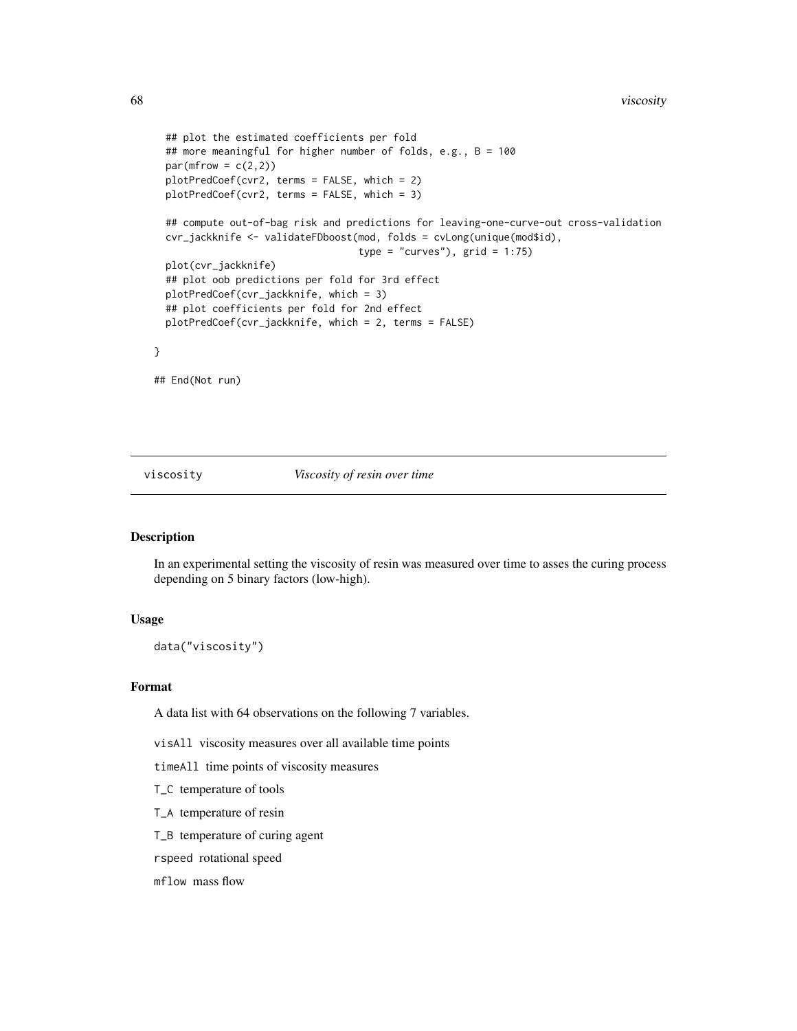```
  ## plot the estimated coefficients per fold
  ## more meaningful for higher number of folds, e.g., B = 100
  par(mfrow = c(2,2))
  plotPredCoef(cvr2, terms = FALSE, which = 2)
  plotPredCoef(cvr2, terms = FALSE, which = 3)

  ## compute out-of-bag risk and predictions for leaving-one-curve-out cross-validation
  cvr_jackknife <- validateFDboost(mod, folds = cvLong(unique(mod$id),
                                   type = "curves"), grid = 1:75)
  plot(cvr_jackknife)
  ## plot oob predictions per fold for 3rd effect
  plotPredCoef(cvr_jackknife, which = 3)
  ## plot coefficients per fold for 2nd effect
  plotPredCoef(cvr_jackknife, which = 2, terms = FALSE)

}

## End(Not run)
```

---

viscosity *Viscosity of resin over time*

---

### Description

In an experimental setting the viscosity of resin was measured over time to asses the curing process depending on 5 binary factors (low-high).

### Usage

```
data("viscosity")
```

### Format

A data list with 64 observations on the following 7 variables.

`visAll` viscosity measures over all available time points

`timeAll` time points of viscosity measures

`T_C` temperature of tools

`T_A` temperature of resin

`T_B` temperature of curing agent

`rspeed` rotational speed

`mflow` mass flow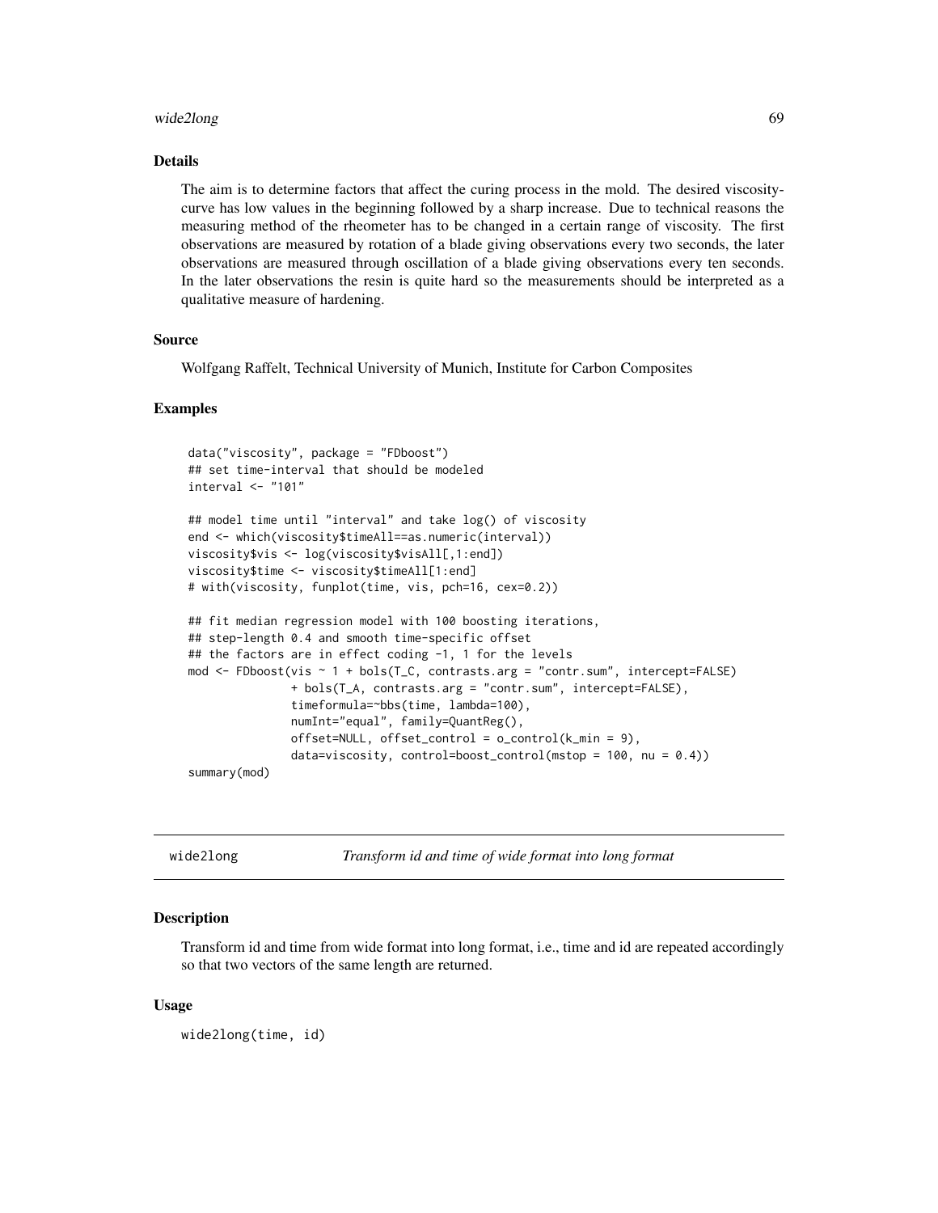### Details

The aim is to determine factors that affect the curing process in the mold. The desired viscosity-curve has low values in the beginning followed by a sharp increase. Due to technical reasons the measuring method of the rheometer has to be changed in a certain range of viscosity. The first observations are measured by rotation of a blade giving observations every two seconds, the later observations are measured through oscillation of a blade giving observations every ten seconds. In the later observations the resin is quite hard so the measurements should be interpreted as a qualitative measure of hardening.

### Source

Wolfgang Raffelt, Technical University of Munich, Institute for Carbon Composites

### Examples

```
data("viscosity", package = "FDboost")
## set time-interval that should be modeled
interval <- "101"

## model time until "interval" and take log() of viscosity
end <- which(viscosity$timeAll==as.numeric(interval))
viscosity$vis <- log(viscosity$visAll[,1:end])
viscosity$time <- viscosity$timeAll[1:end]
# with(viscosity, funplot(time, vis, pch=16, cex=0.2))

## fit median regression model with 100 boosting iterations,
## step-length 0.4 and smooth time-specific offset
## the factors are in effect coding -1, 1 for the levels
mod <- FDboost(vis ~ 1 + bols(T_C, contrasts.arg = "contr.sum", intercept=FALSE)
               + bols(T_A, contrasts.arg = "contr.sum", intercept=FALSE),
               timeformula=~bbs(time, lambda=100),
               numInt="equal", family=QuantReg(),
               offset=NULL, offset_control = o_control(k_min = 9),
               data=viscosity, control=boost_control(mstop = 100, nu = 0.4))
summary(mod)
```

---

## wide2long — *Transform id and time of wide format into long format*

### Description

Transform id and time from wide format into long format, i.e., time and id are repeated accordingly so that two vectors of the same length are returned.

### Usage

```
wide2long(time, id)
```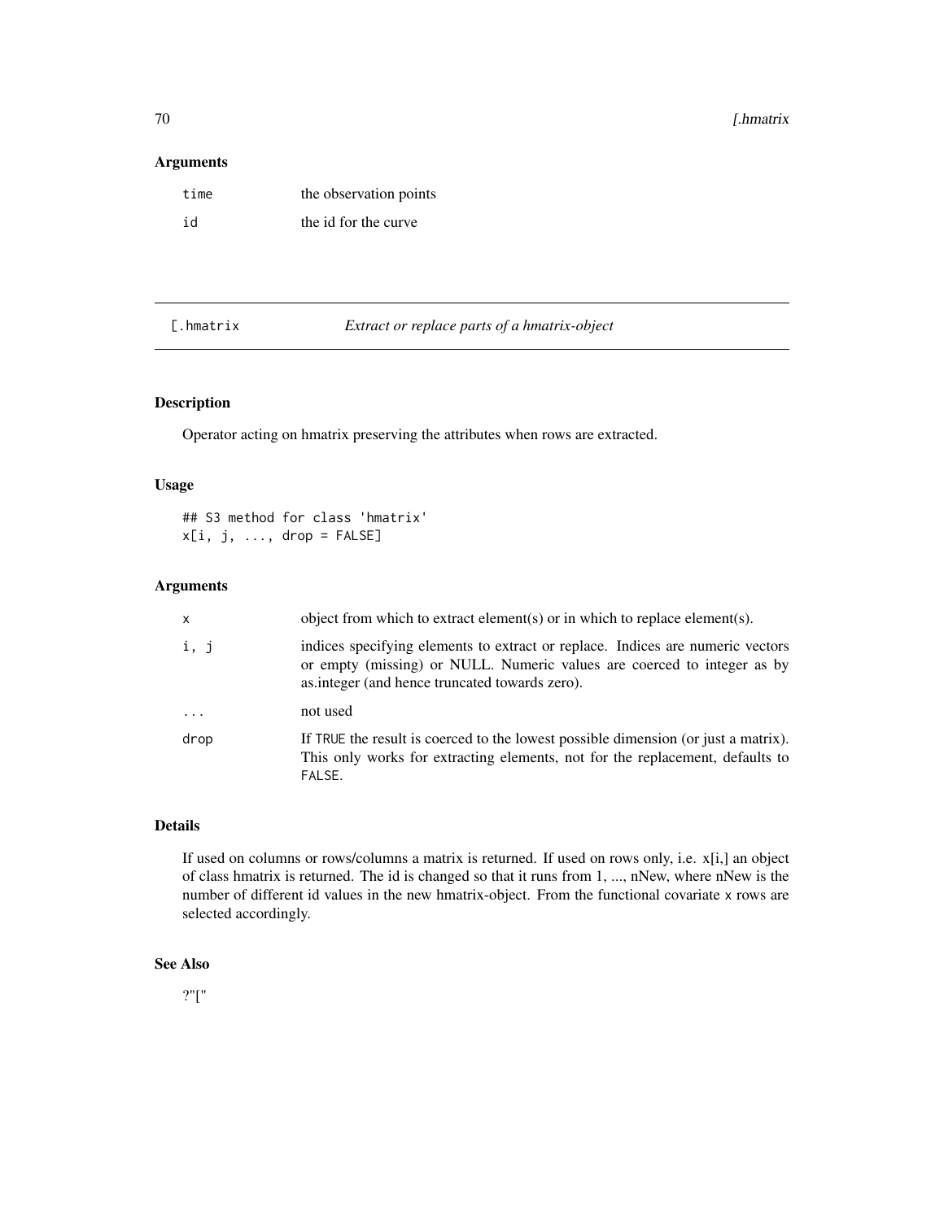## Arguments

| | |
|---|---|
| time | the observation points |
| id | the id for the curve |

## [.hmatrix *Extract or replace parts of a hmatrix-object*

### Description

Operator acting on hmatrix preserving the attributes when rows are extracted.

### Usage

```
## S3 method for class 'hmatrix'
x[i, j, ..., drop = FALSE]
```

### Arguments

| | |
|---|---|
| x | object from which to extract element(s) or in which to replace element(s). |
| i, j | indices specifying elements to extract or replace. Indices are numeric vectors or empty (missing) or NULL. Numeric values are coerced to integer as by as.integer (and hence truncated towards zero). |
| ... | not used |
| drop | If TRUE the result is coerced to the lowest possible dimension (or just a matrix). This only works for extracting elements, not for the replacement, defaults to FALSE. |

### Details

If used on columns or rows/columns a matrix is returned. If used on rows only, i.e. x[i,] an object of class hmatrix is returned. The id is changed so that it runs from 1, ..., nNew, where nNew is the number of different id values in the new hmatrix-object. From the functional covariate x rows are selected accordingly.

### See Also

?"["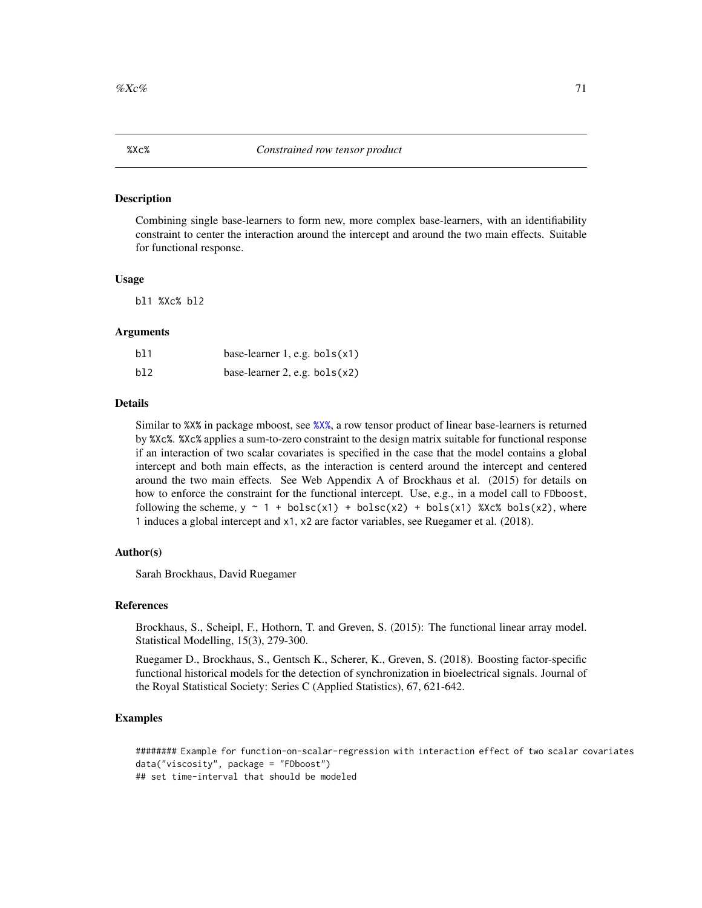`%Xc%` *Constrained row tensor product*

## Description

Combining single base-learners to form new, more complex base-learners, with an identifiability constraint to center the interaction around the intercept and around the two main effects. Suitable for functional response.

## Usage

```
bl1 %Xc% bl2
```

## Arguments

| | |
|---|---|
| bl1 | base-learner 1, e.g. `bols(x1)` |
| bl2 | base-learner 2, e.g. `bols(x2)` |

## Details

Similar to `%X%` in package mboost, see `%X%`, a row tensor product of linear base-learners is returned by `%Xc%`. `%Xc%` applies a sum-to-zero constraint to the design matrix suitable for functional response if an interaction of two scalar covariates is specified in the case that the model contains a global intercept and both main effects, as the interaction is centerd around the intercept and centered around the two main effects. See Web Appendix A of Brockhaus et al. (2015) for details on how to enforce the constraint for the functional intercept. Use, e.g., in a model call to `FDboost`, following the scheme, `y ~ 1 + bolsc(x1) + bolsc(x2) + bols(x1) %Xc% bols(x2)`, where `1` induces a global intercept and `x1`, `x2` are factor variables, see Ruegamer et al. (2018).

## Author(s)

Sarah Brockhaus, David Ruegamer

## References

Brockhaus, S., Scheipl, F., Hothorn, T. and Greven, S. (2015): The functional linear array model. Statistical Modelling, 15(3), 279-300.

Ruegamer D., Brockhaus, S., Gentsch K., Scherer, K., Greven, S. (2018). Boosting factor-specific functional historical models for the detection of synchronization in bioelectrical signals. Journal of the Royal Statistical Society: Series C (Applied Statistics), 67, 621-642.

## Examples

```
######## Example for function-on-scalar-regression with interaction effect of two scalar covariates
data("viscosity", package = "FDboost")
## set time-interval that should be modeled
```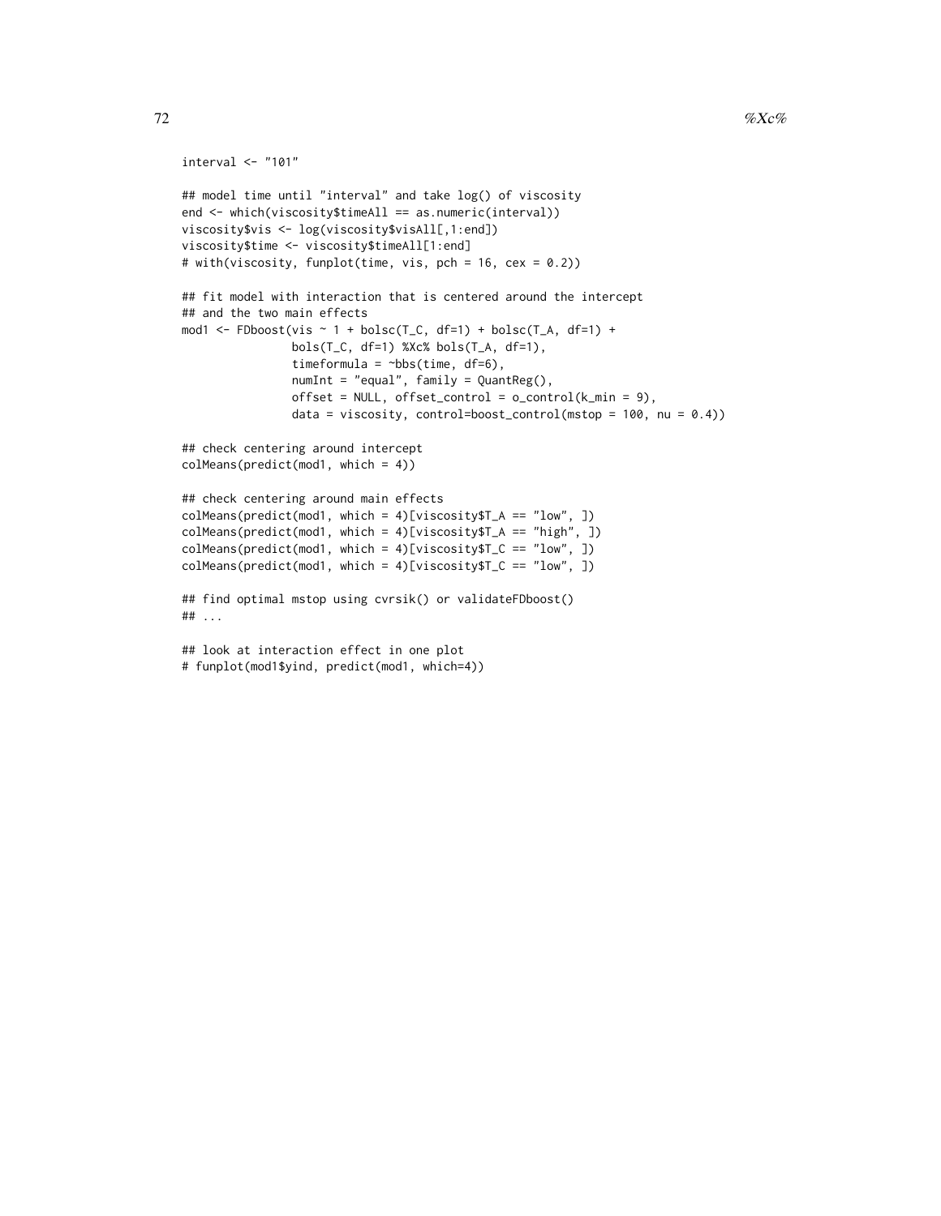```
interval <- "101"

## model time until "interval" and take log() of viscosity
end <- which(viscosity$timeAll == as.numeric(interval))
viscosity$vis <- log(viscosity$visAll[,1:end])
viscosity$time <- viscosity$timeAll[1:end]
# with(viscosity, funplot(time, vis, pch = 16, cex = 0.2))

## fit model with interaction that is centered around the intercept
## and the two main effects
mod1 <- FDboost(vis ~ 1 + bolsc(T_C, df=1) + bolsc(T_A, df=1) +
                bols(T_C, df=1) %Xc% bols(T_A, df=1),
                timeformula = ~bbs(time, df=6),
                numInt = "equal", family = QuantReg(),
                offset = NULL, offset_control = o_control(k_min = 9),
                data = viscosity, control=boost_control(mstop = 100, nu = 0.4))

## check centering around intercept
colMeans(predict(mod1, which = 4))

## check centering around main effects
colMeans(predict(mod1, which = 4)[viscosity$T_A == "low", ])
colMeans(predict(mod1, which = 4)[viscosity$T_A == "high", ])
colMeans(predict(mod1, which = 4)[viscosity$T_C == "low", ])
colMeans(predict(mod1, which = 4)[viscosity$T_C == "low", ])

## find optimal mstop using cvrsik() or validateFDboost()
## ...

## look at interaction effect in one plot
# funplot(mod1$yind, predict(mod1, which=4))
```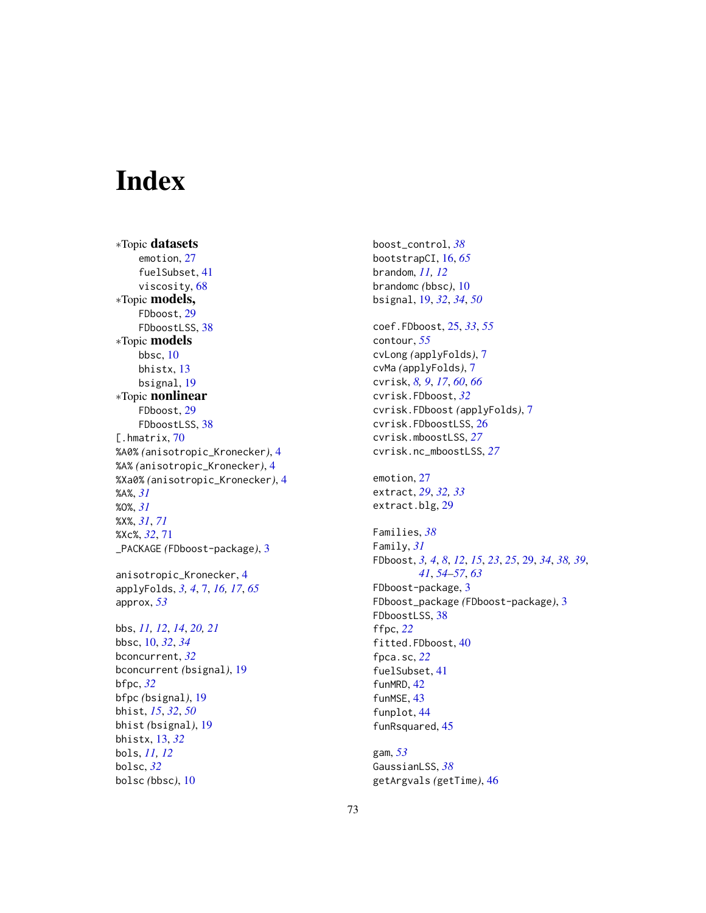# Index

*Topic **datasets**
  emotion, 27
  fuelSubset, 41
  viscosity, 68
*Topic **models,**
  FDboost, 29
  FDboostLSS, 38
*Topic **models**
  bbsc, 10
  bhistx, 13
  bsignal, 19
*Topic **nonlinear**
  FDboost, 29
  FDboostLSS, 38
[.hmatrix, 70
%A0% *(*anisotropic_Kronecker*)*, 4
%A% *(*anisotropic_Kronecker*)*, 4
%Xa0% *(*anisotropic_Kronecker*)*, 4
%A%, *31*
%O%, *31*
%X%, *31*, *71*
%Xc%, *32*, 71
_PACKAGE *(*FDboost-package*)*, 3

anisotropic_Kronecker, 4
applyFolds, *3, 4*, 7, *16, 17*, *65*
approx, *53*

bbs, *11, 12*, *14*, *20, 21*
bbsc, 10, *32*, *34*
bconcurrent, *32*
bconcurrent *(*bsignal*)*, 19
bfpc, *32*
bfpc *(*bsignal*)*, 19
bhist, *15*, *32*, *50*
bhist *(*bsignal*)*, 19
bhistx, 13, *32*
bols, *11, 12*
bolsc, *32*
bolsc *(*bbsc*)*, 10
boost_control, *38*
bootstrapCI, 16, *65*
brandom, *11, 12*
brandomc *(*bbsc*)*, 10
bsignal, 19, *32*, *34*, *50*

coef.FDboost, 25, *33*, *55*
contour, *55*
cvLong *(*applyFolds*)*, 7
cvMa *(*applyFolds*)*, 7
cvrisk, *8, 9*, *17*, *60*, *66*
cvrisk.FDboost, *32*
cvrisk.FDboost *(*applyFolds*)*, 7
cvrisk.FDboostLSS, 26
cvrisk.mboostLSS, *27*
cvrisk.nc_mboostLSS, *27*

emotion, 27
extract, *29*, *32, 33*
extract.blg, 29

Families, *38*
Family, *31*
FDboost, *3, 4*, *8*, *12*, *15*, *23*, *25*, 29, *34*, *38, 39*, *41*, *54–57*, *63*
FDboost-package, 3
FDboost_package *(*FDboost-package*)*, 3
FDboostLSS, 38
ffpc, *22*
fitted.FDboost, 40
fpca.sc, *22*
fuelSubset, 41
funMRD, 42
funMSE, 43
funplot, 44
funRsquared, 45

gam, *53*
GaussianLSS, *38*
getArgvals *(*getTime*)*, 46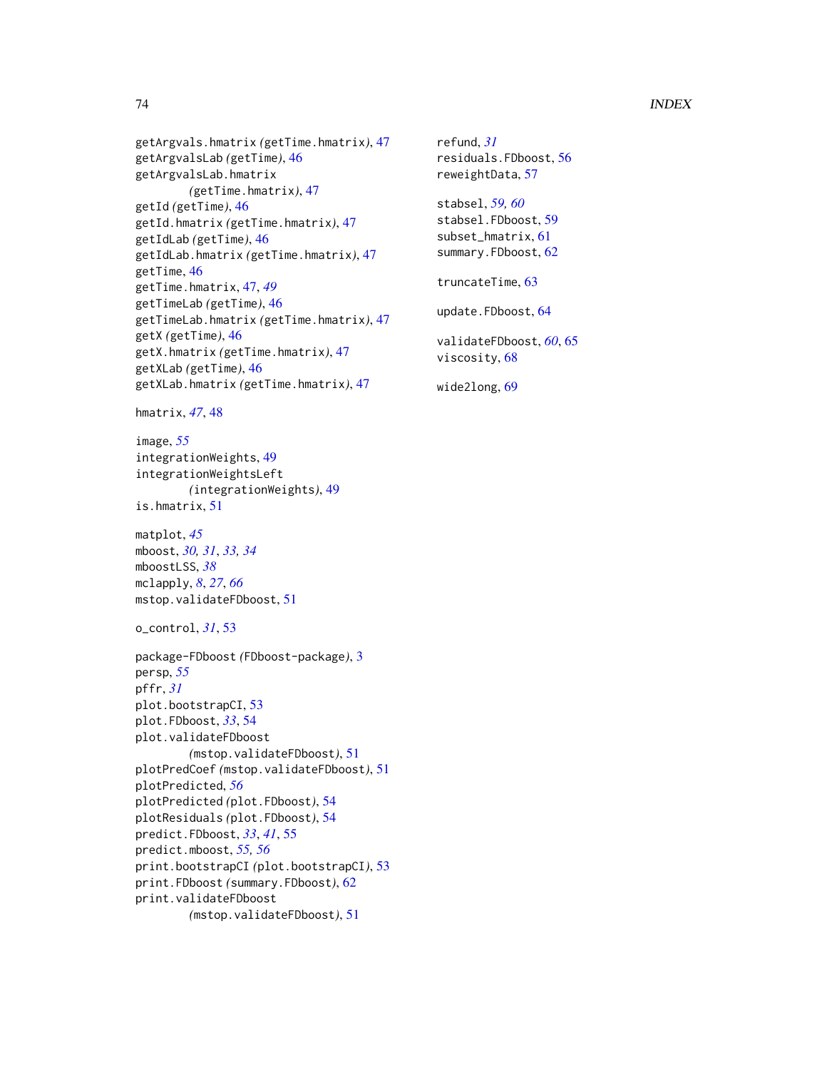getArgvals.hmatrix *(getTime.hmatrix)*, 47
getArgvalsLab *(getTime)*, 46
getArgvalsLab.hmatrix *(getTime.hmatrix)*, 47
getId *(getTime)*, 46
getId.hmatrix *(getTime.hmatrix)*, 47
getIdLab *(getTime)*, 46
getIdLab.hmatrix *(getTime.hmatrix)*, 47
getTime, 46
getTime.hmatrix, 47, *49*
getTimeLab *(getTime)*, 46
getTimeLab.hmatrix *(getTime.hmatrix)*, 47
getX *(getTime)*, 46
getX.hmatrix *(getTime.hmatrix)*, 47
getXLab *(getTime)*, 46
getXLab.hmatrix *(getTime.hmatrix)*, 47

hmatrix, *47*, 48

image, *55*
integrationWeights, 49
integrationWeightsLeft *(integrationWeights)*, 49
is.hmatrix, 51

matplot, *45*
mboost, *30, 31*, *33, 34*
mboostLSS, *38*
mclapply, *8*, *27*, *66*
mstop.validateFDboost, 51

o_control, *31*, 53

package-FDboost *(FDboost-package)*, 3
persp, *55*
pffr, *31*
plot.bootstrapCI, 53
plot.FDboost, *33*, 54
plot.validateFDboost *(mstop.validateFDboost)*, 51
plotPredCoef *(mstop.validateFDboost)*, 51
plotPredicted, *56*
plotPredicted *(plot.FDboost)*, 54
plotResiduals *(plot.FDboost)*, 54
predict.FDboost, *33*, *41*, 55
predict.mboost, *55, 56*
print.bootstrapCI *(plot.bootstrapCI)*, 53
print.FDboost *(summary.FDboost)*, 62
print.validateFDboost *(mstop.validateFDboost)*, 51

refund, *31*
residuals.FDboost, 56
reweightData, 57

stabsel, *59, 60*
stabsel.FDboost, 59
subset_hmatrix, 61
summary.FDboost, 62

truncateTime, 63

update.FDboost, 64

validateFDboost, *60*, 65
viscosity, 68

wide2long, 69